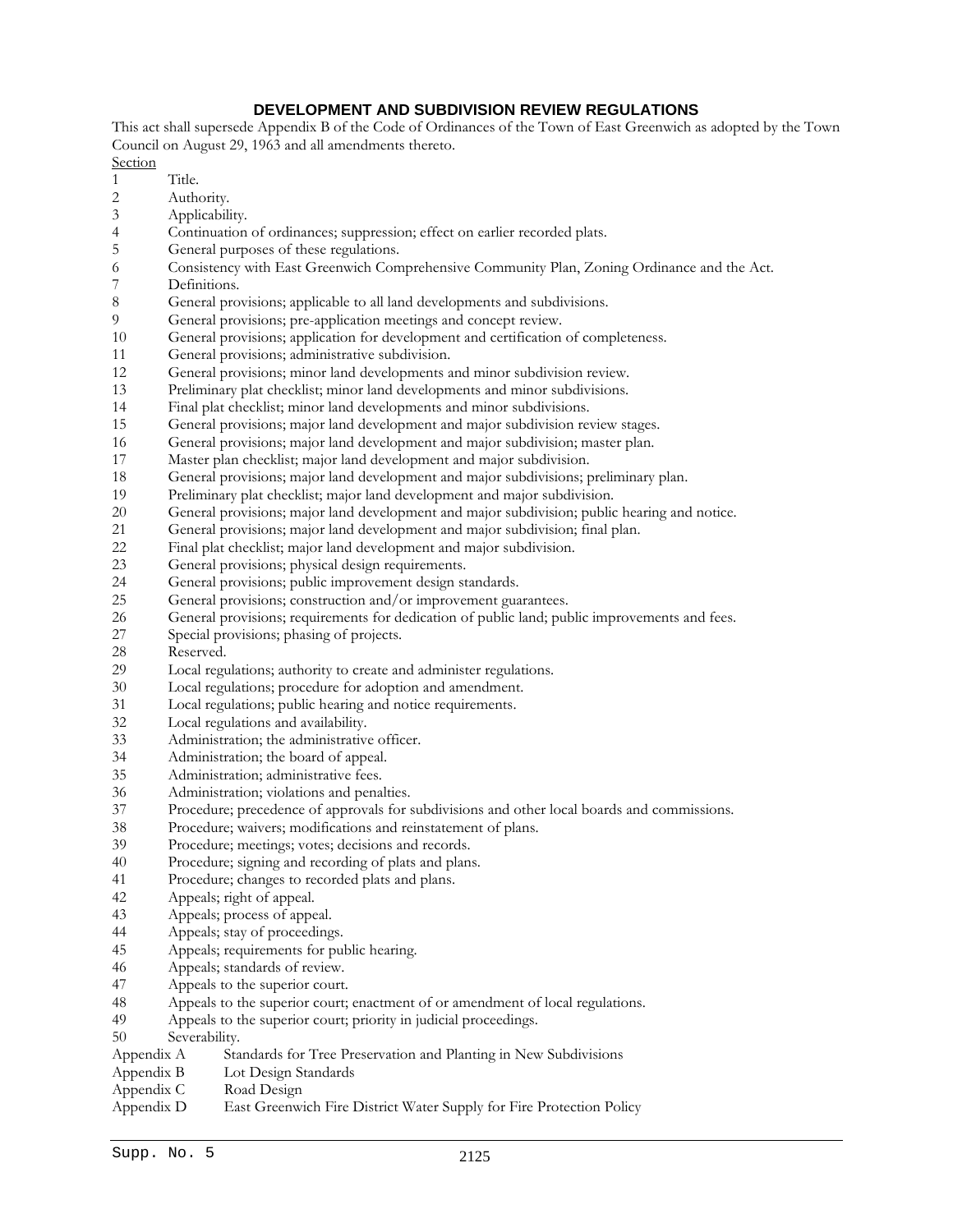# DEVELOPMENT AND SUBDIVISION REVIEW REGULATIONS

This act shall supersede Appendix B of the Code of Ordinances of the Town of East Greenwich as adopted by the Town Council on August 29, 1963 and all amendments thereto.

Section

1 Title.
2 Authority.
3 Applicability.
4 Continuation of ordinances; suppression; effect on earlier recorded plats.
5 General purposes of these regulations.
6 Consistency with East Greenwich Comprehensive Community Plan, Zoning Ordinance and the Act.
7 Definitions.
8 General provisions; applicable to all land developments and subdivisions.
9 General provisions; pre-application meetings and concept review.
10 General provisions; application for development and certification of completeness.
11 General provisions; administrative subdivision.
12 General provisions; minor land developments and minor subdivision review.
13 Preliminary plat checklist; minor land developments and minor subdivisions.
14 Final plat checklist; minor land developments and minor subdivisions.
15 General provisions; major land development and major subdivision review stages.
16 General provisions; major land development and major subdivision; master plan.
17 Master plan checklist; major land development and major subdivision.
18 General provisions; major land development and major subdivisions; preliminary plan.
19 Preliminary plat checklist; major land development and major subdivision.
20 General provisions; major land development and major subdivision; public hearing and notice.
21 General provisions; major land development and major subdivision; final plan.
22 Final plat checklist; major land development and major subdivision.
23 General provisions; physical design requirements.
24 General provisions; public improvement design standards.
25 General provisions; construction and/or improvement guarantees.
26 General provisions; requirements for dedication of public land; public improvements and fees.
27 Special provisions; phasing of projects.
28 Reserved.
29 Local regulations; authority to create and administer regulations.
30 Local regulations; procedure for adoption and amendment.
31 Local regulations; public hearing and notice requirements.
32 Local regulations and availability.
33 Administration; the administrative officer.
34 Administration; the board of appeal.
35 Administration; administrative fees.
36 Administration; violations and penalties.
37 Procedure; precedence of approvals for subdivisions and other local boards and commissions.
38 Procedure; waivers; modifications and reinstatement of plans.
39 Procedure; meetings; votes; decisions and records.
40 Procedure; signing and recording of plats and plans.
41 Procedure; changes to recorded plats and plans.
42 Appeals; right of appeal.
43 Appeals; process of appeal.
44 Appeals; stay of proceedings.
45 Appeals; requirements for public hearing.
46 Appeals; standards of review.
47 Appeals to the superior court.
48 Appeals to the superior court; enactment of or amendment of local regulations.
49 Appeals to the superior court; priority in judicial proceedings.
50 Severability.

Appendix A Standards for Tree Preservation and Planting in New Subdivisions
Appendix B Lot Design Standards
Appendix C Road Design
Appendix D East Greenwich Fire District Water Supply for Fire Protection Policy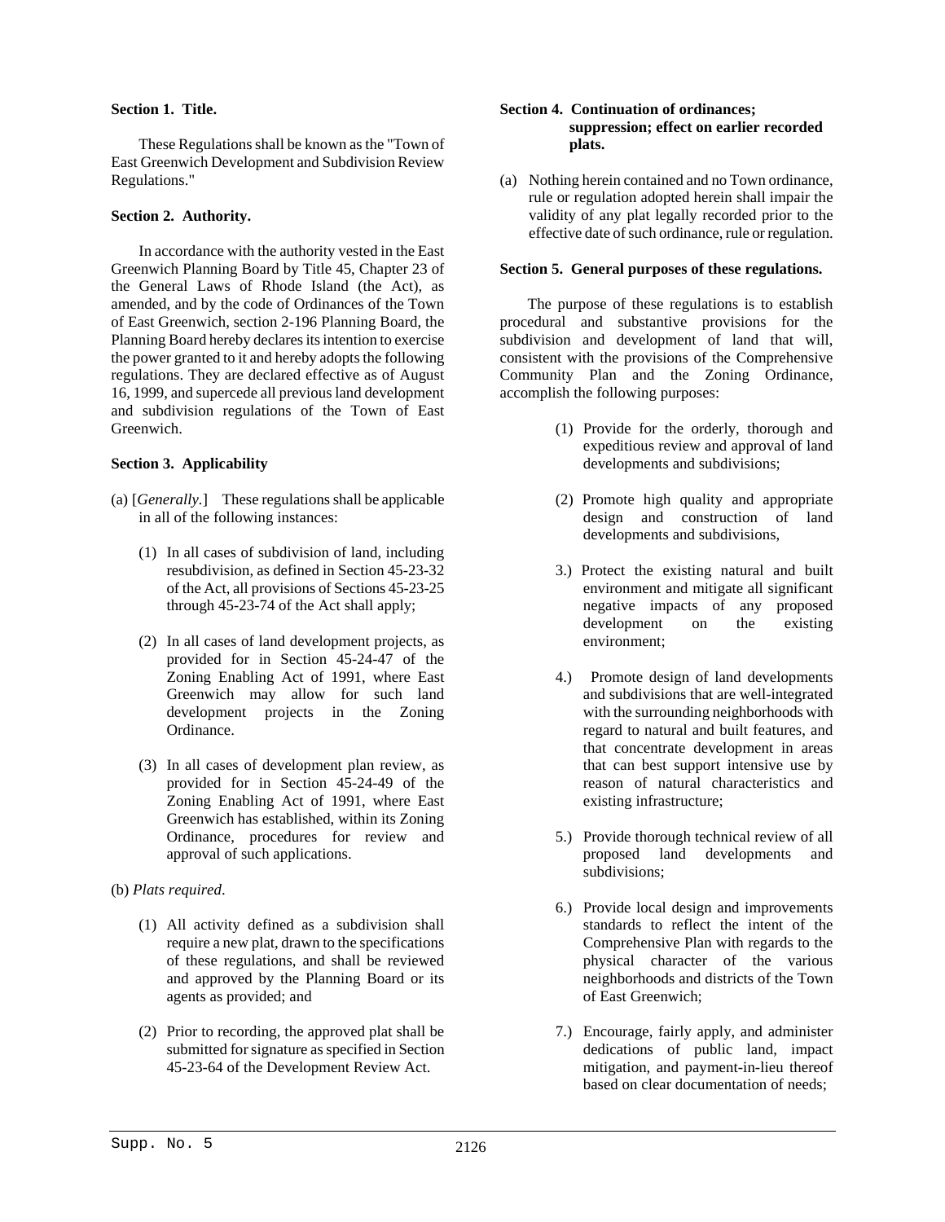**Section 1. Title.**

These Regulations shall be known as the "Town of East Greenwich Development and Subdivision Review Regulations."

**Section 2. Authority.**

In accordance with the authority vested in the East Greenwich Planning Board by Title 45, Chapter 23 of the General Laws of Rhode Island (the Act), as amended, and by the code of Ordinances of the Town of East Greenwich, section 2-196 Planning Board, the Planning Board hereby declares its intention to exercise the power granted to it and hereby adopts the following regulations. They are declared effective as of August 16, 1999, and supercede all previous land development and subdivision regulations of the Town of East Greenwich.

**Section 3. Applicability**

(a) [*Generally.*] These regulations shall be applicable in all of the following instances:

(1) In all cases of subdivision of land, including resubdivision, as defined in Section 45-23-32 of the Act, all provisions of Sections 45-23-25 through 45-23-74 of the Act shall apply;

(2) In all cases of land development projects, as provided for in Section 45-24-47 of the Zoning Enabling Act of 1991, where East Greenwich may allow for such land development projects in the Zoning Ordinance.

(3) In all cases of development plan review, as provided for in Section 45-24-49 of the Zoning Enabling Act of 1991, where East Greenwich has established, within its Zoning Ordinance, procedures for review and approval of such applications.

(b) *Plats required*.

(1) All activity defined as a subdivision shall require a new plat, drawn to the specifications of these regulations, and shall be reviewed and approved by the Planning Board or its agents as provided; and

(2) Prior to recording, the approved plat shall be submitted for signature as specified in Section 45-23-64 of the Development Review Act.

**Section 4. Continuation of ordinances; suppression; effect on earlier recorded plats.**

(a) Nothing herein contained and no Town ordinance, rule or regulation adopted herein shall impair the validity of any plat legally recorded prior to the effective date of such ordinance, rule or regulation.

**Section 5. General purposes of these regulations.**

The purpose of these regulations is to establish procedural and substantive provisions for the subdivision and development of land that will, consistent with the provisions of the Comprehensive Community Plan and the Zoning Ordinance, accomplish the following purposes:

(1) Provide for the orderly, thorough and expeditious review and approval of land developments and subdivisions;

(2) Promote high quality and appropriate design and construction of land developments and subdivisions,

3.) Protect the existing natural and built environment and mitigate all significant negative impacts of any proposed development on the existing environment;

4.) Promote design of land developments and subdivisions that are well-integrated with the surrounding neighborhoods with regard to natural and built features, and that concentrate development in areas that can best support intensive use by reason of natural characteristics and existing infrastructure;

5.) Provide thorough technical review of all proposed land developments and subdivisions;

6.) Provide local design and improvements standards to reflect the intent of the Comprehensive Plan with regards to the physical character of the various neighborhoods and districts of the Town of East Greenwich;

7.) Encourage, fairly apply, and administer dedications of public land, impact mitigation, and payment-in-lieu thereof based on clear documentation of needs;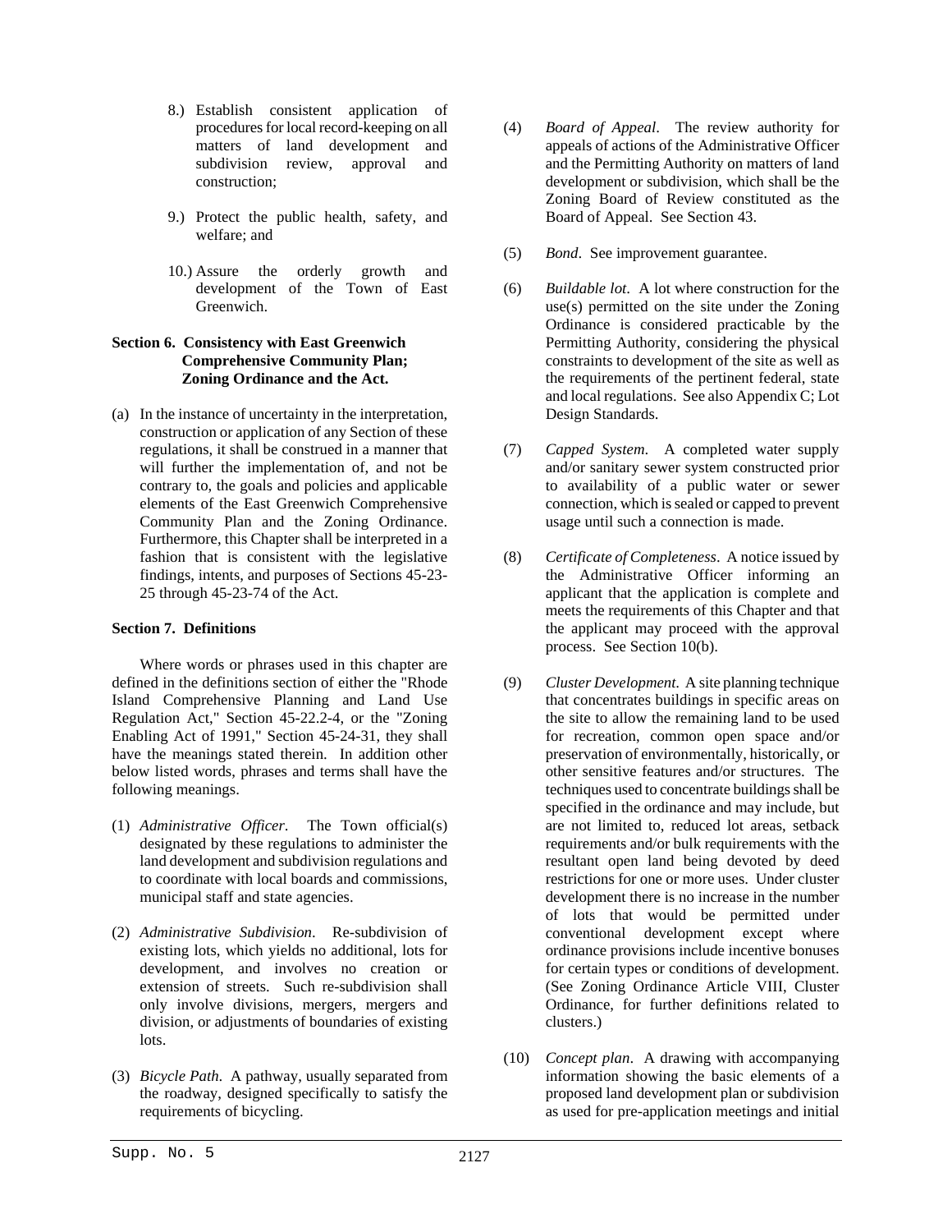8.) Establish consistent application of procedures for local record-keeping on all matters of land development and subdivision review, approval and construction;

9.) Protect the public health, safety, and welfare; and

10.) Assure the orderly growth and development of the Town of East Greenwich.

**Section 6. Consistency with East Greenwich Comprehensive Community Plan; Zoning Ordinance and the Act.**

(a) In the instance of uncertainty in the interpretation, construction or application of any Section of these regulations, it shall be construed in a manner that will further the implementation of, and not be contrary to, the goals and policies and applicable elements of the East Greenwich Comprehensive Community Plan and the Zoning Ordinance. Furthermore, this Chapter shall be interpreted in a fashion that is consistent with the legislative findings, intents, and purposes of Sections 45-23-25 through 45-23-74 of the Act.

**Section 7. Definitions**

Where words or phrases used in this chapter are defined in the definitions section of either the "Rhode Island Comprehensive Planning and Land Use Regulation Act," Section 45-22.2-4, or the "Zoning Enabling Act of 1991," Section 45-24-31, they shall have the meanings stated therein. In addition other below listed words, phrases and terms shall have the following meanings.

(1) *Administrative Officer*. The Town official(s) designated by these regulations to administer the land development and subdivision regulations and to coordinate with local boards and commissions, municipal staff and state agencies.

(2) *Administrative Subdivision*. Re-subdivision of existing lots, which yields no additional, lots for development, and involves no creation or extension of streets. Such re-subdivision shall only involve divisions, mergers, mergers and division, or adjustments of boundaries of existing lots.

(3) *Bicycle Path*. A pathway, usually separated from the roadway, designed specifically to satisfy the requirements of bicycling.

(4) *Board of Appeal*. The review authority for appeals of actions of the Administrative Officer and the Permitting Authority on matters of land development or subdivision, which shall be the Zoning Board of Review constituted as the Board of Appeal. See Section 43.

(5) *Bond*. See improvement guarantee.

(6) *Buildable lot*. A lot where construction for the use(s) permitted on the site under the Zoning Ordinance is considered practicable by the Permitting Authority, considering the physical constraints to development of the site as well as the requirements of the pertinent federal, state and local regulations. See also Appendix C; Lot Design Standards.

(7) *Capped System*. A completed water supply and/or sanitary sewer system constructed prior to availability of a public water or sewer connection, which is sealed or capped to prevent usage until such a connection is made.

(8) *Certificate of Completeness*. A notice issued by the Administrative Officer informing an applicant that the application is complete and meets the requirements of this Chapter and that the applicant may proceed with the approval process. See Section 10(b).

(9) *Cluster Development*. A site planning technique that concentrates buildings in specific areas on the site to allow the remaining land to be used for recreation, common open space and/or preservation of environmentally, historically, or other sensitive features and/or structures. The techniques used to concentrate buildings shall be specified in the ordinance and may include, but are not limited to, reduced lot areas, setback requirements and/or bulk requirements with the resultant open land being devoted by deed restrictions for one or more uses. Under cluster development there is no increase in the number of lots that would be permitted under conventional development except where ordinance provisions include incentive bonuses for certain types or conditions of development. (See Zoning Ordinance Article VIII, Cluster Ordinance, for further definitions related to clusters.)

(10) *Concept plan*. A drawing with accompanying information showing the basic elements of a proposed land development plan or subdivision as used for pre-application meetings and initial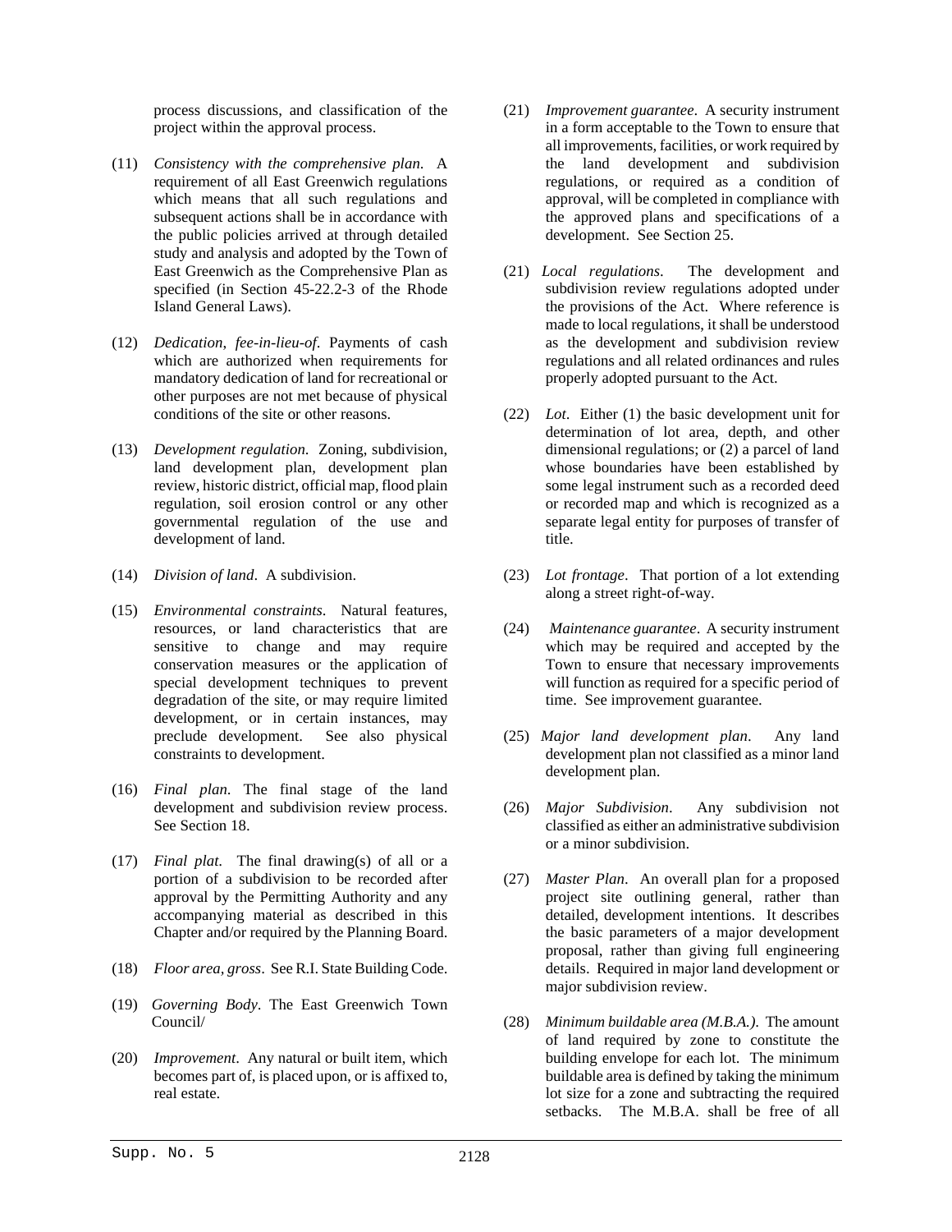process discussions, and classification of the project within the approval process.

(11) *Consistency with the comprehensive plan.* A requirement of all East Greenwich regulations which means that all such regulations and subsequent actions shall be in accordance with the public policies arrived at through detailed study and analysis and adopted by the Town of East Greenwich as the Comprehensive Plan as specified (in Section 45-22.2-3 of the Rhode Island General Laws).

(12) *Dedication, fee-in-lieu-of.* Payments of cash which are authorized when requirements for mandatory dedication of land for recreational or other purposes are not met because of physical conditions of the site or other reasons.

(13) *Development regulation.* Zoning, subdivision, land development plan, development plan review, historic district, official map, flood plain regulation, soil erosion control or any other governmental regulation of the use and development of land.

(14) *Division of land*. A subdivision.

(15) *Environmental constraints.* Natural features, resources, or land characteristics that are sensitive to change and may require conservation measures or the application of special development techniques to prevent degradation of the site, or may require limited development, or in certain instances, may preclude development. See also physical constraints to development.

(16) *Final plan.* The final stage of the land development and subdivision review process. See Section 18.

(17) *Final plat.* The final drawing(s) of all or a portion of a subdivision to be recorded after approval by the Permitting Authority and any accompanying material as described in this Chapter and/or required by the Planning Board.

(18) *Floor area, gross*. See R.I. State Building Code.

(19) *Governing Body*. The East Greenwich Town Council/

(20) *Improvement*. Any natural or built item, which becomes part of, is placed upon, or is affixed to, real estate.

(21) *Improvement guarantee*. A security instrument in a form acceptable to the Town to ensure that all improvements, facilities, or work required by the land development and subdivision regulations, or required as a condition of approval, will be completed in compliance with the approved plans and specifications of a development. See Section 25.

(21) *Local regulations*. The development and subdivision review regulations adopted under the provisions of the Act. Where reference is made to local regulations, it shall be understood as the development and subdivision review regulations and all related ordinances and rules properly adopted pursuant to the Act.

(22) *Lot*. Either (1) the basic development unit for determination of lot area, depth, and other dimensional regulations; or (2) a parcel of land whose boundaries have been established by some legal instrument such as a recorded deed or recorded map and which is recognized as a separate legal entity for purposes of transfer of title.

(23) *Lot frontage*. That portion of a lot extending along a street right-of-way.

(24) *Maintenance guarantee*. A security instrument which may be required and accepted by the Town to ensure that necessary improvements will function as required for a specific period of time. See improvement guarantee.

(25) *Major land development plan*. Any land development plan not classified as a minor land development plan.

(26) *Major Subdivision*. Any subdivision not classified as either an administrative subdivision or a minor subdivision.

(27) *Master Plan*. An overall plan for a proposed project site outlining general, rather than detailed, development intentions. It describes the basic parameters of a major development proposal, rather than giving full engineering details. Required in major land development or major subdivision review.

(28) *Minimum buildable area (M.B.A.).* The amount of land required by zone to constitute the building envelope for each lot. The minimum buildable area is defined by taking the minimum lot size for a zone and subtracting the required setbacks. The M.B.A. shall be free of all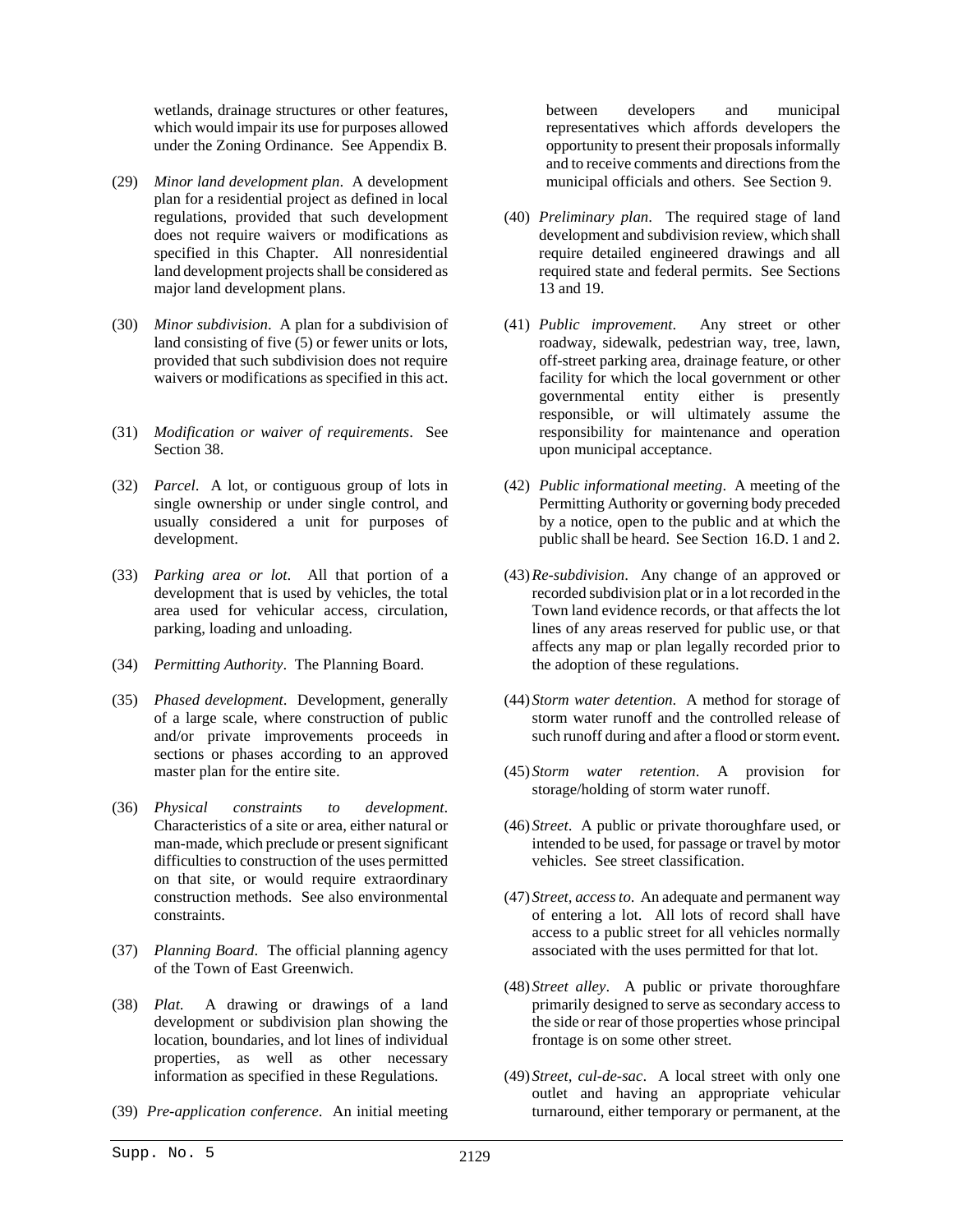wetlands, drainage structures or other features, which would impair its use for purposes allowed under the Zoning Ordinance. See Appendix B.

(29) *Minor land development plan*. A development plan for a residential project as defined in local regulations, provided that such development does not require waivers or modifications as specified in this Chapter. All nonresidential land development projects shall be considered as major land development plans.

(30) *Minor subdivision*. A plan for a subdivision of land consisting of five (5) or fewer units or lots, provided that such subdivision does not require waivers or modifications as specified in this act.

(31) *Modification or waiver of requirements*. See Section 38.

(32) *Parcel*. A lot, or contiguous group of lots in single ownership or under single control, and usually considered a unit for purposes of development.

(33) *Parking area or lot*. All that portion of a development that is used by vehicles, the total area used for vehicular access, circulation, parking, loading and unloading.

(34) *Permitting Authority*. The Planning Board.

(35) *Phased development*. Development, generally of a large scale, where construction of public and/or private improvements proceeds in sections or phases according to an approved master plan for the entire site.

(36) *Physical constraints to development*. Characteristics of a site or area, either natural or man-made, which preclude or present significant difficulties to construction of the uses permitted on that site, or would require extraordinary construction methods. See also environmental constraints.

(37) *Planning Board*. The official planning agency of the Town of East Greenwich.

(38) *Plat*. A drawing or drawings of a land development or subdivision plan showing the location, boundaries, and lot lines of individual properties, as well as other necessary information as specified in these Regulations.

(39) *Pre-application conference*. An initial meeting between developers and municipal representatives which affords developers the opportunity to present their proposals informally and to receive comments and directions from the municipal officials and others. See Section 9.

(40) *Preliminary plan*. The required stage of land development and subdivision review, which shall require detailed engineered drawings and all required state and federal permits. See Sections 13 and 19.

(41) *Public improvement*. Any street or other roadway, sidewalk, pedestrian way, tree, lawn, off-street parking area, drainage feature, or other facility for which the local government or other governmental entity either is presently responsible, or will ultimately assume the responsibility for maintenance and operation upon municipal acceptance.

(42) *Public informational meeting*. A meeting of the Permitting Authority or governing body preceded by a notice, open to the public and at which the public shall be heard. See Section 16.D. 1 and 2.

(43) *Re-subdivision*. Any change of an approved or recorded subdivision plat or in a lot recorded in the Town land evidence records, or that affects the lot lines of any areas reserved for public use, or that affects any map or plan legally recorded prior to the adoption of these regulations.

(44) *Storm water detention*. A method for storage of storm water runoff and the controlled release of such runoff during and after a flood or storm event.

(45) *Storm water retention*. A provision for storage/holding of storm water runoff.

(46) *Street*. A public or private thoroughfare used, or intended to be used, for passage or travel by motor vehicles. See street classification.

(47) *Street, access to*. An adequate and permanent way of entering a lot. All lots of record shall have access to a public street for all vehicles normally associated with the uses permitted for that lot.

(48) *Street alley*. A public or private thoroughfare primarily designed to serve as secondary access to the side or rear of those properties whose principal frontage is on some other street.

(49) *Street, cul-de-sac*. A local street with only one outlet and having an appropriate vehicular turnaround, either temporary or permanent, at the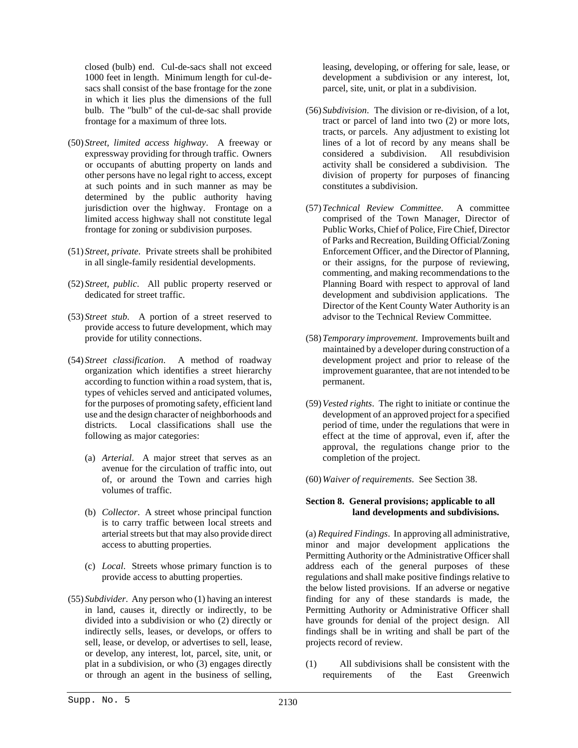closed (bulb) end. Cul-de-sacs shall not exceed 1000 feet in length. Minimum length for cul-de-sacs shall consist of the base frontage for the zone in which it lies plus the dimensions of the full bulb. The "bulb" of the cul-de-sac shall provide frontage for a maximum of three lots.

(50) *Street, limited access highway*. A freeway or expressway providing for through traffic. Owners or occupants of abutting property on lands and other persons have no legal right to access, except at such points and in such manner as may be determined by the public authority having jurisdiction over the highway. Frontage on a limited access highway shall not constitute legal frontage for zoning or subdivision purposes.

(51) *Street, private*. Private streets shall be prohibited in all single-family residential developments.

(52) *Street, public*. All public property reserved or dedicated for street traffic.

(53) *Street stub.* A portion of a street reserved to provide access to future development, which may provide for utility connections.

(54) *Street classification*. A method of roadway organization which identifies a street hierarchy according to function within a road system, that is, types of vehicles served and anticipated volumes, for the purposes of promoting safety, efficient land use and the design character of neighborhoods and districts. Local classifications shall use the following as major categories:

(a) *Arterial*. A major street that serves as an avenue for the circulation of traffic into, out of, or around the Town and carries high volumes of traffic.

(b) *Collector*. A street whose principal function is to carry traffic between local streets and arterial streets but that may also provide direct access to abutting properties.

(c) *Local*. Streets whose primary function is to provide access to abutting properties.

(55) *Subdivider*. Any person who (1) having an interest in land, causes it, directly or indirectly, to be divided into a subdivision or who (2) directly or indirectly sells, leases, or develops, or offers to sell, lease, or develop, or advertises to sell, lease, or develop, any interest, lot, parcel, site, unit, or plat in a subdivision, or who (3) engages directly or through an agent in the business of selling, leasing, developing, or offering for sale, lease, or development a subdivision or any interest, lot, parcel, site, unit, or plat in a subdivision.

(56) *Subdivision*. The division or re-division, of a lot, tract or parcel of land into two (2) or more lots, tracts, or parcels. Any adjustment to existing lot lines of a lot of record by any means shall be considered a subdivision. All resubdivision activity shall be considered a subdivision. The division of property for purposes of financing constitutes a subdivision.

(57) *Technical Review Committee*. A committee comprised of the Town Manager, Director of Public Works, Chief of Police, Fire Chief, Director of Parks and Recreation, Building Official/Zoning Enforcement Officer, and the Director of Planning, or their assigns, for the purpose of reviewing, commenting, and making recommendations to the Planning Board with respect to approval of land development and subdivision applications. The Director of the Kent County Water Authority is an advisor to the Technical Review Committee.

(58) *Temporary improvement*. Improvements built and maintained by a developer during construction of a development project and prior to release of the improvement guarantee, that are not intended to be permanent.

(59) *Vested rights*. The right to initiate or continue the development of an approved project for a specified period of time, under the regulations that were in effect at the time of approval, even if, after the approval, the regulations change prior to the completion of the project.

(60) *Waiver of requirements*. See Section 38.

**Section 8. General provisions; applicable to all land developments and subdivisions.**

(a) *Required Findings*. In approving all administrative, minor and major development applications the Permitting Authority or the Administrative Officer shall address each of the general purposes of these regulations and shall make positive findings relative to the below listed provisions. If an adverse or negative finding for any of these standards is made, the Permitting Authority or Administrative Officer shall have grounds for denial of the project design. All findings shall be in writing and shall be part of the projects record of review.

(1) All subdivisions shall be consistent with the requirements of the East Greenwich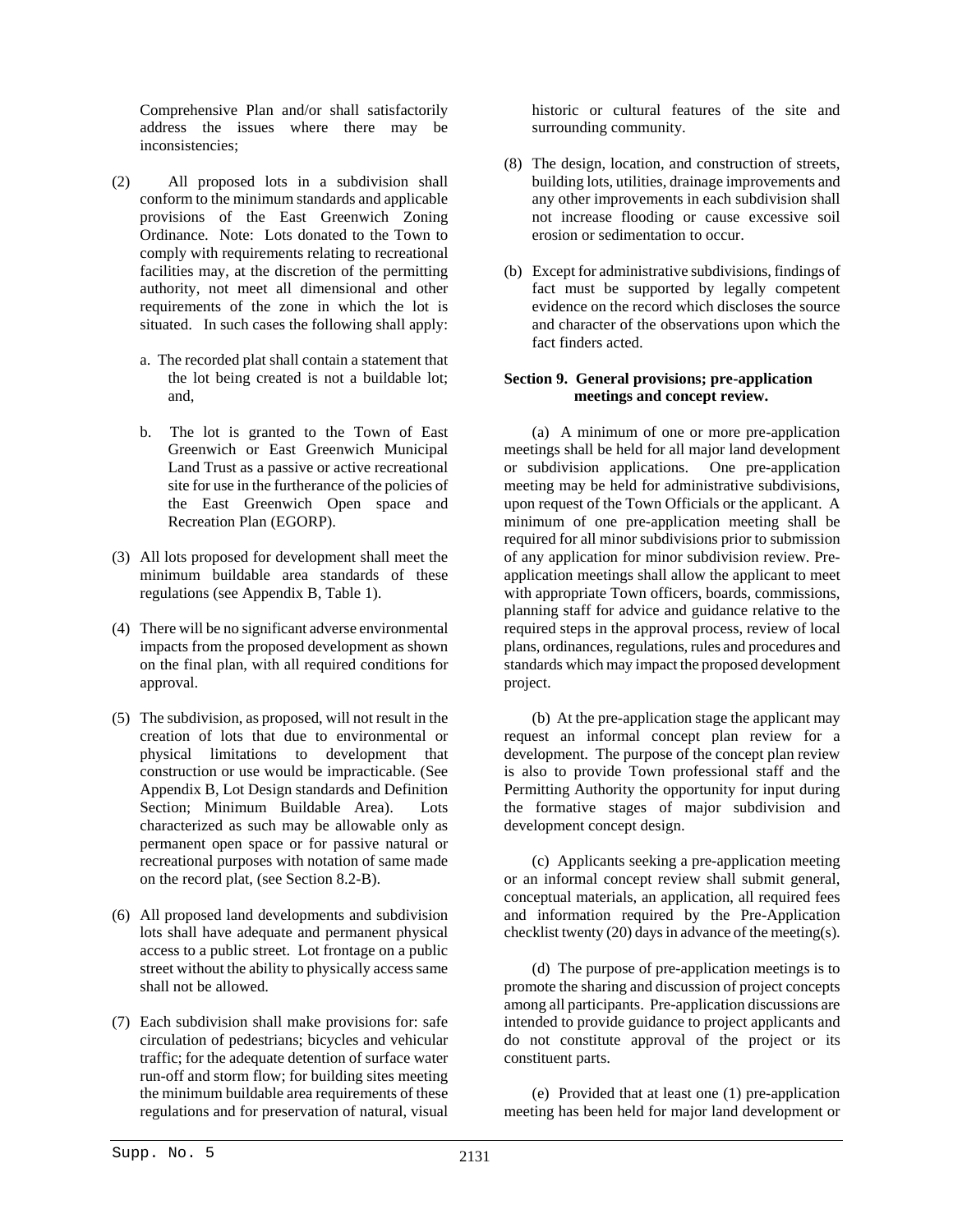Comprehensive Plan and/or shall satisfactorily address the issues where there may be inconsistencies;

(2) All proposed lots in a subdivision shall conform to the minimum standards and applicable provisions of the East Greenwich Zoning Ordinance. Note: Lots donated to the Town to comply with requirements relating to recreational facilities may, at the discretion of the permitting authority, not meet all dimensional and other requirements of the zone in which the lot is situated. In such cases the following shall apply:

a. The recorded plat shall contain a statement that the lot being created is not a buildable lot; and,

b. The lot is granted to the Town of East Greenwich or East Greenwich Municipal Land Trust as a passive or active recreational site for use in the furtherance of the policies of the East Greenwich Open space and Recreation Plan (EGORP).

(3) All lots proposed for development shall meet the minimum buildable area standards of these regulations (see Appendix B, Table 1).

(4) There will be no significant adverse environmental impacts from the proposed development as shown on the final plan, with all required conditions for approval.

(5) The subdivision, as proposed, will not result in the creation of lots that due to environmental or physical limitations to development that construction or use would be impracticable. (See Appendix B, Lot Design standards and Definition Section; Minimum Buildable Area). Lots characterized as such may be allowable only as permanent open space or for passive natural or recreational purposes with notation of same made on the record plat, (see Section 8.2-B).

(6) All proposed land developments and subdivision lots shall have adequate and permanent physical access to a public street. Lot frontage on a public street without the ability to physically access same shall not be allowed.

(7) Each subdivision shall make provisions for: safe circulation of pedestrians; bicycles and vehicular traffic; for the adequate detention of surface water run-off and storm flow; for building sites meeting the minimum buildable area requirements of these regulations and for preservation of natural, visual historic or cultural features of the site and surrounding community.

(8) The design, location, and construction of streets, building lots, utilities, drainage improvements and any other improvements in each subdivision shall not increase flooding or cause excessive soil erosion or sedimentation to occur.

(b) Except for administrative subdivisions, findings of fact must be supported by legally competent evidence on the record which discloses the source and character of the observations upon which the fact finders acted.

**Section 9. General provisions; pre-application meetings and concept review.**

(a) A minimum of one or more pre-application meetings shall be held for all major land development or subdivision applications. One pre-application meeting may be held for administrative subdivisions, upon request of the Town Officials or the applicant. A minimum of one pre-application meeting shall be required for all minor subdivisions prior to submission of any application for minor subdivision review. Pre-application meetings shall allow the applicant to meet with appropriate Town officers, boards, commissions, planning staff for advice and guidance relative to the required steps in the approval process, review of local plans, ordinances, regulations, rules and procedures and standards which may impact the proposed development project.

(b) At the pre-application stage the applicant may request an informal concept plan review for a development. The purpose of the concept plan review is also to provide Town professional staff and the Permitting Authority the opportunity for input during the formative stages of major subdivision and development concept design.

(c) Applicants seeking a pre-application meeting or an informal concept review shall submit general, conceptual materials, an application, all required fees and information required by the Pre-Application checklist twenty (20) days in advance of the meeting(s).

(d) The purpose of pre-application meetings is to promote the sharing and discussion of project concepts among all participants. Pre-application discussions are intended to provide guidance to project applicants and do not constitute approval of the project or its constituent parts.

(e) Provided that at least one (1) pre-application meeting has been held for major land development or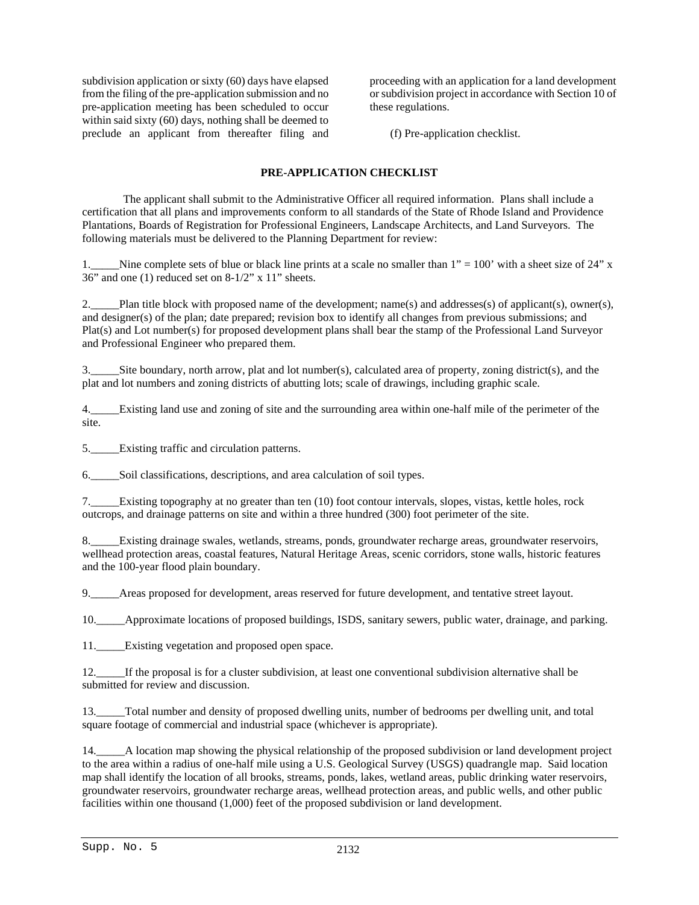subdivision application or sixty (60) days have elapsed from the filing of the pre-application submission and no pre-application meeting has been scheduled to occur within said sixty (60) days, nothing shall be deemed to preclude an applicant from thereafter filing and proceeding with an application for a land development or subdivision project in accordance with Section 10 of these regulations.

(f) Pre-application checklist.

**PRE-APPLICATION CHECKLIST**

The applicant shall submit to the Administrative Officer all required information. Plans shall include a certification that all plans and improvements conform to all standards of the State of Rhode Island and Providence Plantations, Boards of Registration for Professional Engineers, Landscape Architects, and Land Surveyors. The following materials must be delivered to the Planning Department for review:

1._____Nine complete sets of blue or black line prints at a scale no smaller than 1" = 100' with a sheet size of 24" x 36" and one (1) reduced set on 8-1/2" x 11" sheets.

2._____Plan title block with proposed name of the development; name(s) and addresses(s) of applicant(s), owner(s), and designer(s) of the plan; date prepared; revision box to identify all changes from previous submissions; and Plat(s) and Lot number(s) for proposed development plans shall bear the stamp of the Professional Land Surveyor and Professional Engineer who prepared them.

3._____Site boundary, north arrow, plat and lot number(s), calculated area of property, zoning district(s), and the plat and lot numbers and zoning districts of abutting lots; scale of drawings, including graphic scale.

4._____Existing land use and zoning of site and the surrounding area within one-half mile of the perimeter of the site.

5._____Existing traffic and circulation patterns.

6._____Soil classifications, descriptions, and area calculation of soil types.

7._____Existing topography at no greater than ten (10) foot contour intervals, slopes, vistas, kettle holes, rock outcrops, and drainage patterns on site and within a three hundred (300) foot perimeter of the site.

8._____Existing drainage swales, wetlands, streams, ponds, groundwater recharge areas, groundwater reservoirs, wellhead protection areas, coastal features, Natural Heritage Areas, scenic corridors, stone walls, historic features and the 100-year flood plain boundary.

9._____Areas proposed for development, areas reserved for future development, and tentative street layout.

10._____Approximate locations of proposed buildings, ISDS, sanitary sewers, public water, drainage, and parking.

11._____Existing vegetation and proposed open space.

12._____If the proposal is for a cluster subdivision, at least one conventional subdivision alternative shall be submitted for review and discussion.

13._____Total number and density of proposed dwelling units, number of bedrooms per dwelling unit, and total square footage of commercial and industrial space (whichever is appropriate).

14._____A location map showing the physical relationship of the proposed subdivision or land development project to the area within a radius of one-half mile using a U.S. Geological Survey (USGS) quadrangle map. Said location map shall identify the location of all brooks, streams, ponds, lakes, wetland areas, public drinking water reservoirs, groundwater reservoirs, groundwater recharge areas, wellhead protection areas, and public wells, and other public facilities within one thousand (1,000) feet of the proposed subdivision or land development.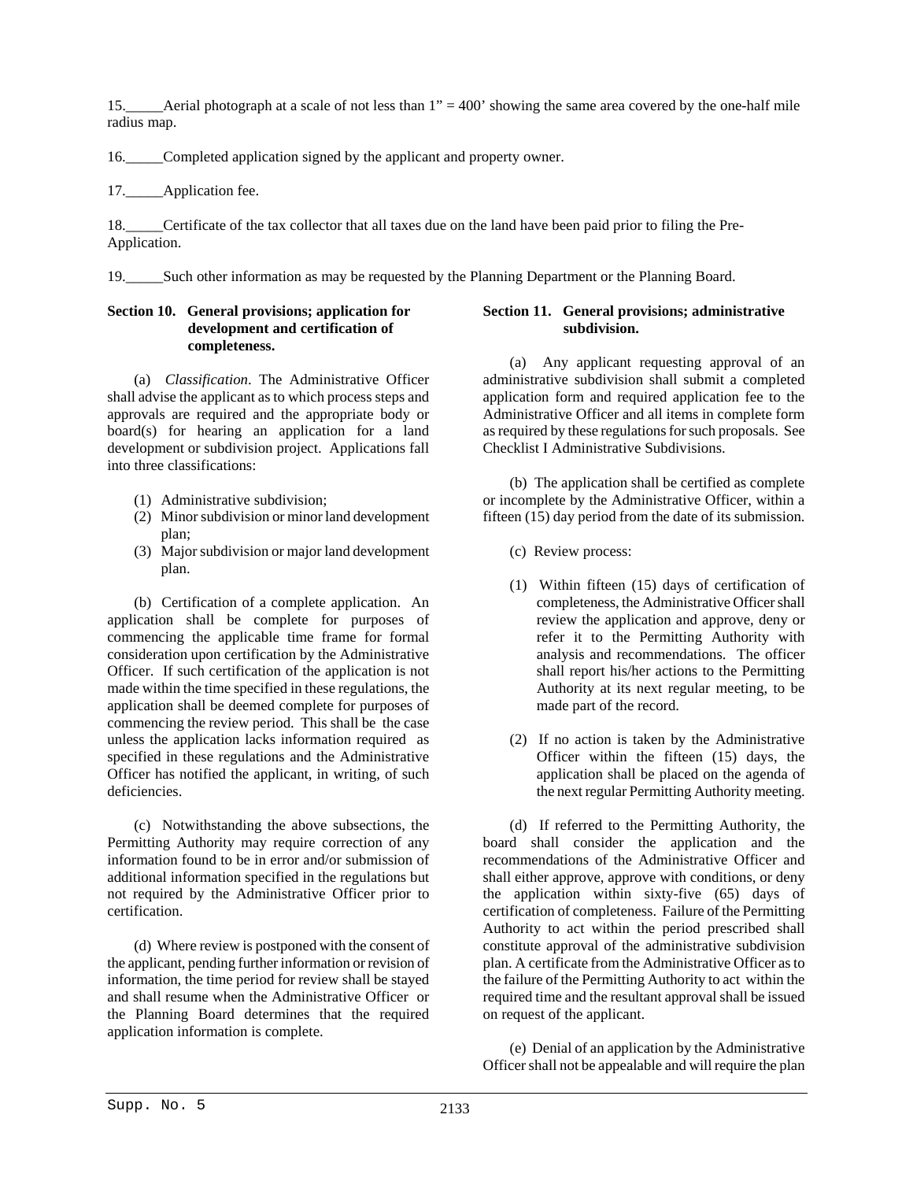15.\_\_\_\_\_Aerial photograph at a scale of not less than 1" = 400' showing the same area covered by the one-half mile radius map.

16.\_\_\_\_\_Completed application signed by the applicant and property owner.

17.\_\_\_\_\_Application fee.

18.\_\_\_\_\_Certificate of the tax collector that all taxes due on the land have been paid prior to filing the Pre-Application.

19.\_\_\_\_\_Such other information as may be requested by the Planning Department or the Planning Board.

**Section 10. General provisions; application for development and certification of completeness.**

(a) *Classification*. The Administrative Officer shall advise the applicant as to which process steps and approvals are required and the appropriate body or board(s) for hearing an application for a land development or subdivision project. Applications fall into three classifications:

(1) Administrative subdivision;
(2) Minor subdivision or minor land development plan;
(3) Major subdivision or major land development plan.

(b) Certification of a complete application. An application shall be complete for purposes of commencing the applicable time frame for formal consideration upon certification by the Administrative Officer. If such certification of the application is not made within the time specified in these regulations, the application shall be deemed complete for purposes of commencing the review period. This shall be the case unless the application lacks information required as specified in these regulations and the Administrative Officer has notified the applicant, in writing, of such deficiencies.

(c) Notwithstanding the above subsections, the Permitting Authority may require correction of any information found to be in error and/or submission of additional information specified in the regulations but not required by the Administrative Officer prior to certification.

(d) Where review is postponed with the consent of the applicant, pending further information or revision of information, the time period for review shall be stayed and shall resume when the Administrative Officer or the Planning Board determines that the required application information is complete.

**Section 11. General provisions; administrative subdivision.**

(a) Any applicant requesting approval of an administrative subdivision shall submit a completed application form and required application fee to the Administrative Officer and all items in complete form as required by these regulations for such proposals. See Checklist I Administrative Subdivisions.

(b) The application shall be certified as complete or incomplete by the Administrative Officer, within a fifteen (15) day period from the date of its submission.

(c) Review process:

(1) Within fifteen (15) days of certification of completeness, the Administrative Officer shall review the application and approve, deny or refer it to the Permitting Authority with analysis and recommendations. The officer shall report his/her actions to the Permitting Authority at its next regular meeting, to be made part of the record.

(2) If no action is taken by the Administrative Officer within the fifteen (15) days, the application shall be placed on the agenda of the next regular Permitting Authority meeting.

(d) If referred to the Permitting Authority, the board shall consider the application and the recommendations of the Administrative Officer and shall either approve, approve with conditions, or deny the application within sixty-five (65) days of certification of completeness. Failure of the Permitting Authority to act within the period prescribed shall constitute approval of the administrative subdivision plan. A certificate from the Administrative Officer as to the failure of the Permitting Authority to act within the required time and the resultant approval shall be issued on request of the applicant.

(e) Denial of an application by the Administrative Officer shall not be appealable and will require the plan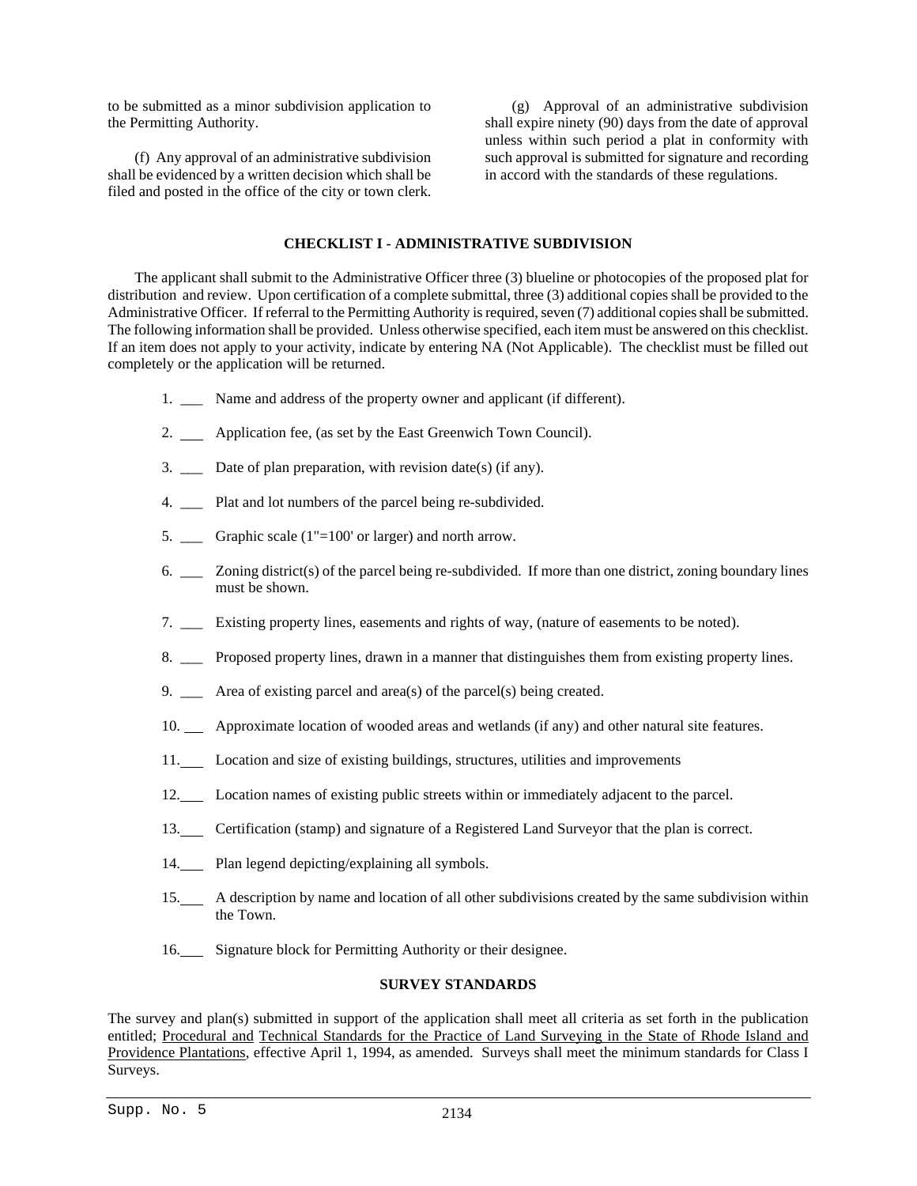to be submitted as a minor subdivision application to the Permitting Authority.

(f) Any approval of an administrative subdivision shall be evidenced by a written decision which shall be filed and posted in the office of the city or town clerk.

(g) Approval of an administrative subdivision shall expire ninety (90) days from the date of approval unless within such period a plat in conformity with such approval is submitted for signature and recording in accord with the standards of these regulations.

### CHECKLIST I - ADMINISTRATIVE SUBDIVISION

The applicant shall submit to the Administrative Officer three (3) blueline or photocopies of the proposed plat for distribution and review. Upon certification of a complete submittal, three (3) additional copies shall be provided to the Administrative Officer. If referral to the Permitting Authority is required, seven (7) additional copies shall be submitted. The following information shall be provided. Unless otherwise specified, each item must be answered on this checklist. If an item does not apply to your activity, indicate by entering NA (Not Applicable). The checklist must be filled out completely or the application will be returned.

1. ___ Name and address of the property owner and applicant (if different).
2. ___ Application fee, (as set by the East Greenwich Town Council).
3. ___ Date of plan preparation, with revision date(s) (if any).
4. ___ Plat and lot numbers of the parcel being re-subdivided.
5. ___ Graphic scale (1"=100' or larger) and north arrow.
6. ___ Zoning district(s) of the parcel being re-subdivided. If more than one district, zoning boundary lines must be shown.
7. ___ Existing property lines, easements and rights of way, (nature of easements to be noted).
8. ___ Proposed property lines, drawn in a manner that distinguishes them from existing property lines.
9. ___ Area of existing parcel and area(s) of the parcel(s) being created.
10. ___ Approximate location of wooded areas and wetlands (if any) and other natural site features.
11. ___ Location and size of existing buildings, structures, utilities and improvements
12. ___ Location names of existing public streets within or immediately adjacent to the parcel.
13. ___ Certification (stamp) and signature of a Registered Land Surveyor that the plan is correct.
14. ___ Plan legend depicting/explaining all symbols.
15. ___ A description by name and location of all other subdivisions created by the same subdivision within the Town.
16. ___ Signature block for Permitting Authority or their designee.

### SURVEY STANDARDS

The survey and plan(s) submitted in support of the application shall meet all criteria as set forth in the publication entitled; Procedural and Technical Standards for the Practice of Land Surveying in the State of Rhode Island and Providence Plantations, effective April 1, 1994, as amended. Surveys shall meet the minimum standards for Class I Surveys.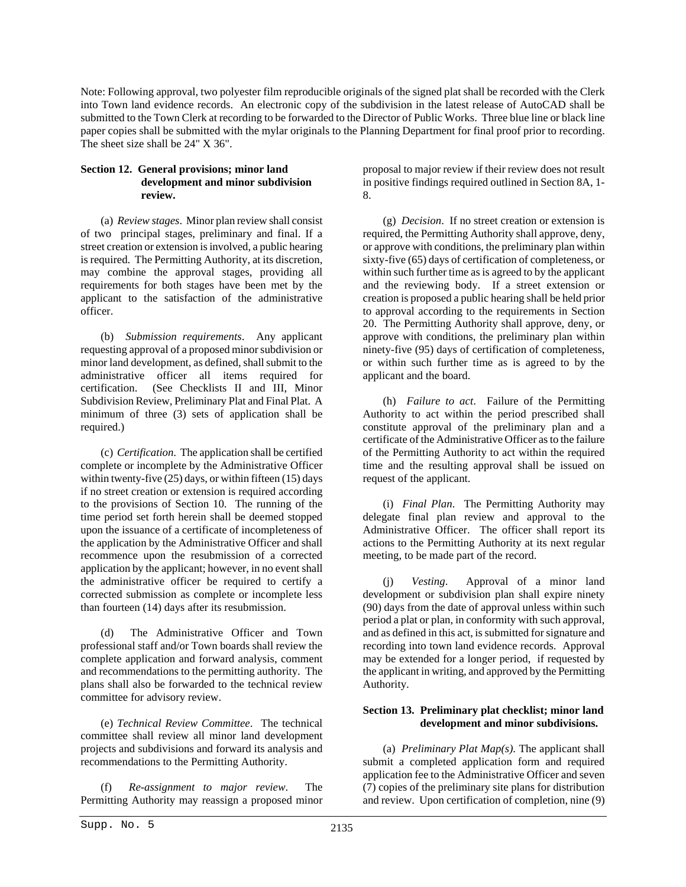Note: Following approval, two polyester film reproducible originals of the signed plat shall be recorded with the Clerk into Town land evidence records. An electronic copy of the subdivision in the latest release of AutoCAD shall be submitted to the Town Clerk at recording to be forwarded to the Director of Public Works. Three blue line or black line paper copies shall be submitted with the mylar originals to the Planning Department for final proof prior to recording. The sheet size shall be 24" X 36".

**Section 12. General provisions; minor land development and minor subdivision review.**

(a) *Review stages*. Minor plan review shall consist of two principal stages, preliminary and final. If a street creation or extension is involved, a public hearing is required. The Permitting Authority, at its discretion, may combine the approval stages, providing all requirements for both stages have been met by the applicant to the satisfaction of the administrative officer.

(b) *Submission requirements*. Any applicant requesting approval of a proposed minor subdivision or minor land development, as defined, shall submit to the administrative officer all items required for certification. (See Checklists II and III, Minor Subdivision Review, Preliminary Plat and Final Plat. A minimum of three (3) sets of application shall be required.)

(c) *Certification*. The application shall be certified complete or incomplete by the Administrative Officer within twenty-five (25) days, or within fifteen (15) days if no street creation or extension is required according to the provisions of Section 10. The running of the time period set forth herein shall be deemed stopped upon the issuance of a certificate of incompleteness of the application by the Administrative Officer and shall recommence upon the resubmission of a corrected application by the applicant; however, in no event shall the administrative officer be required to certify a corrected submission as complete or incomplete less than fourteen (14) days after its resubmission.

(d) The Administrative Officer and Town professional staff and/or Town boards shall review the complete application and forward analysis, comment and recommendations to the permitting authority. The plans shall also be forwarded to the technical review committee for advisory review.

(e) *Technical Review Committee*. The technical committee shall review all minor land development projects and subdivisions and forward its analysis and recommendations to the Permitting Authority.

(f) *Re-assignment to major review*. The Permitting Authority may reassign a proposed minor proposal to major review if their review does not result in positive findings required outlined in Section 8A, 1-8.

(g) *Decision*. If no street creation or extension is required, the Permitting Authority shall approve, deny, or approve with conditions, the preliminary plan within sixty-five (65) days of certification of completeness, or within such further time as is agreed to by the applicant and the reviewing body. If a street extension or creation is proposed a public hearing shall be held prior to approval according to the requirements in Section 20. The Permitting Authority shall approve, deny, or approve with conditions, the preliminary plan within ninety-five (95) days of certification of completeness, or within such further time as is agreed to by the applicant and the board.

(h) *Failure to act*. Failure of the Permitting Authority to act within the period prescribed shall constitute approval of the preliminary plan and a certificate of the Administrative Officer as to the failure of the Permitting Authority to act within the required time and the resulting approval shall be issued on request of the applicant.

(i) *Final Plan*. The Permitting Authority may delegate final plan review and approval to the Administrative Officer. The officer shall report its actions to the Permitting Authority at its next regular meeting, to be made part of the record.

(j) *Vesting*. Approval of a minor land development or subdivision plan shall expire ninety (90) days from the date of approval unless within such period a plat or plan, in conformity with such approval, and as defined in this act, is submitted for signature and recording into town land evidence records. Approval may be extended for a longer period, if requested by the applicant in writing, and approved by the Permitting Authority.

**Section 13. Preliminary plat checklist; minor land development and minor subdivisions.**

(a) *Preliminary Plat Map(s)*. The applicant shall submit a completed application form and required application fee to the Administrative Officer and seven (7) copies of the preliminary site plans for distribution and review. Upon certification of completion, nine (9)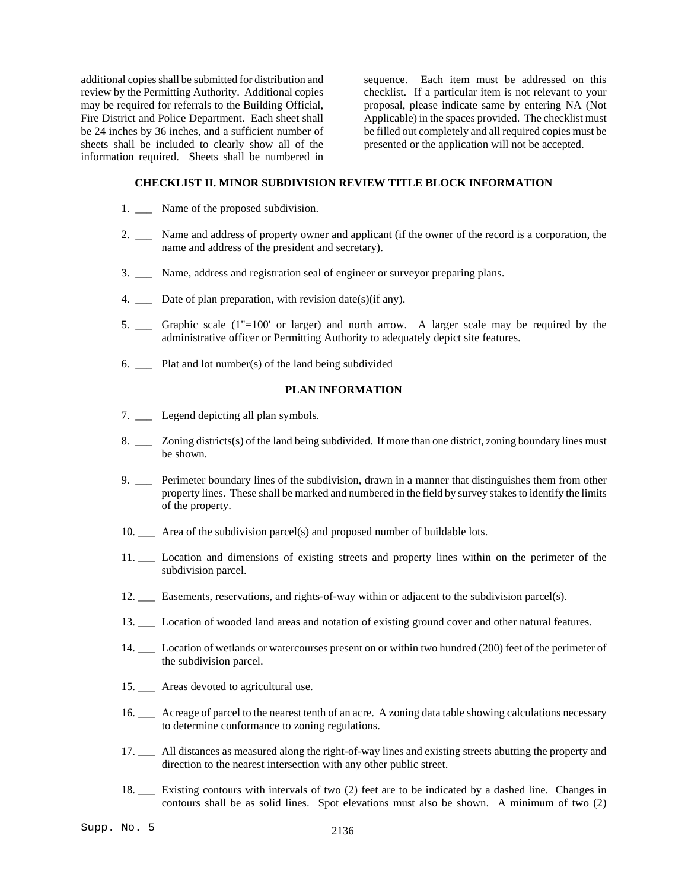additional copies shall be submitted for distribution and review by the Permitting Authority. Additional copies may be required for referrals to the Building Official, Fire District and Police Department. Each sheet shall be 24 inches by 36 inches, and a sufficient number of sheets shall be included to clearly show all of the information required. Sheets shall be numbered in sequence. Each item must be addressed on this checklist. If a particular item is not relevant to your proposal, please indicate same by entering NA (Not Applicable) in the spaces provided. The checklist must be filled out completely and all required copies must be presented or the application will not be accepted.

**CHECKLIST II. MINOR SUBDIVISION REVIEW TITLE BLOCK INFORMATION**

1. ___ Name of the proposed subdivision.

2. ___ Name and address of property owner and applicant (if the owner of the record is a corporation, the name and address of the president and secretary).

3. ___ Name, address and registration seal of engineer or surveyor preparing plans.

4. ___ Date of plan preparation, with revision date(s)(if any).

5. ___ Graphic scale (1"=100' or larger) and north arrow. A larger scale may be required by the administrative officer or Permitting Authority to adequately depict site features.

6. ___ Plat and lot number(s) of the land being subdivided

**PLAN INFORMATION**

7. ___ Legend depicting all plan symbols.

8. ___ Zoning districts(s) of the land being subdivided. If more than one district, zoning boundary lines must be shown.

9. ___ Perimeter boundary lines of the subdivision, drawn in a manner that distinguishes them from other property lines. These shall be marked and numbered in the field by survey stakes to identify the limits of the property.

10. ___ Area of the subdivision parcel(s) and proposed number of buildable lots.

11. ___ Location and dimensions of existing streets and property lines within on the perimeter of the subdivision parcel.

12. ___ Easements, reservations, and rights-of-way within or adjacent to the subdivision parcel(s).

13. ___ Location of wooded land areas and notation of existing ground cover and other natural features.

14. ___ Location of wetlands or watercourses present on or within two hundred (200) feet of the perimeter of the subdivision parcel.

15. ___ Areas devoted to agricultural use.

16. ___ Acreage of parcel to the nearest tenth of an acre. A zoning data table showing calculations necessary to determine conformance to zoning regulations.

17. ___ All distances as measured along the right-of-way lines and existing streets abutting the property and direction to the nearest intersection with any other public street.

18. ___ Existing contours with intervals of two (2) feet are to be indicated by a dashed line. Changes in contours shall be as solid lines. Spot elevations must also be shown. A minimum of two (2)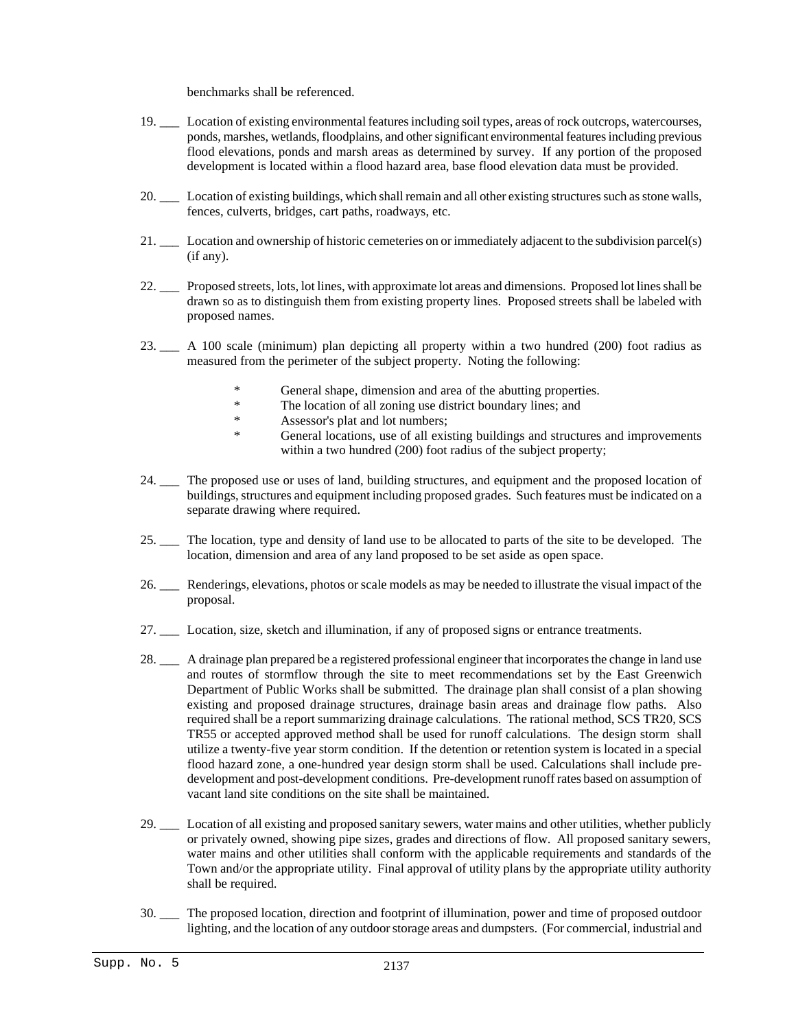benchmarks shall be referenced.

19. ___ Location of existing environmental features including soil types, areas of rock outcrops, watercourses, ponds, marshes, wetlands, floodplains, and other significant environmental features including previous flood elevations, ponds and marsh areas as determined by survey. If any portion of the proposed development is located within a flood hazard area, base flood elevation data must be provided.

20. ___ Location of existing buildings, which shall remain and all other existing structures such as stone walls, fences, culverts, bridges, cart paths, roadways, etc.

21. ___ Location and ownership of historic cemeteries on or immediately adjacent to the subdivision parcel(s) (if any).

22. ___ Proposed streets, lots, lot lines, with approximate lot areas and dimensions. Proposed lot lines shall be drawn so as to distinguish them from existing property lines. Proposed streets shall be labeled with proposed names.

23. ___ A 100 scale (minimum) plan depicting all property within a two hundred (200) foot radius as measured from the perimeter of the subject property. Noting the following:

    * General shape, dimension and area of the abutting properties.
    * The location of all zoning use district boundary lines; and
    * Assessor's plat and lot numbers;
    * General locations, use of all existing buildings and structures and improvements within a two hundred (200) foot radius of the subject property;

24. ___ The proposed use or uses of land, building structures, and equipment and the proposed location of buildings, structures and equipment including proposed grades. Such features must be indicated on a separate drawing where required.

25. ___ The location, type and density of land use to be allocated to parts of the site to be developed. The location, dimension and area of any land proposed to be set aside as open space.

26. ___ Renderings, elevations, photos or scale models as may be needed to illustrate the visual impact of the proposal.

27. ___ Location, size, sketch and illumination, if any of proposed signs or entrance treatments.

28. ___ A drainage plan prepared be a registered professional engineer that incorporates the change in land use and routes of stormflow through the site to meet recommendations set by the East Greenwich Department of Public Works shall be submitted. The drainage plan shall consist of a plan showing existing and proposed drainage structures, drainage basin areas and drainage flow paths. Also required shall be a report summarizing drainage calculations. The rational method, SCS TR20, SCS TR55 or accepted approved method shall be used for runoff calculations. The design storm shall utilize a twenty-five year storm condition. If the detention or retention system is located in a special flood hazard zone, a one-hundred year design storm shall be used. Calculations shall include pre-development and post-development conditions. Pre-development runoff rates based on assumption of vacant land site conditions on the site shall be maintained.

29. ___ Location of all existing and proposed sanitary sewers, water mains and other utilities, whether publicly or privately owned, showing pipe sizes, grades and directions of flow. All proposed sanitary sewers, water mains and other utilities shall conform with the applicable requirements and standards of the Town and/or the appropriate utility. Final approval of utility plans by the appropriate utility authority shall be required.

30. ___ The proposed location, direction and footprint of illumination, power and time of proposed outdoor lighting, and the location of any outdoor storage areas and dumpsters. (For commercial, industrial and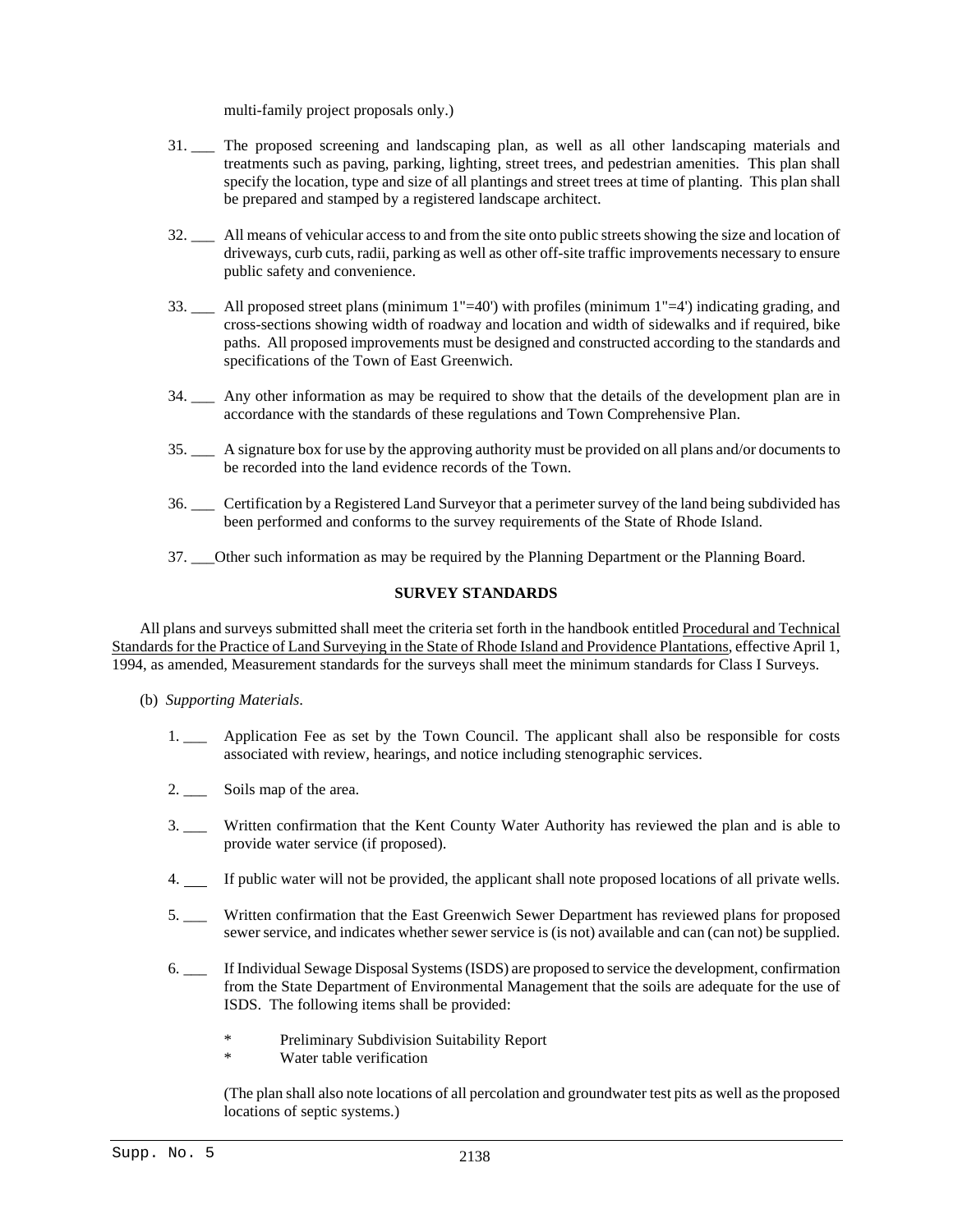multi-family project proposals only.)

31. ___ The proposed screening and landscaping plan, as well as all other landscaping materials and treatments such as paving, parking, lighting, street trees, and pedestrian amenities. This plan shall specify the location, type and size of all plantings and street trees at time of planting. This plan shall be prepared and stamped by a registered landscape architect.

32. ___ All means of vehicular access to and from the site onto public streets showing the size and location of driveways, curb cuts, radii, parking as well as other off-site traffic improvements necessary to ensure public safety and convenience.

33. ___ All proposed street plans (minimum 1"=40') with profiles (minimum 1"=4') indicating grading, and cross-sections showing width of roadway and location and width of sidewalks and if required, bike paths. All proposed improvements must be designed and constructed according to the standards and specifications of the Town of East Greenwich.

34. ___ Any other information as may be required to show that the details of the development plan are in accordance with the standards of these regulations and Town Comprehensive Plan.

35. ___ A signature box for use by the approving authority must be provided on all plans and/or documents to be recorded into the land evidence records of the Town.

36. ___ Certification by a Registered Land Surveyor that a perimeter survey of the land being subdivided has been performed and conforms to the survey requirements of the State of Rhode Island.

37. ___Other such information as may be required by the Planning Department or the Planning Board.

**SURVEY STANDARDS**

All plans and surveys submitted shall meet the criteria set forth in the handbook entitled Procedural and Technical Standards for the Practice of Land Surveying in the State of Rhode Island and Providence Plantations, effective April 1, 1994, as amended, Measurement standards for the surveys shall meet the minimum standards for Class I Surveys.

(b) *Supporting Materials*.

1. ___ Application Fee as set by the Town Council. The applicant shall also be responsible for costs associated with review, hearings, and notice including stenographic services.

2. ___ Soils map of the area.

3. ___ Written confirmation that the Kent County Water Authority has reviewed the plan and is able to provide water service (if proposed).

4. ___ If public water will not be provided, the applicant shall note proposed locations of all private wells.

5. ___ Written confirmation that the East Greenwich Sewer Department has reviewed plans for proposed sewer service, and indicates whether sewer service is (is not) available and can (can not) be supplied.

6. ___ If Individual Sewage Disposal Systems (ISDS) are proposed to service the development, confirmation from the State Department of Environmental Management that the soils are adequate for the use of ISDS. The following items shall be provided:

   * Preliminary Subdivision Suitability Report
   * Water table verification

   (The plan shall also note locations of all percolation and groundwater test pits as well as the proposed locations of septic systems.)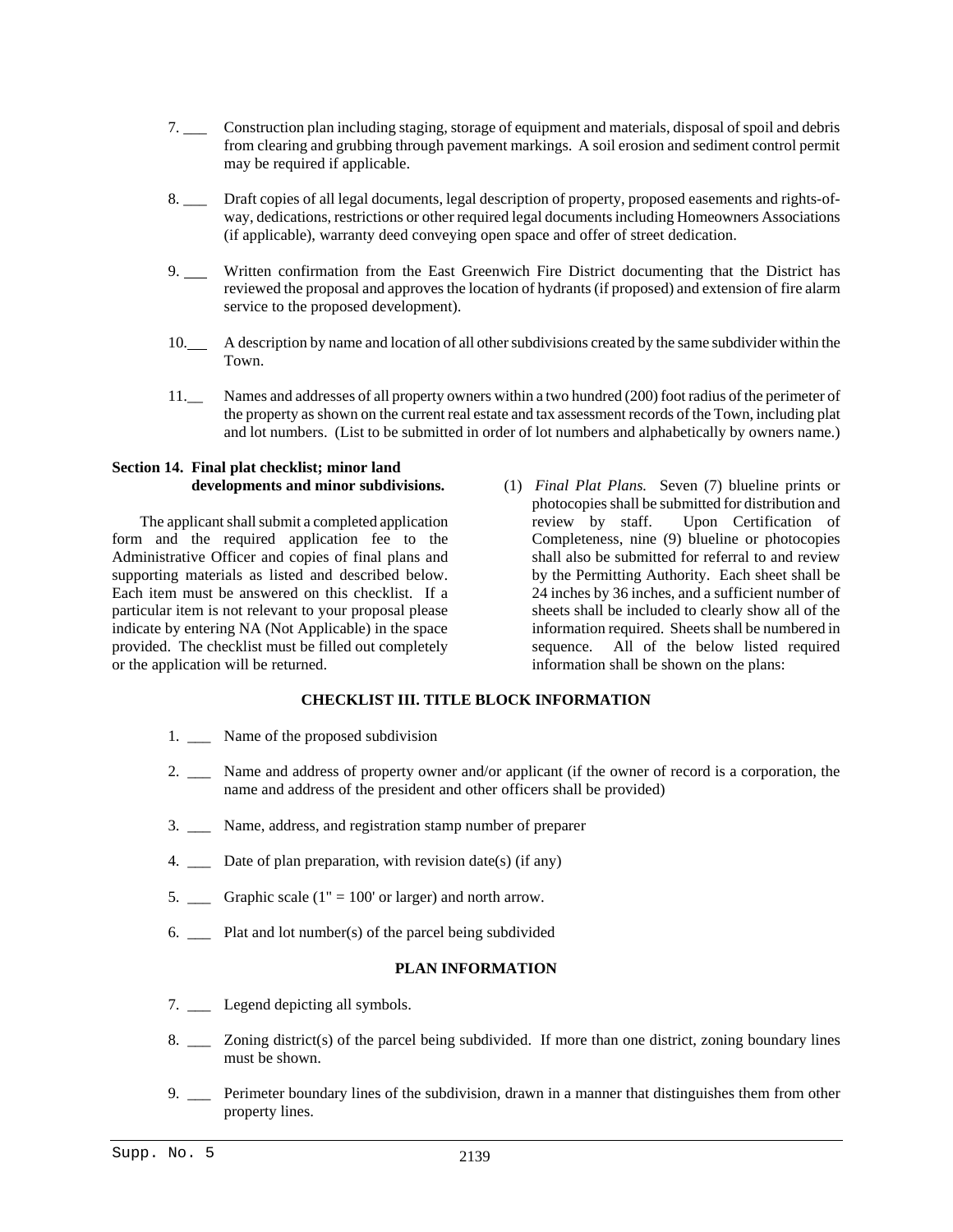7. ___ Construction plan including staging, storage of equipment and materials, disposal of spoil and debris from clearing and grubbing through pavement markings. A soil erosion and sediment control permit may be required if applicable.

8. ___ Draft copies of all legal documents, legal description of property, proposed easements and rights-of-way, dedications, restrictions or other required legal documents including Homeowners Associations (if applicable), warranty deed conveying open space and offer of street dedication.

9. ___ Written confirmation from the East Greenwich Fire District documenting that the District has reviewed the proposal and approves the location of hydrants (if proposed) and extension of fire alarm service to the proposed development).

10.___ A description by name and location of all other subdivisions created by the same subdivider within the Town.

11.__ Names and addresses of all property owners within a two hundred (200) foot radius of the perimeter of the property as shown on the current real estate and tax assessment records of the Town, including plat and lot numbers. (List to be submitted in order of lot numbers and alphabetically by owners name.)

**Section 14. Final plat checklist; minor land developments and minor subdivisions.**

The applicant shall submit a completed application form and the required application fee to the Administrative Officer and copies of final plans and supporting materials as listed and described below. Each item must be answered on this checklist. If a particular item is not relevant to your proposal please indicate by entering NA (Not Applicable) in the space provided. The checklist must be filled out completely or the application will be returned.

(1) *Final Plat Plans.* Seven (7) blueline prints or photocopies shall be submitted for distribution and review by staff. Upon Certification of Completeness, nine (9) blueline or photocopies shall also be submitted for referral to and review by the Permitting Authority. Each sheet shall be 24 inches by 36 inches, and a sufficient number of sheets shall be included to clearly show all of the information required. Sheets shall be numbered in sequence. All of the below listed required information shall be shown on the plans:

**CHECKLIST III. TITLE BLOCK INFORMATION**

1. ___ Name of the proposed subdivision

2. ___ Name and address of property owner and/or applicant (if the owner of record is a corporation, the name and address of the president and other officers shall be provided)

3. ___ Name, address, and registration stamp number of preparer

4. ___ Date of plan preparation, with revision date(s) (if any)

5. ___ Graphic scale (1" = 100' or larger) and north arrow.

6. ___ Plat and lot number(s) of the parcel being subdivided

**PLAN INFORMATION**

7. ___ Legend depicting all symbols.

8. ___ Zoning district(s) of the parcel being subdivided. If more than one district, zoning boundary lines must be shown.

9. ___ Perimeter boundary lines of the subdivision, drawn in a manner that distinguishes them from other property lines.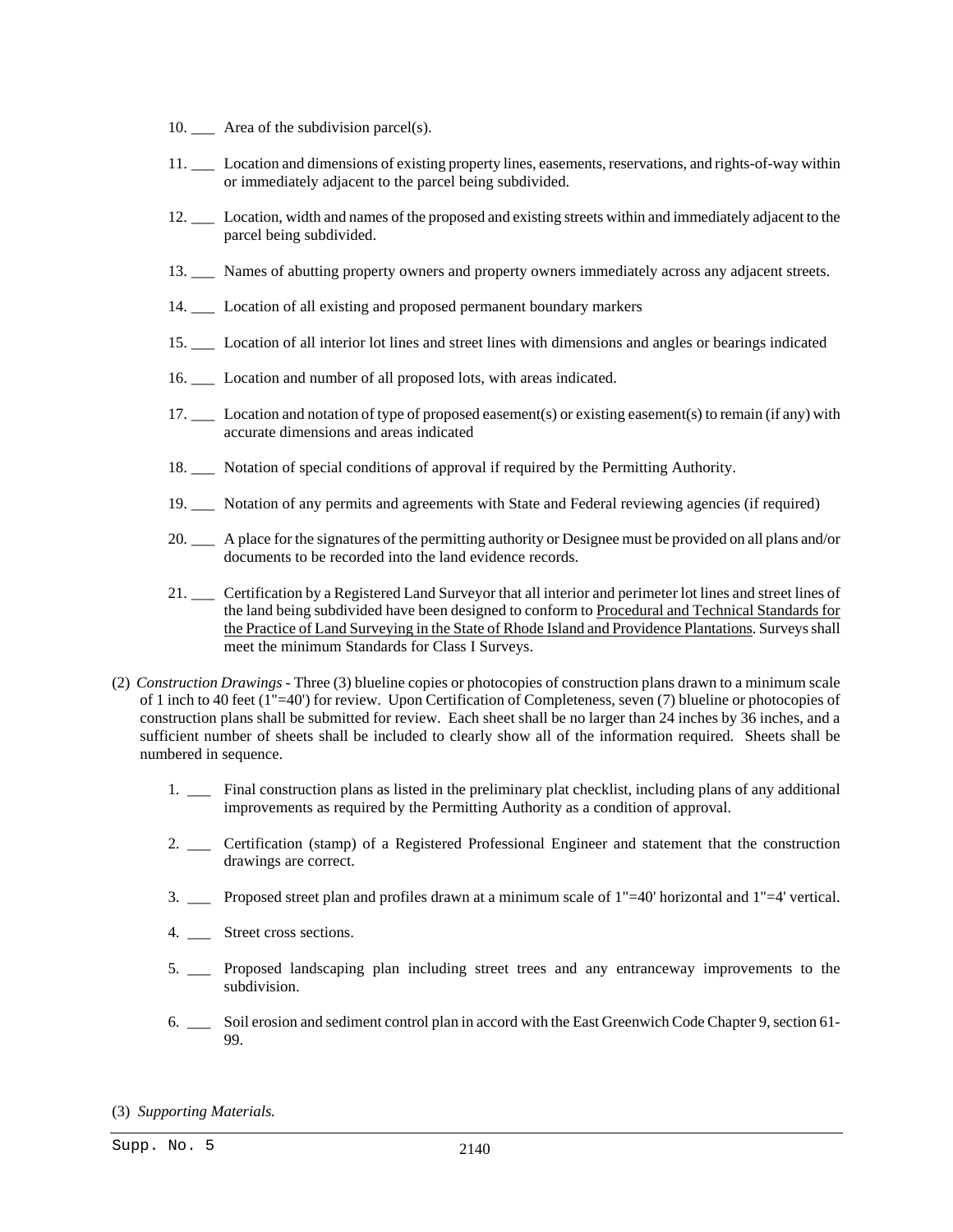10. ___ Area of the subdivision parcel(s).

11. ___ Location and dimensions of existing property lines, easements, reservations, and rights-of-way within or immediately adjacent to the parcel being subdivided.

12. ___ Location, width and names of the proposed and existing streets within and immediately adjacent to the parcel being subdivided.

13. ___ Names of abutting property owners and property owners immediately across any adjacent streets.

14. ___ Location of all existing and proposed permanent boundary markers

15. ___ Location of all interior lot lines and street lines with dimensions and angles or bearings indicated

16. ___ Location and number of all proposed lots, with areas indicated.

17. ___ Location and notation of type of proposed easement(s) or existing easement(s) to remain (if any) with accurate dimensions and areas indicated

18. ___ Notation of special conditions of approval if required by the Permitting Authority.

19. ___ Notation of any permits and agreements with State and Federal reviewing agencies (if required)

20. ___ A place for the signatures of the permitting authority or Designee must be provided on all plans and/or documents to be recorded into the land evidence records.

21. ___ Certification by a Registered Land Surveyor that all interior and perimeter lot lines and street lines of the land being subdivided have been designed to conform to Procedural and Technical Standards for the Practice of Land Surveying in the State of Rhode Island and Providence Plantations. Surveys shall meet the minimum Standards for Class I Surveys.

(2) *Construction Drawings* - Three (3) blueline copies or photocopies of construction plans drawn to a minimum scale of 1 inch to 40 feet (1"=40') for review. Upon Certification of Completeness, seven (7) blueline or photocopies of construction plans shall be submitted for review. Each sheet shall be no larger than 24 inches by 36 inches, and a sufficient number of sheets shall be included to clearly show all of the information required. Sheets shall be numbered in sequence.

1. ___ Final construction plans as listed in the preliminary plat checklist, including plans of any additional improvements as required by the Permitting Authority as a condition of approval.

2. ___ Certification (stamp) of a Registered Professional Engineer and statement that the construction drawings are correct.

3. ___ Proposed street plan and profiles drawn at a minimum scale of 1"=40' horizontal and 1"=4' vertical.

4. ___ Street cross sections.

5. ___ Proposed landscaping plan including street trees and any entranceway improvements to the subdivision.

6. ___ Soil erosion and sediment control plan in accord with the East Greenwich Code Chapter 9, section 61-99.

(3) *Supporting Materials.*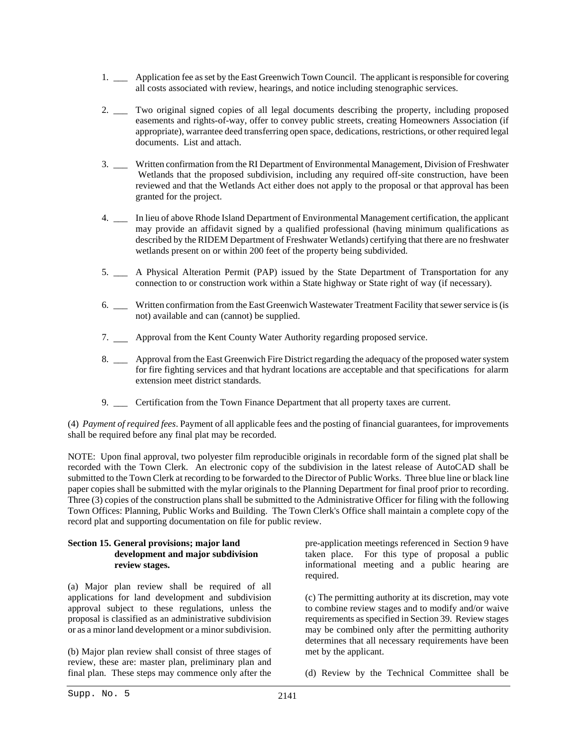1. ___ Application fee as set by the East Greenwich Town Council. The applicant is responsible for covering all costs associated with review, hearings, and notice including stenographic services.

2. ___ Two original signed copies of all legal documents describing the property, including proposed easements and rights-of-way, offer to convey public streets, creating Homeowners Association (if appropriate), warrantee deed transferring open space, dedications, restrictions, or other required legal documents. List and attach.

3. ___ Written confirmation from the RI Department of Environmental Management, Division of Freshwater Wetlands that the proposed subdivision, including any required off-site construction, have been reviewed and that the Wetlands Act either does not apply to the proposal or that approval has been granted for the project.

4. ___ In lieu of above Rhode Island Department of Environmental Management certification, the applicant may provide an affidavit signed by a qualified professional (having minimum qualifications as described by the RIDEM Department of Freshwater Wetlands) certifying that there are no freshwater wetlands present on or within 200 feet of the property being subdivided.

5. ___ A Physical Alteration Permit (PAP) issued by the State Department of Transportation for any connection to or construction work within a State highway or State right of way (if necessary).

6. ___ Written confirmation from the East Greenwich Wastewater Treatment Facility that sewer service is (is not) available and can (cannot) be supplied.

7. ___ Approval from the Kent County Water Authority regarding proposed service.

8. ___ Approval from the East Greenwich Fire District regarding the adequacy of the proposed water system for fire fighting services and that hydrant locations are acceptable and that specifications for alarm extension meet district standards.

9. ___ Certification from the Town Finance Department that all property taxes are current.

(4) *Payment of required fees*. Payment of all applicable fees and the posting of financial guarantees, for improvements shall be required before any final plat may be recorded.

NOTE: Upon final approval, two polyester film reproducible originals in recordable form of the signed plat shall be recorded with the Town Clerk. An electronic copy of the subdivision in the latest release of AutoCAD shall be submitted to the Town Clerk at recording to be forwarded to the Director of Public Works. Three blue line or black line paper copies shall be submitted with the mylar originals to the Planning Department for final proof prior to recording. Three (3) copies of the construction plans shall be submitted to the Administrative Officer for filing with the following Town Offices: Planning, Public Works and Building. The Town Clerk's Office shall maintain a complete copy of the record plat and supporting documentation on file for public review.

**Section 15. General provisions; major land development and major subdivision review stages.**

(a) Major plan review shall be required of all applications for land development and subdivision approval subject to these regulations, unless the proposal is classified as an administrative subdivision or as a minor land development or a minor subdivision.

(b) Major plan review shall consist of three stages of review, these are: master plan, preliminary plan and final plan. These steps may commence only after the pre-application meetings referenced in Section 9 have taken place. For this type of proposal a public informational meeting and a public hearing are required.

(c) The permitting authority at its discretion, may vote to combine review stages and to modify and/or waive requirements as specified in Section 39. Review stages may be combined only after the permitting authority determines that all necessary requirements have been met by the applicant.

(d) Review by the Technical Committee shall be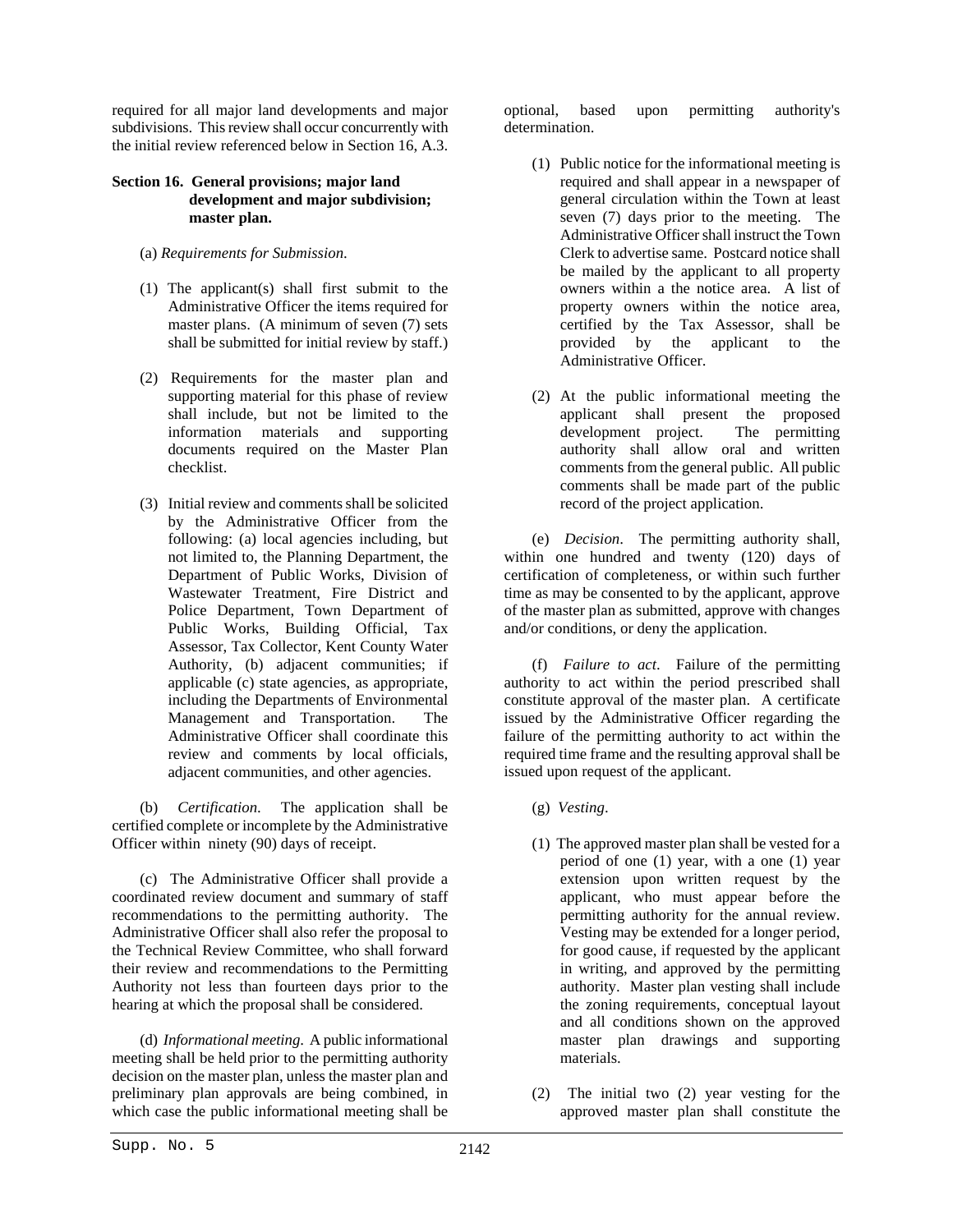required for all major land developments and major subdivisions. This review shall occur concurrently with the initial review referenced below in Section 16, A.3.

### Section 16. General provisions; major land development and major subdivision; master plan.

(a) *Requirements for Submission.*

(1) The applicant(s) shall first submit to the Administrative Officer the items required for master plans. (A minimum of seven (7) sets shall be submitted for initial review by staff.)

(2) Requirements for the master plan and supporting material for this phase of review shall include, but not be limited to the information materials and supporting documents required on the Master Plan checklist.

(3) Initial review and comments shall be solicited by the Administrative Officer from the following: (a) local agencies including, but not limited to, the Planning Department, the Department of Public Works, Division of Wastewater Treatment, Fire District and Police Department, Town Department of Public Works, Building Official, Tax Assessor, Tax Collector, Kent County Water Authority, (b) adjacent communities; if applicable (c) state agencies, as appropriate, including the Departments of Environmental Management and Transportation. The Administrative Officer shall coordinate this review and comments by local officials, adjacent communities, and other agencies.

(b) *Certification.* The application shall be certified complete or incomplete by the Administrative Officer within ninety (90) days of receipt.

(c) The Administrative Officer shall provide a coordinated review document and summary of staff recommendations to the permitting authority. The Administrative Officer shall also refer the proposal to the Technical Review Committee, who shall forward their review and recommendations to the Permitting Authority not less than fourteen days prior to the hearing at which the proposal shall be considered.

(d) *Informational meeting.* A public informational meeting shall be held prior to the permitting authority decision on the master plan, unless the master plan and preliminary plan approvals are being combined, in which case the public informational meeting shall be optional, based upon permitting authority's determination.

(1) Public notice for the informational meeting is required and shall appear in a newspaper of general circulation within the Town at least seven (7) days prior to the meeting. The Administrative Officer shall instruct the Town Clerk to advertise same. Postcard notice shall be mailed by the applicant to all property owners within a the notice area. A list of property owners within the notice area, certified by the Tax Assessor, shall be provided by the applicant to the Administrative Officer.

(2) At the public informational meeting the applicant shall present the proposed development project. The permitting authority shall allow oral and written comments from the general public. All public comments shall be made part of the public record of the project application.

(e) *Decision.* The permitting authority shall, within one hundred and twenty (120) days of certification of completeness, or within such further time as may be consented to by the applicant, approve of the master plan as submitted, approve with changes and/or conditions, or deny the application.

(f) *Failure to act.* Failure of the permitting authority to act within the period prescribed shall constitute approval of the master plan. A certificate issued by the Administrative Officer regarding the failure of the permitting authority to act within the required time frame and the resulting approval shall be issued upon request of the applicant.

(g) *Vesting.*

(1) The approved master plan shall be vested for a period of one (1) year, with a one (1) year extension upon written request by the applicant, who must appear before the permitting authority for the annual review. Vesting may be extended for a longer period, for good cause, if requested by the applicant in writing, and approved by the permitting authority. Master plan vesting shall include the zoning requirements, conceptual layout and all conditions shown on the approved master plan drawings and supporting materials.

(2) The initial two (2) year vesting for the approved master plan shall constitute the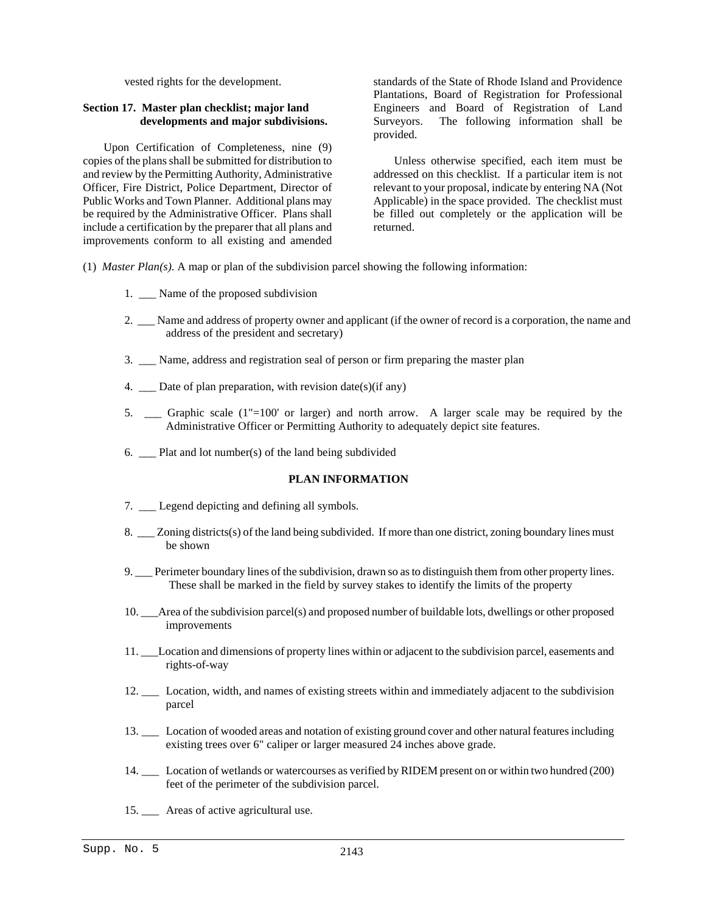vested rights for the development.

**Section 17. Master plan checklist; major land developments and major subdivisions.**

Upon Certification of Completeness, nine (9) copies of the plans shall be submitted for distribution to and review by the Permitting Authority, Administrative Officer, Fire District, Police Department, Director of Public Works and Town Planner. Additional plans may be required by the Administrative Officer. Plans shall include a certification by the preparer that all plans and improvements conform to all existing and amended standards of the State of Rhode Island and Providence Plantations, Board of Registration for Professional Engineers and Board of Registration of Land Surveyors. The following information shall be provided.

Unless otherwise specified, each item must be addressed on this checklist. If a particular item is not relevant to your proposal, indicate by entering NA (Not Applicable) in the space provided. The checklist must be filled out completely or the application will be returned.

(1) *Master Plan(s)*. A map or plan of the subdivision parcel showing the following information:

1. ___ Name of the proposed subdivision
2. ___ Name and address of property owner and applicant (if the owner of record is a corporation, the name and address of the president and secretary)
3. ___ Name, address and registration seal of person or firm preparing the master plan
4. ___ Date of plan preparation, with revision date(s)(if any)
5. ___ Graphic scale (1"=100' or larger) and north arrow. A larger scale may be required by the Administrative Officer or Permitting Authority to adequately depict site features.
6. ___ Plat and lot number(s) of the land being subdivided

**PLAN INFORMATION**

7. ___ Legend depicting and defining all symbols.
8. ___ Zoning districts(s) of the land being subdivided. If more than one district, zoning boundary lines must be shown
9. ___ Perimeter boundary lines of the subdivision, drawn so as to distinguish them from other property lines. These shall be marked in the field by survey stakes to identify the limits of the property
10. ___Area of the subdivision parcel(s) and proposed number of buildable lots, dwellings or other proposed improvements
11. ___Location and dimensions of property lines within or adjacent to the subdivision parcel, easements and rights-of-way
12. ___ Location, width, and names of existing streets within and immediately adjacent to the subdivision parcel
13. ___ Location of wooded areas and notation of existing ground cover and other natural features including existing trees over 6" caliper or larger measured 24 inches above grade.
14. ___ Location of wetlands or watercourses as verified by RIDEM present on or within two hundred (200) feet of the perimeter of the subdivision parcel.
15. ___ Areas of active agricultural use.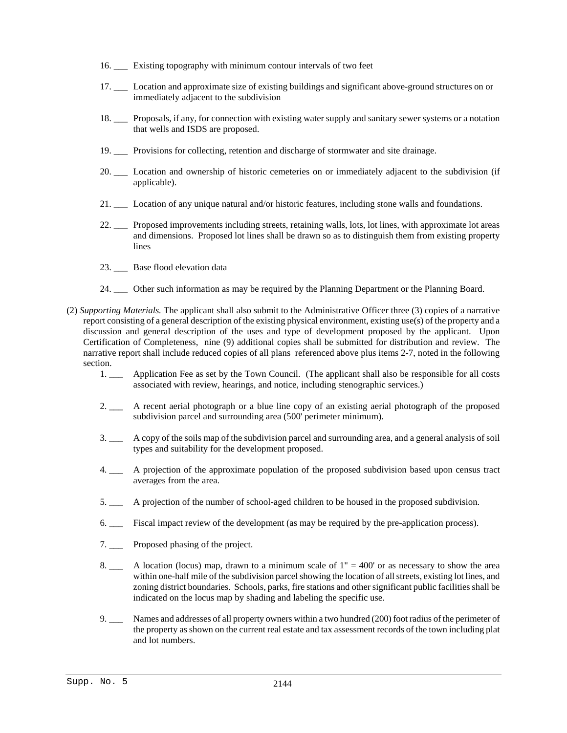16. ___ Existing topography with minimum contour intervals of two feet

17. ___ Location and approximate size of existing buildings and significant above-ground structures on or immediately adjacent to the subdivision

18. ___ Proposals, if any, for connection with existing water supply and sanitary sewer systems or a notation that wells and ISDS are proposed.

19. ___ Provisions for collecting, retention and discharge of stormwater and site drainage.

20. ___ Location and ownership of historic cemeteries on or immediately adjacent to the subdivision (if applicable).

21. ___ Location of any unique natural and/or historic features, including stone walls and foundations.

22. ___ Proposed improvements including streets, retaining walls, lots, lot lines, with approximate lot areas and dimensions. Proposed lot lines shall be drawn so as to distinguish them from existing property lines

23. ___ Base flood elevation data

24. ___ Other such information as may be required by the Planning Department or the Planning Board.

(2) *Supporting Materials.* The applicant shall also submit to the Administrative Officer three (3) copies of a narrative report consisting of a general description of the existing physical environment, existing use(s) of the property and a discussion and general description of the uses and type of development proposed by the applicant. Upon Certification of Completeness, nine (9) additional copies shall be submitted for distribution and review. The narrative report shall include reduced copies of all plans referenced above plus items 2-7, noted in the following section.

1. ___ Application Fee as set by the Town Council. (The applicant shall also be responsible for all costs associated with review, hearings, and notice, including stenographic services.)

2. ___ A recent aerial photograph or a blue line copy of an existing aerial photograph of the proposed subdivision parcel and surrounding area (500' perimeter minimum).

3. ___ A copy of the soils map of the subdivision parcel and surrounding area, and a general analysis of soil types and suitability for the development proposed.

4. ___ A projection of the approximate population of the proposed subdivision based upon census tract averages from the area.

5. ___ A projection of the number of school-aged children to be housed in the proposed subdivision.

6. ___ Fiscal impact review of the development (as may be required by the pre-application process).

7. ___ Proposed phasing of the project.

8. ___ A location (locus) map, drawn to a minimum scale of 1" = 400' or as necessary to show the area within one-half mile of the subdivision parcel showing the location of all streets, existing lot lines, and zoning district boundaries. Schools, parks, fire stations and other significant public facilities shall be indicated on the locus map by shading and labeling the specific use.

9. ___ Names and addresses of all property owners within a two hundred (200) foot radius of the perimeter of the property as shown on the current real estate and tax assessment records of the town including plat and lot numbers.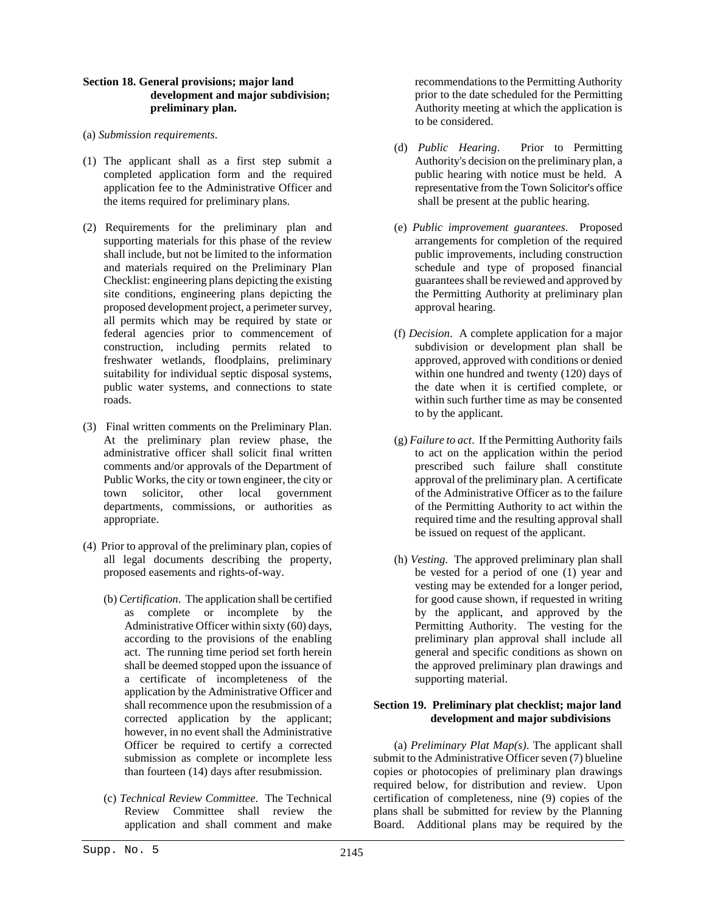## Section 18. General provisions; major land development and major subdivision; preliminary plan.

(a) *Submission requirements*.

(1) The applicant shall as a first step submit a completed application form and the required application fee to the Administrative Officer and the items required for preliminary plans.

(2) Requirements for the preliminary plan and supporting materials for this phase of the review shall include, but not be limited to the information and materials required on the Preliminary Plan Checklist: engineering plans depicting the existing site conditions, engineering plans depicting the proposed development project, a perimeter survey, all permits which may be required by state or federal agencies prior to commencement of construction, including permits related to freshwater wetlands, floodplains, preliminary suitability for individual septic disposal systems, public water systems, and connections to state roads.

(3) Final written comments on the Preliminary Plan. At the preliminary plan review phase, the administrative officer shall solicit final written comments and/or approvals of the Department of Public Works, the city or town engineer, the city or town solicitor, other local government departments, commissions, or authorities as appropriate.

(4) Prior to approval of the preliminary plan, copies of all legal documents describing the property, proposed easements and rights-of-way.

(b) *Certification*. The application shall be certified as complete or incomplete by the Administrative Officer within sixty (60) days, according to the provisions of the enabling act. The running time period set forth herein shall be deemed stopped upon the issuance of a certificate of incompleteness of the application by the Administrative Officer and shall recommence upon the resubmission of a corrected application by the applicant; however, in no event shall the Administrative Officer be required to certify a corrected submission as complete or incomplete less than fourteen (14) days after resubmission.

(c) *Technical Review Committee*. The Technical Review Committee shall review the application and shall comment and make recommendations to the Permitting Authority prior to the date scheduled for the Permitting Authority meeting at which the application is to be considered.

(d) *Public Hearing*. Prior to Permitting Authority's decision on the preliminary plan, a public hearing with notice must be held. A representative from the Town Solicitor's office shall be present at the public hearing.

(e) *Public improvement guarantees*. Proposed arrangements for completion of the required public improvements, including construction schedule and type of proposed financial guarantees shall be reviewed and approved by the Permitting Authority at preliminary plan approval hearing.

(f) *Decision*. A complete application for a major subdivision or development plan shall be approved, approved with conditions or denied within one hundred and twenty (120) days of the date when it is certified complete, or within such further time as may be consented to by the applicant.

(g) *Failure to act*. If the Permitting Authority fails to act on the application within the period prescribed such failure shall constitute approval of the preliminary plan. A certificate of the Administrative Officer as to the failure of the Permitting Authority to act within the required time and the resulting approval shall be issued on request of the applicant.

(h) *Vesting*. The approved preliminary plan shall be vested for a period of one (1) year and vesting may be extended for a longer period, for good cause shown, if requested in writing by the applicant, and approved by the Permitting Authority. The vesting for the preliminary plan approval shall include all general and specific conditions as shown on the approved preliminary plan drawings and supporting material.

## Section 19. Preliminary plat checklist; major land development and major subdivisions

(a) *Preliminary Plat Map(s)*. The applicant shall submit to the Administrative Officer seven (7) blueline copies or photocopies of preliminary plan drawings required below, for distribution and review. Upon certification of completeness, nine (9) copies of the plans shall be submitted for review by the Planning Board. Additional plans may be required by the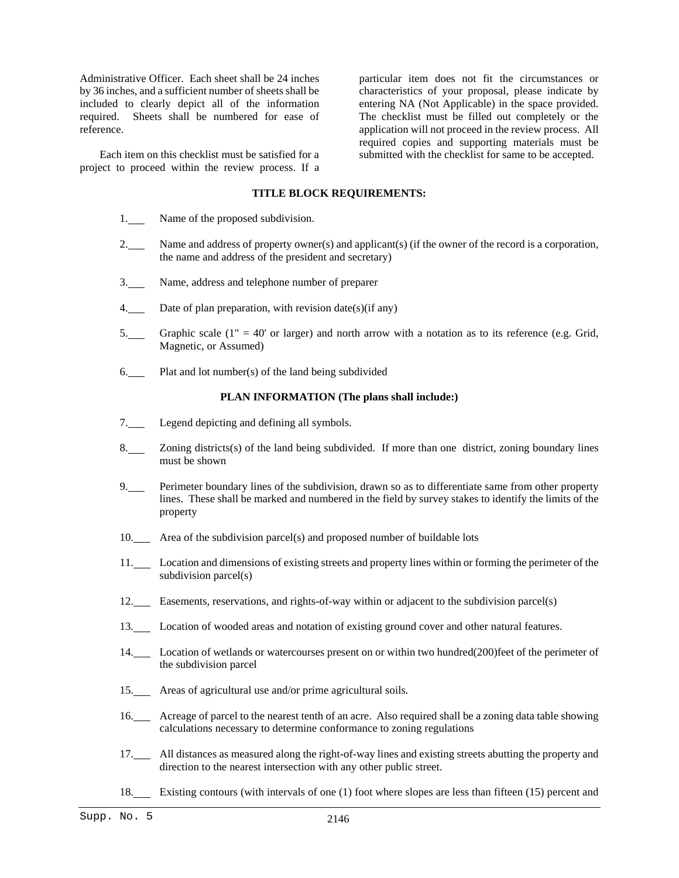Administrative Officer. Each sheet shall be 24 inches by 36 inches, and a sufficient number of sheets shall be included to clearly depict all of the information required. Sheets shall be numbered for ease of reference.

Each item on this checklist must be satisfied for a project to proceed within the review process. If a particular item does not fit the circumstances or characteristics of your proposal, please indicate by entering NA (Not Applicable) in the space provided. The checklist must be filled out completely or the application will not proceed in the review process. All required copies and supporting materials must be submitted with the checklist for same to be accepted.

**TITLE BLOCK REQUIREMENTS:**

1.___ Name of the proposed subdivision.

2.___ Name and address of property owner(s) and applicant(s) (if the owner of the record is a corporation, the name and address of the president and secretary)

3.___ Name, address and telephone number of preparer

4.___ Date of plan preparation, with revision date(s)(if any)

5.___ Graphic scale (1" = 40' or larger) and north arrow with a notation as to its reference (e.g. Grid, Magnetic, or Assumed)

6.___ Plat and lot number(s) of the land being subdivided

**PLAN INFORMATION (The plans shall include:)**

7.___ Legend depicting and defining all symbols.

8.___ Zoning districts(s) of the land being subdivided. If more than one district, zoning boundary lines must be shown

9.___ Perimeter boundary lines of the subdivision, drawn so as to differentiate same from other property lines. These shall be marked and numbered in the field by survey stakes to identify the limits of the property

10.___ Area of the subdivision parcel(s) and proposed number of buildable lots

11.___ Location and dimensions of existing streets and property lines within or forming the perimeter of the subdivision parcel(s)

12.___ Easements, reservations, and rights-of-way within or adjacent to the subdivision parcel(s)

13.___ Location of wooded areas and notation of existing ground cover and other natural features.

14.___ Location of wetlands or watercourses present on or within two hundred(200)feet of the perimeter of the subdivision parcel

15.___ Areas of agricultural use and/or prime agricultural soils.

16.___ Acreage of parcel to the nearest tenth of an acre. Also required shall be a zoning data table showing calculations necessary to determine conformance to zoning regulations

17.___ All distances as measured along the right-of-way lines and existing streets abutting the property and direction to the nearest intersection with any other public street.

18.___ Existing contours (with intervals of one (1) foot where slopes are less than fifteen (15) percent and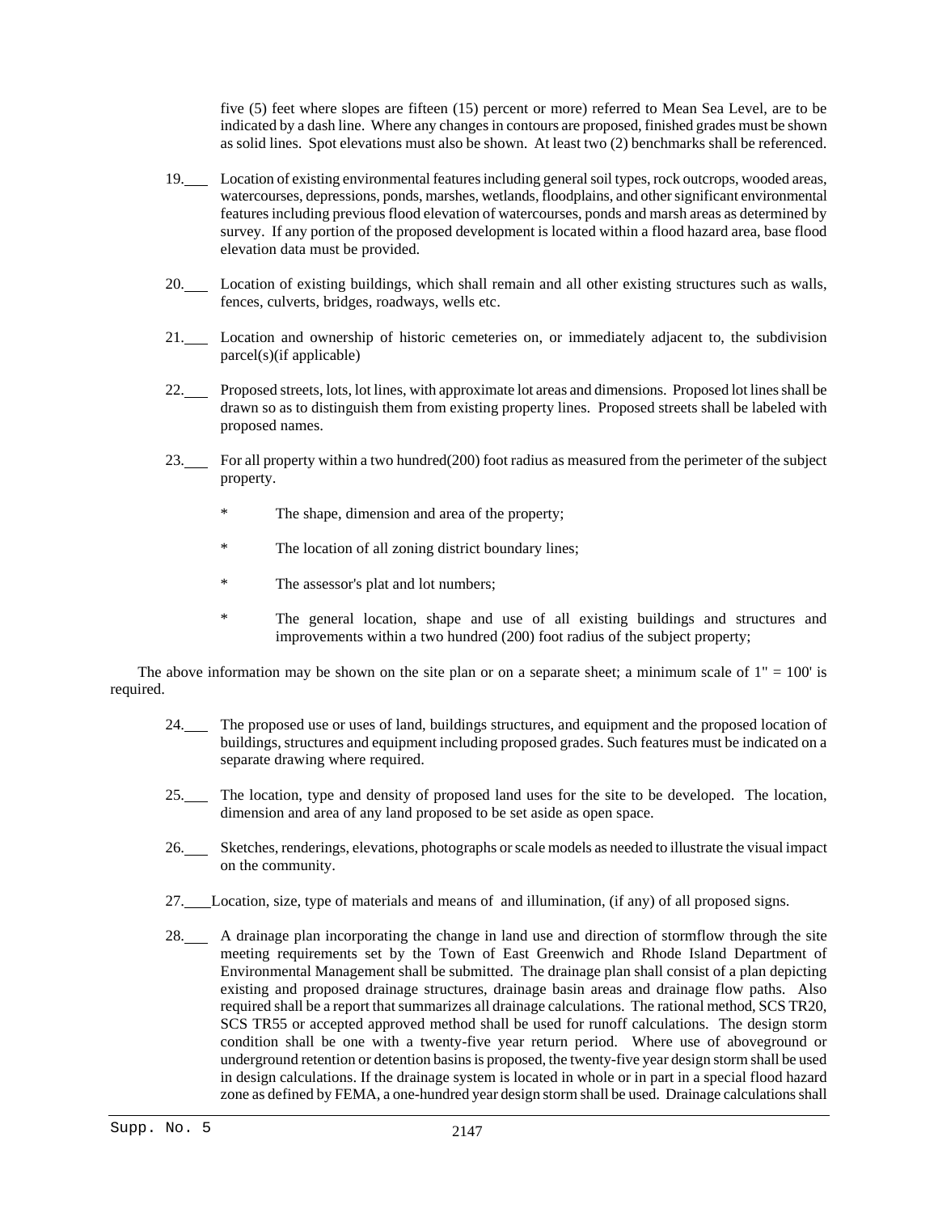five (5) feet where slopes are fifteen (15) percent or more) referred to Mean Sea Level, are to be indicated by a dash line. Where any changes in contours are proposed, finished grades must be shown as solid lines. Spot elevations must also be shown. At least two (2) benchmarks shall be referenced.

19.___ Location of existing environmental features including general soil types, rock outcrops, wooded areas, watercourses, depressions, ponds, marshes, wetlands, floodplains, and other significant environmental features including previous flood elevation of watercourses, ponds and marsh areas as determined by survey. If any portion of the proposed development is located within a flood hazard area, base flood elevation data must be provided.

20.___ Location of existing buildings, which shall remain and all other existing structures such as walls, fences, culverts, bridges, roadways, wells etc.

21.___ Location and ownership of historic cemeteries on, or immediately adjacent to, the subdivision parcel(s)(if applicable)

22.___ Proposed streets, lots, lot lines, with approximate lot areas and dimensions. Proposed lot lines shall be drawn so as to distinguish them from existing property lines. Proposed streets shall be labeled with proposed names.

23.___ For all property within a two hundred(200) foot radius as measured from the perimeter of the subject property.

- The shape, dimension and area of the property;
- The location of all zoning district boundary lines;
- The assessor's plat and lot numbers;
- The general location, shape and use of all existing buildings and structures and improvements within a two hundred (200) foot radius of the subject property;

The above information may be shown on the site plan or on a separate sheet; a minimum scale of 1" = 100' is required.

24.___ The proposed use or uses of land, buildings structures, and equipment and the proposed location of buildings, structures and equipment including proposed grades. Such features must be indicated on a separate drawing where required.

25.___ The location, type and density of proposed land uses for the site to be developed. The location, dimension and area of any land proposed to be set aside as open space.

26.___ Sketches, renderings, elevations, photographs or scale models as needed to illustrate the visual impact on the community.

27.___ Location, size, type of materials and means of and illumination, (if any) of all proposed signs.

28.___ A drainage plan incorporating the change in land use and direction of stormflow through the site meeting requirements set by the Town of East Greenwich and Rhode Island Department of Environmental Management shall be submitted. The drainage plan shall consist of a plan depicting existing and proposed drainage structures, drainage basin areas and drainage flow paths. Also required shall be a report that summarizes all drainage calculations. The rational method, SCS TR20, SCS TR55 or accepted approved method shall be used for runoff calculations. The design storm condition shall be one with a twenty-five year return period. Where use of aboveground or underground retention or detention basins is proposed, the twenty-five year design storm shall be used in design calculations. If the drainage system is located in whole or in part in a special flood hazard zone as defined by FEMA, a one-hundred year design storm shall be used. Drainage calculations shall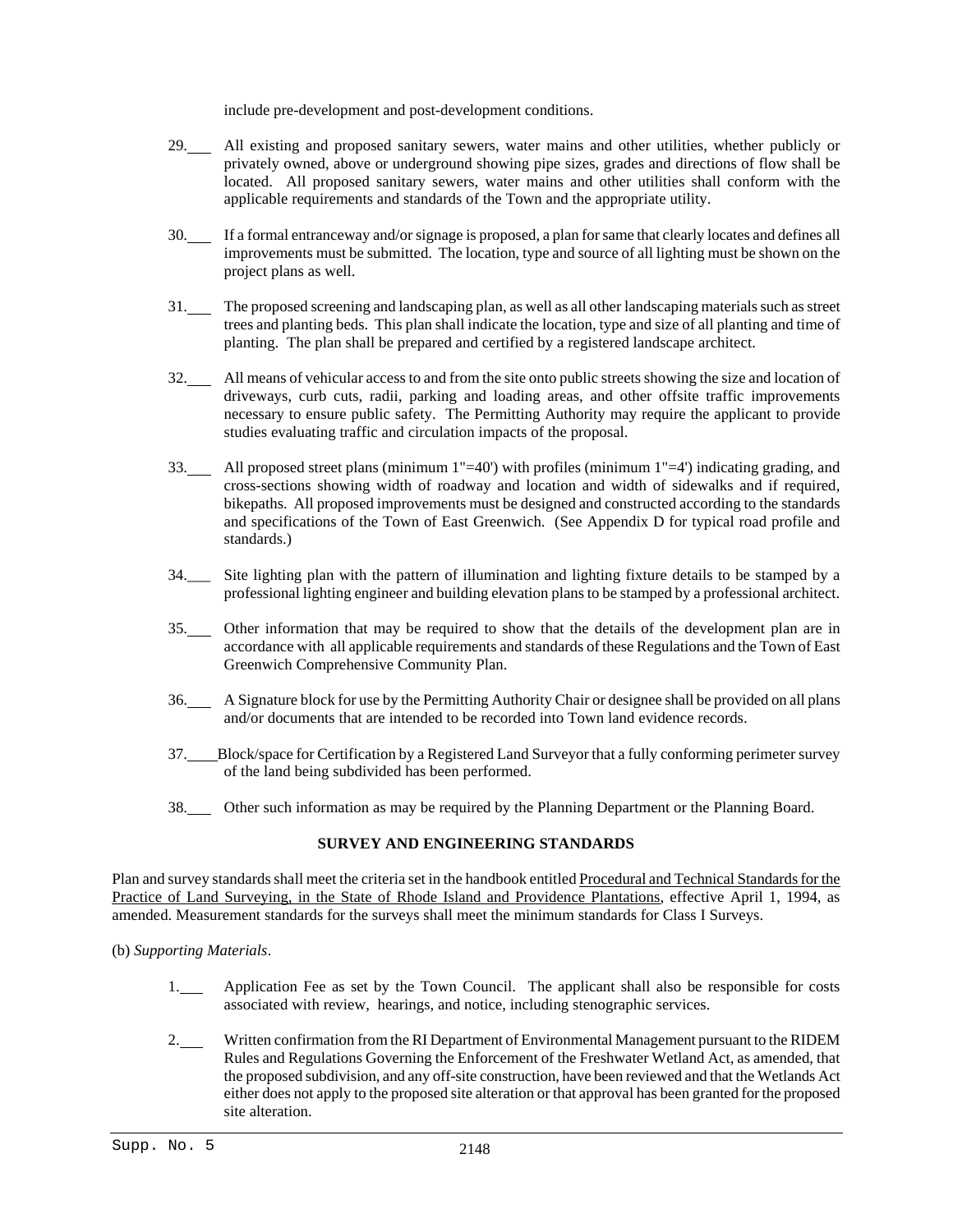include pre-development and post-development conditions.

29.\_\_\_ All existing and proposed sanitary sewers, water mains and other utilities, whether publicly or privately owned, above or underground showing pipe sizes, grades and directions of flow shall be located. All proposed sanitary sewers, water mains and other utilities shall conform with the applicable requirements and standards of the Town and the appropriate utility.

30.\_\_\_ If a formal entranceway and/or signage is proposed, a plan for same that clearly locates and defines all improvements must be submitted. The location, type and source of all lighting must be shown on the project plans as well.

31.\_\_\_ The proposed screening and landscaping plan, as well as all other landscaping materials such as street trees and planting beds. This plan shall indicate the location, type and size of all planting and time of planting. The plan shall be prepared and certified by a registered landscape architect.

32.\_\_\_ All means of vehicular access to and from the site onto public streets showing the size and location of driveways, curb cuts, radii, parking and loading areas, and other offsite traffic improvements necessary to ensure public safety. The Permitting Authority may require the applicant to provide studies evaluating traffic and circulation impacts of the proposal.

33.\_\_\_ All proposed street plans (minimum 1"=40') with profiles (minimum 1"=4') indicating grading, and cross-sections showing width of roadway and location and width of sidewalks and if required, bikepaths. All proposed improvements must be designed and constructed according to the standards and specifications of the Town of East Greenwich. (See Appendix D for typical road profile and standards.)

34.\_\_\_ Site lighting plan with the pattern of illumination and lighting fixture details to be stamped by a professional lighting engineer and building elevation plans to be stamped by a professional architect.

35.\_\_\_ Other information that may be required to show that the details of the development plan are in accordance with all applicable requirements and standards of these Regulations and the Town of East Greenwich Comprehensive Community Plan.

36.\_\_\_ A Signature block for use by the Permitting Authority Chair or designee shall be provided on all plans and/or documents that are intended to be recorded into Town land evidence records.

37.\_\_\_\_Block/space for Certification by a Registered Land Surveyor that a fully conforming perimeter survey of the land being subdivided has been performed.

38.\_\_\_ Other such information as may be required by the Planning Department or the Planning Board.

**SURVEY AND ENGINEERING STANDARDS**

Plan and survey standards shall meet the criteria set in the handbook entitled <u>Procedural and Technical Standards for the Practice of Land Surveying, in the State of Rhode Island and Providence Plantations</u>, effective April 1, 1994, as amended. Measurement standards for the surveys shall meet the minimum standards for Class I Surveys.

(b) *Supporting Materials*.

1.\_\_\_ Application Fee as set by the Town Council. The applicant shall also be responsible for costs associated with review, hearings, and notice, including stenographic services.

2.\_\_\_ Written confirmation from the RI Department of Environmental Management pursuant to the RIDEM Rules and Regulations Governing the Enforcement of the Freshwater Wetland Act, as amended, that the proposed subdivision, and any off-site construction, have been reviewed and that the Wetlands Act either does not apply to the proposed site alteration or that approval has been granted for the proposed site alteration.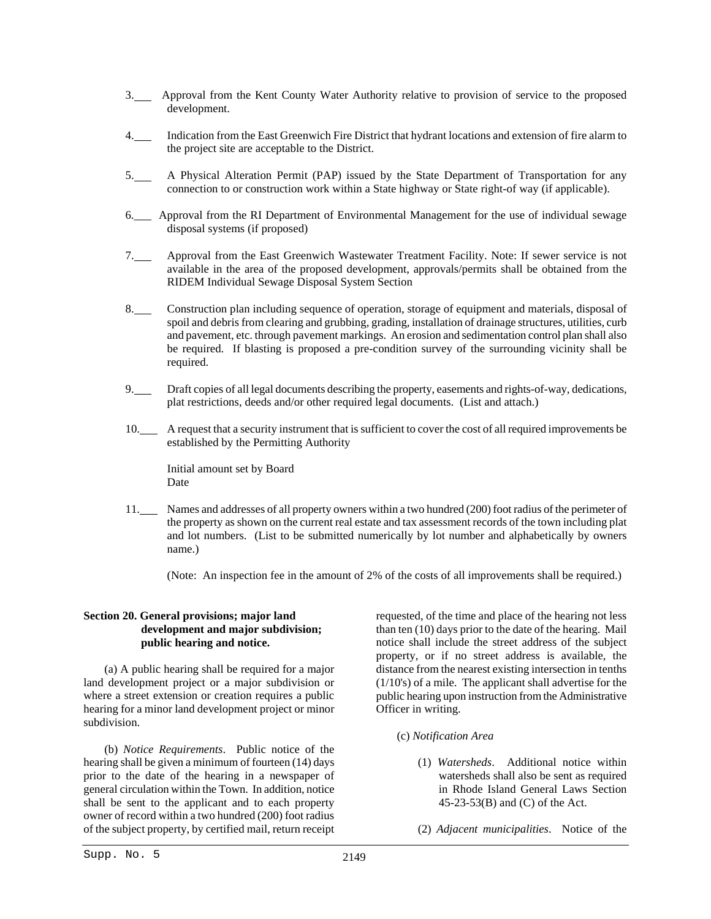3.\_\_\_ Approval from the Kent County Water Authority relative to provision of service to the proposed development.

4.\_\_\_ Indication from the East Greenwich Fire District that hydrant locations and extension of fire alarm to the project site are acceptable to the District.

5.\_\_\_ A Physical Alteration Permit (PAP) issued by the State Department of Transportation for any connection to or construction work within a State highway or State right-of way (if applicable).

6.\_\_\_ Approval from the RI Department of Environmental Management for the use of individual sewage disposal systems (if proposed)

7.\_\_\_ Approval from the East Greenwich Wastewater Treatment Facility. Note: If sewer service is not available in the area of the proposed development, approvals/permits shall be obtained from the RIDEM Individual Sewage Disposal System Section

8.\_\_\_ Construction plan including sequence of operation, storage of equipment and materials, disposal of spoil and debris from clearing and grubbing, grading, installation of drainage structures, utilities, curb and pavement, etc. through pavement markings. An erosion and sedimentation control plan shall also be required. If blasting is proposed a pre-condition survey of the surrounding vicinity shall be required.

9.\_\_\_ Draft copies of all legal documents describing the property, easements and rights-of-way, dedications, plat restrictions, deeds and/or other required legal documents. (List and attach.)

10.\_\_\_ A request that a security instrument that is sufficient to cover the cost of all required improvements be established by the Permitting Authority

Initial amount set by Board
Date

11.\_\_\_ Names and addresses of all property owners within a two hundred (200) foot radius of the perimeter of the property as shown on the current real estate and tax assessment records of the town including plat and lot numbers. (List to be submitted numerically by lot number and alphabetically by owners name.)

(Note: An inspection fee in the amount of 2% of the costs of all improvements shall be required.)

**Section 20. General provisions; major land development and major subdivision; public hearing and notice.**

(a) A public hearing shall be required for a major land development project or a major subdivision or where a street extension or creation requires a public hearing for a minor land development project or minor subdivision.

(b) *Notice Requirements*. Public notice of the hearing shall be given a minimum of fourteen (14) days prior to the date of the hearing in a newspaper of general circulation within the Town. In addition, notice shall be sent to the applicant and to each property owner of record within a two hundred (200) foot radius of the subject property, by certified mail, return receipt requested, of the time and place of the hearing not less than ten (10) days prior to the date of the hearing. Mail notice shall include the street address of the subject property, or if no street address is available, the distance from the nearest existing intersection in tenths (1/10's) of a mile. The applicant shall advertise for the public hearing upon instruction from the Administrative Officer in writing.

(c) *Notification Area*

(1) *Watersheds*. Additional notice within watersheds shall also be sent as required in Rhode Island General Laws Section 45-23-53(B) and (C) of the Act.

(2) *Adjacent municipalities*. Notice of the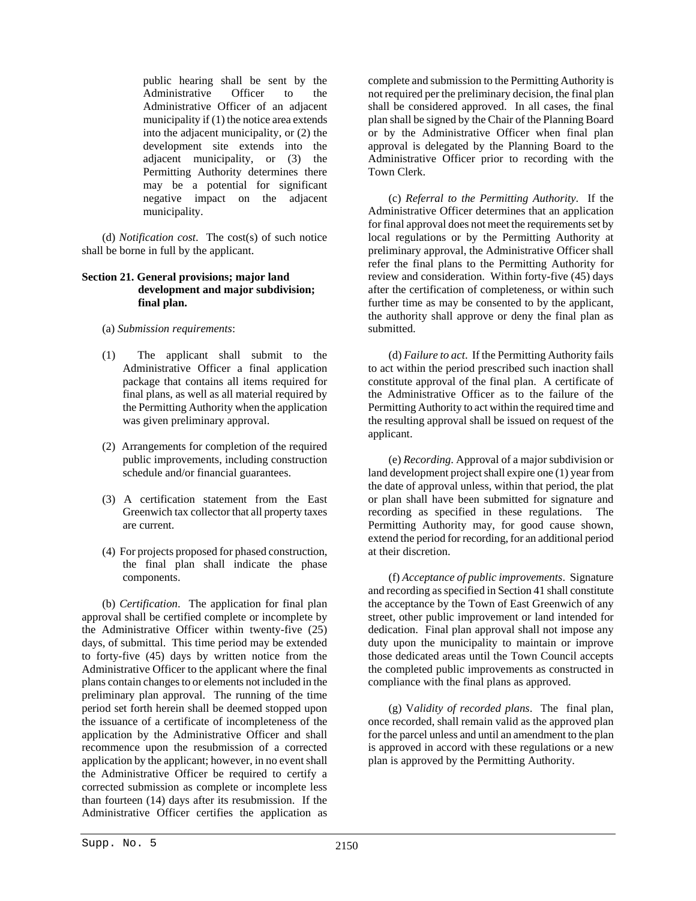public hearing shall be sent by the Administrative Officer to the Administrative Officer of an adjacent municipality if (1) the notice area extends into the adjacent municipality, or (2) the development site extends into the adjacent municipality, or (3) the Permitting Authority determines there may be a potential for significant negative impact on the adjacent municipality.

(d) *Notification cost*. The cost(s) of such notice shall be borne in full by the applicant.

**Section 21. General provisions; major land development and major subdivision; final plan.**

(a) *Submission requirements*:

(1) The applicant shall submit to the Administrative Officer a final application package that contains all items required for final plans, as well as all material required by the Permitting Authority when the application was given preliminary approval.

(2) Arrangements for completion of the required public improvements, including construction schedule and/or financial guarantees.

(3) A certification statement from the East Greenwich tax collector that all property taxes are current.

(4) For projects proposed for phased construction, the final plan shall indicate the phase components.

(b) *Certification*. The application for final plan approval shall be certified complete or incomplete by the Administrative Officer within twenty-five (25) days, of submittal. This time period may be extended to forty-five (45) days by written notice from the Administrative Officer to the applicant where the final plans contain changes to or elements not included in the preliminary plan approval. The running of the time period set forth herein shall be deemed stopped upon the issuance of a certificate of incompleteness of the application by the Administrative Officer and shall recommence upon the resubmission of a corrected application by the applicant; however, in no event shall the Administrative Officer be required to certify a corrected submission as complete or incomplete less than fourteen (14) days after its resubmission. If the Administrative Officer certifies the application as complete and submission to the Permitting Authority is not required per the preliminary decision, the final plan shall be considered approved. In all cases, the final plan shall be signed by the Chair of the Planning Board or by the Administrative Officer when final plan approval is delegated by the Planning Board to the Administrative Officer prior to recording with the Town Clerk.

(c) *Referral to the Permitting Authority*. If the Administrative Officer determines that an application for final approval does not meet the requirements set by local regulations or by the Permitting Authority at preliminary approval, the Administrative Officer shall refer the final plans to the Permitting Authority for review and consideration. Within forty-five (45) days after the certification of completeness, or within such further time as may be consented to by the applicant, the authority shall approve or deny the final plan as submitted.

(d) *Failure to act*. If the Permitting Authority fails to act within the period prescribed such inaction shall constitute approval of the final plan. A certificate of the Administrative Officer as to the failure of the Permitting Authority to act within the required time and the resulting approval shall be issued on request of the applicant.

(e) *Recording*. Approval of a major subdivision or land development project shall expire one (1) year from the date of approval unless, within that period, the plat or plan shall have been submitted for signature and recording as specified in these regulations. The Permitting Authority may, for good cause shown, extend the period for recording, for an additional period at their discretion.

(f) *Acceptance of public improvements*. Signature and recording as specified in Section 41 shall constitute the acceptance by the Town of East Greenwich of any street, other public improvement or land intended for dedication. Final plan approval shall not impose any duty upon the municipality to maintain or improve those dedicated areas until the Town Council accepts the completed public improvements as constructed in compliance with the final plans as approved.

(g) *Validity of recorded plans*. The final plan, once recorded, shall remain valid as the approved plan for the parcel unless and until an amendment to the plan is approved in accord with these regulations or a new plan is approved by the Permitting Authority.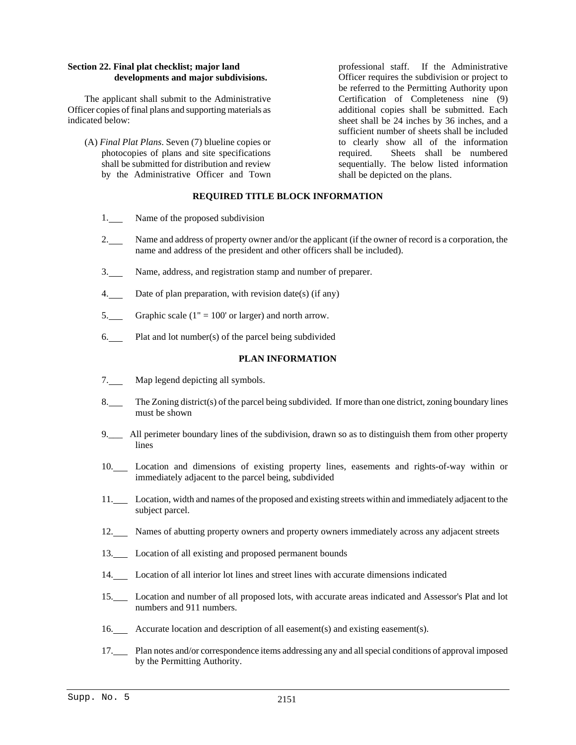### Section 22. Final plat checklist; major land developments and major subdivisions.

The applicant shall submit to the Administrative Officer copies of final plans and supporting materials as indicated below:

(A) *Final Plat Plans*. Seven (7) blueline copies or photocopies of plans and site specifications shall be submitted for distribution and review by the Administrative Officer and Town professional staff. If the Administrative Officer requires the subdivision or project to be referred to the Permitting Authority upon Certification of Completeness nine (9) additional copies shall be submitted. Each sheet shall be 24 inches by 36 inches, and a sufficient number of sheets shall be included to clearly show all of the information required. Sheets shall be numbered sequentially. The below listed information shall be depicted on the plans.

**REQUIRED TITLE BLOCK INFORMATION**

1.___ Name of the proposed subdivision

2.___ Name and address of property owner and/or the applicant (if the owner of record is a corporation, the name and address of the president and other officers shall be included).

3.___ Name, address, and registration stamp and number of preparer.

4.___ Date of plan preparation, with revision date(s) (if any)

5.___ Graphic scale (1" = 100' or larger) and north arrow.

6.___ Plat and lot number(s) of the parcel being subdivided

**PLAN INFORMATION**

7.___ Map legend depicting all symbols.

8.___ The Zoning district(s) of the parcel being subdivided. If more than one district, zoning boundary lines must be shown

9.___ All perimeter boundary lines of the subdivision, drawn so as to distinguish them from other property lines

10.___ Location and dimensions of existing property lines, easements and rights-of-way within or immediately adjacent to the parcel being, subdivided

11.___ Location, width and names of the proposed and existing streets within and immediately adjacent to the subject parcel.

12.___ Names of abutting property owners and property owners immediately across any adjacent streets

13.___ Location of all existing and proposed permanent bounds

14.___ Location of all interior lot lines and street lines with accurate dimensions indicated

15.___ Location and number of all proposed lots, with accurate areas indicated and Assessor's Plat and lot numbers and 911 numbers.

16.___ Accurate location and description of all easement(s) and existing easement(s).

17.___ Plan notes and/or correspondence items addressing any and all special conditions of approval imposed by the Permitting Authority.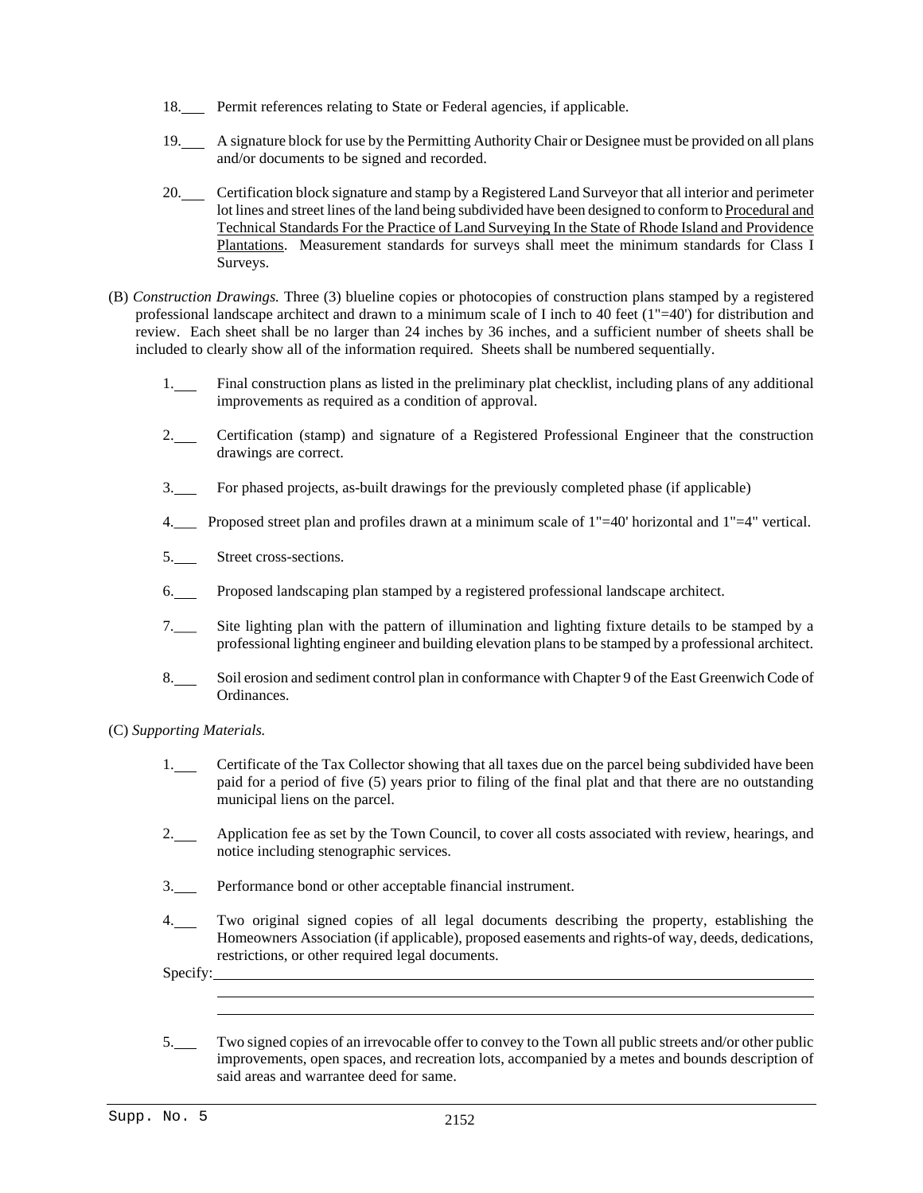18.___ Permit references relating to State or Federal agencies, if applicable.

19.___ A signature block for use by the Permitting Authority Chair or Designee must be provided on all plans and/or documents to be signed and recorded.

20.___ Certification block signature and stamp by a Registered Land Surveyor that all interior and perimeter lot lines and street lines of the land being subdivided have been designed to conform to <u>Procedural and Technical Standards For the Practice of Land Surveying In the State of Rhode Island and Providence Plantations</u>. Measurement standards for surveys shall meet the minimum standards for Class I Surveys.

(B) *Construction Drawings.* Three (3) blueline copies or photocopies of construction plans stamped by a registered professional landscape architect and drawn to a minimum scale of I inch to 40 feet (1"=40') for distribution and review. Each sheet shall be no larger than 24 inches by 36 inches, and a sufficient number of sheets shall be included to clearly show all of the information required. Sheets shall be numbered sequentially.

1.___ Final construction plans as listed in the preliminary plat checklist, including plans of any additional improvements as required as a condition of approval.

2.___ Certification (stamp) and signature of a Registered Professional Engineer that the construction drawings are correct.

3.___ For phased projects, as-built drawings for the previously completed phase (if applicable)

4.___ Proposed street plan and profiles drawn at a minimum scale of 1"=40' horizontal and 1"=4" vertical.

5.___ Street cross-sections.

6.___ Proposed landscaping plan stamped by a registered professional landscape architect.

7.___ Site lighting plan with the pattern of illumination and lighting fixture details to be stamped by a professional lighting engineer and building elevation plans to be stamped by a professional architect.

8.___ Soil erosion and sediment control plan in conformance with Chapter 9 of the East Greenwich Code of Ordinances.

(C) *Supporting Materials.*

1.___ Certificate of the Tax Collector showing that all taxes due on the parcel being subdivided have been paid for a period of five (5) years prior to filing of the final plat and that there are no outstanding municipal liens on the parcel.

2.___ Application fee as set by the Town Council, to cover all costs associated with review, hearings, and notice including stenographic services.

3.___ Performance bond or other acceptable financial instrument.

4.___ Two original signed copies of all legal documents describing the property, establishing the Homeowners Association (if applicable), proposed easements and rights-of way, deeds, dedications, restrictions, or other required legal documents.

Specify:\_\_\_\_\_\_\_\_\_\_\_\_\_\_\_\_\_\_\_\_\_\_\_\_\_\_\_\_\_\_\_\_\_\_\_\_\_\_\_\_\_\_\_\_\_\_\_\_\_\_\_\_\_\_\_\_\_\_\_\_

5.___ Two signed copies of an irrevocable offer to convey to the Town all public streets and/or other public improvements, open spaces, and recreation lots, accompanied by a metes and bounds description of said areas and warrantee deed for same.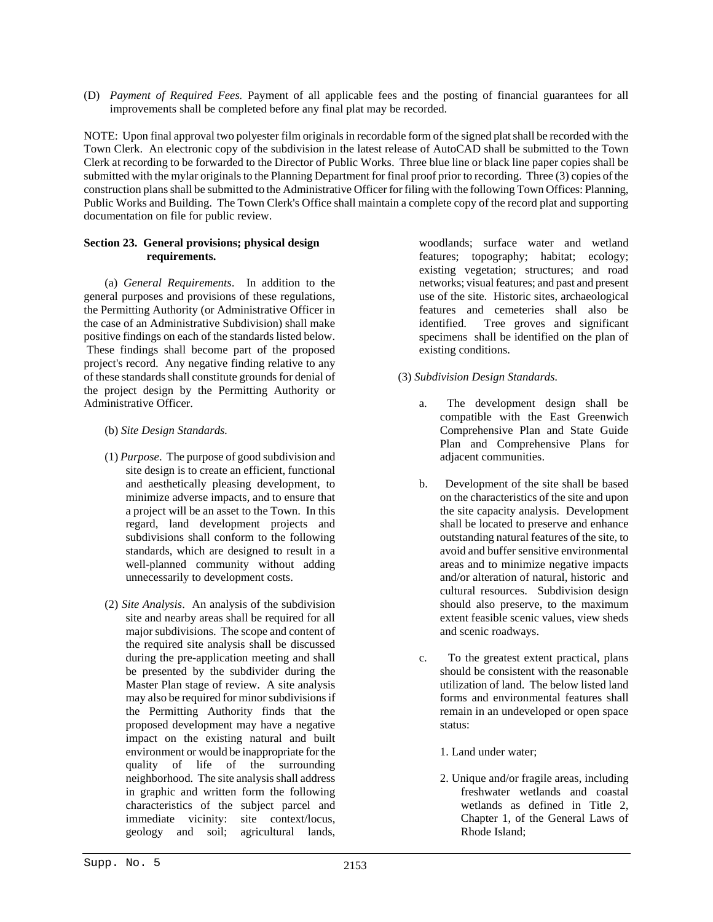(D) *Payment of Required Fees.* Payment of all applicable fees and the posting of financial guarantees for all improvements shall be completed before any final plat may be recorded.

NOTE: Upon final approval two polyester film originals in recordable form of the signed plat shall be recorded with the Town Clerk. An electronic copy of the subdivision in the latest release of AutoCAD shall be submitted to the Town Clerk at recording to be forwarded to the Director of Public Works. Three blue line or black line paper copies shall be submitted with the mylar originals to the Planning Department for final proof prior to recording. Three (3) copies of the construction plans shall be submitted to the Administrative Officer for filing with the following Town Offices: Planning, Public Works and Building. The Town Clerk's Office shall maintain a complete copy of the record plat and supporting documentation on file for public review.

**Section 23. General provisions; physical design requirements.**

(a) *General Requirements*. In addition to the general purposes and provisions of these regulations, the Permitting Authority (or Administrative Officer in the case of an Administrative Subdivision) shall make positive findings on each of the standards listed below. These findings shall become part of the proposed project's record. Any negative finding relative to any of these standards shall constitute grounds for denial of the project design by the Permitting Authority or Administrative Officer.

(b) *Site Design Standards.*

(1) *Purpose*. The purpose of good subdivision and site design is to create an efficient, functional and aesthetically pleasing development, to minimize adverse impacts, and to ensure that a project will be an asset to the Town. In this regard, land development projects and subdivisions shall conform to the following standards, which are designed to result in a well-planned community without adding unnecessarily to development costs.

(2) *Site Analysis*. An analysis of the subdivision site and nearby areas shall be required for all major subdivisions. The scope and content of the required site analysis shall be discussed during the pre-application meeting and shall be presented by the subdivider during the Master Plan stage of review. A site analysis may also be required for minor subdivisions if the Permitting Authority finds that the proposed development may have a negative impact on the existing natural and built environment or would be inappropriate for the quality of life of the surrounding neighborhood. The site analysis shall address in graphic and written form the following characteristics of the subject parcel and immediate vicinity: site context/locus, geology and soil; agricultural lands, woodlands; surface water and wetland features; topography; habitat; ecology; existing vegetation; structures; and road networks; visual features; and past and present use of the site. Historic sites, archaeological features and cemeteries shall also be identified. Tree groves and significant specimens shall be identified on the plan of existing conditions.

(3) *Subdivision Design Standards.*

a. The development design shall be compatible with the East Greenwich Comprehensive Plan and State Guide Plan and Comprehensive Plans for adjacent communities.

b. Development of the site shall be based on the characteristics of the site and upon the site capacity analysis. Development shall be located to preserve and enhance outstanding natural features of the site, to avoid and buffer sensitive environmental areas and to minimize negative impacts and/or alteration of natural, historic and cultural resources. Subdivision design should also preserve, to the maximum extent feasible scenic values, view sheds and scenic roadways.

c. To the greatest extent practical, plans should be consistent with the reasonable utilization of land. The below listed land forms and environmental features shall remain in an undeveloped or open space status:

1. Land under water;

2. Unique and/or fragile areas, including freshwater wetlands and coastal wetlands as defined in Title 2, Chapter 1, of the General Laws of Rhode Island;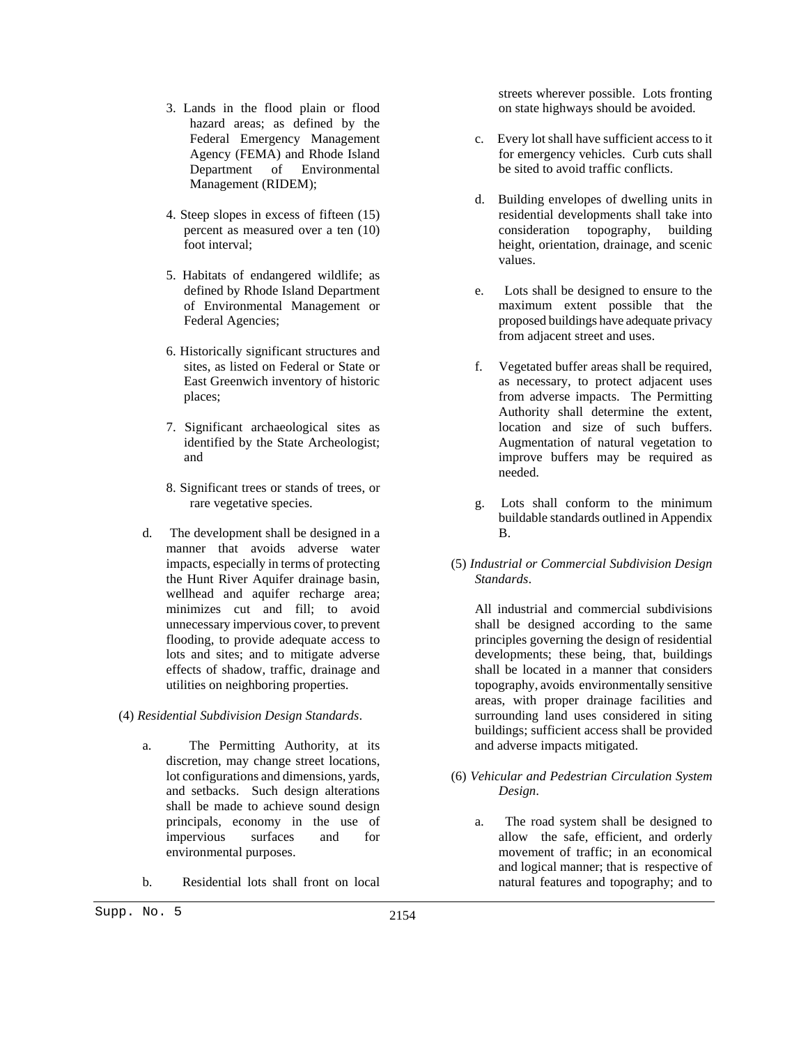3. Lands in the flood plain or flood hazard areas; as defined by the Federal Emergency Management Agency (FEMA) and Rhode Island Department of Environmental Management (RIDEM);

4. Steep slopes in excess of fifteen (15) percent as measured over a ten (10) foot interval;

5. Habitats of endangered wildlife; as defined by Rhode Island Department of Environmental Management or Federal Agencies;

6. Historically significant structures and sites, as listed on Federal or State or East Greenwich inventory of historic places;

7. Significant archaeological sites as identified by the State Archeologist; and

8. Significant trees or stands of trees, or rare vegetative species.

d. The development shall be designed in a manner that avoids adverse water impacts, especially in terms of protecting the Hunt River Aquifer drainage basin, wellhead and aquifer recharge area; minimizes cut and fill; to avoid unnecessary impervious cover, to prevent flooding, to provide adequate access to lots and sites; and to mitigate adverse effects of shadow, traffic, drainage and utilities on neighboring properties.

(4) *Residential Subdivision Design Standards*.

a. The Permitting Authority, at its discretion, may change street locations, lot configurations and dimensions, yards, and setbacks. Such design alterations shall be made to achieve sound design principals, economy in the use of impervious surfaces and for environmental purposes.

b. Residential lots shall front on local streets wherever possible. Lots fronting on state highways should be avoided.

c. Every lot shall have sufficient access to it for emergency vehicles. Curb cuts shall be sited to avoid traffic conflicts.

d. Building envelopes of dwelling units in residential developments shall take into consideration topography, building height, orientation, drainage, and scenic values.

e. Lots shall be designed to ensure to the maximum extent possible that the proposed buildings have adequate privacy from adjacent street and uses.

f. Vegetated buffer areas shall be required, as necessary, to protect adjacent uses from adverse impacts. The Permitting Authority shall determine the extent, location and size of such buffers. Augmentation of natural vegetation to improve buffers may be required as needed.

g. Lots shall conform to the minimum buildable standards outlined in Appendix B.

(5) *Industrial or Commercial Subdivision Design Standards*.

All industrial and commercial subdivisions shall be designed according to the same principles governing the design of residential developments; these being, that, buildings shall be located in a manner that considers topography, avoids environmentally sensitive areas, with proper drainage facilities and surrounding land uses considered in siting buildings; sufficient access shall be provided and adverse impacts mitigated.

(6) *Vehicular and Pedestrian Circulation System Design*.

a. The road system shall be designed to allow the safe, efficient, and orderly movement of traffic; in an economical and logical manner; that is respective of natural features and topography; and to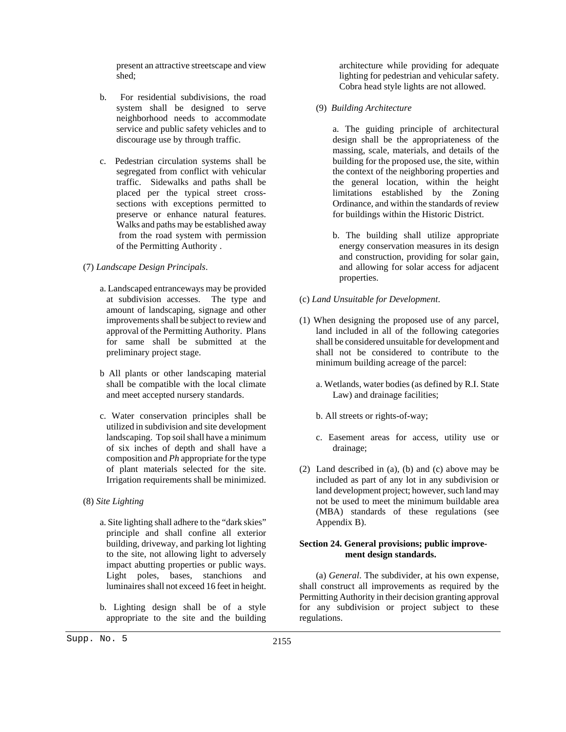present an attractive streetscape and view shed;

b. For residential subdivisions, the road system shall be designed to serve neighborhood needs to accommodate service and public safety vehicles and to discourage use by through traffic.

c. Pedestrian circulation systems shall be segregated from conflict with vehicular traffic. Sidewalks and paths shall be placed per the typical street cross-sections with exceptions permitted to preserve or enhance natural features. Walks and paths may be established away from the road system with permission of the Permitting Authority .

(7) *Landscape Design Principals*.

a. Landscaped entranceways may be provided at subdivision accesses. The type and amount of landscaping, signage and other improvements shall be subject to review and approval of the Permitting Authority. Plans for same shall be submitted at the preliminary project stage.

b All plants or other landscaping material shall be compatible with the local climate and meet accepted nursery standards.

c. Water conservation principles shall be utilized in subdivision and site development landscaping. Top soil shall have a minimum of six inches of depth and shall have a composition and *Ph* appropriate for the type of plant materials selected for the site. Irrigation requirements shall be minimized.

(8) *Site Lighting*

a. Site lighting shall adhere to the "dark skies" principle and shall confine all exterior building, driveway, and parking lot lighting to the site, not allowing light to adversely impact abutting properties or public ways. Light poles, bases, stanchions and luminaires shall not exceed 16 feet in height.

b. Lighting design shall be of a style appropriate to the site and the building architecture while providing for adequate lighting for pedestrian and vehicular safety. Cobra head style lights are not allowed.

(9) *Building Architecture*

a. The guiding principle of architectural design shall be the appropriateness of the massing, scale, materials, and details of the building for the proposed use, the site, within the context of the neighboring properties and the general location, within the height limitations established by the Zoning Ordinance, and within the standards of review for buildings within the Historic District.

b. The building shall utilize appropriate energy conservation measures in its design and construction, providing for solar gain, and allowing for solar access for adjacent properties.

(c) *Land Unsuitable for Development*.

(1) When designing the proposed use of any parcel, land included in all of the following categories shall be considered unsuitable for development and shall not be considered to contribute to the minimum building acreage of the parcel:

a. Wetlands, water bodies (as defined by R.I. State Law) and drainage facilities;

b. All streets or rights-of-way;

c. Easement areas for access, utility use or drainage;

(2) Land described in (a), (b) and (c) above may be included as part of any lot in any subdivision or land development project; however, such land may not be used to meet the minimum buildable area (MBA) standards of these regulations (see Appendix B).

**Section 24. General provisions; public improvement design standards.**

(a) *General*. The subdivider, at his own expense, shall construct all improvements as required by the Permitting Authority in their decision granting approval for any subdivision or project subject to these regulations.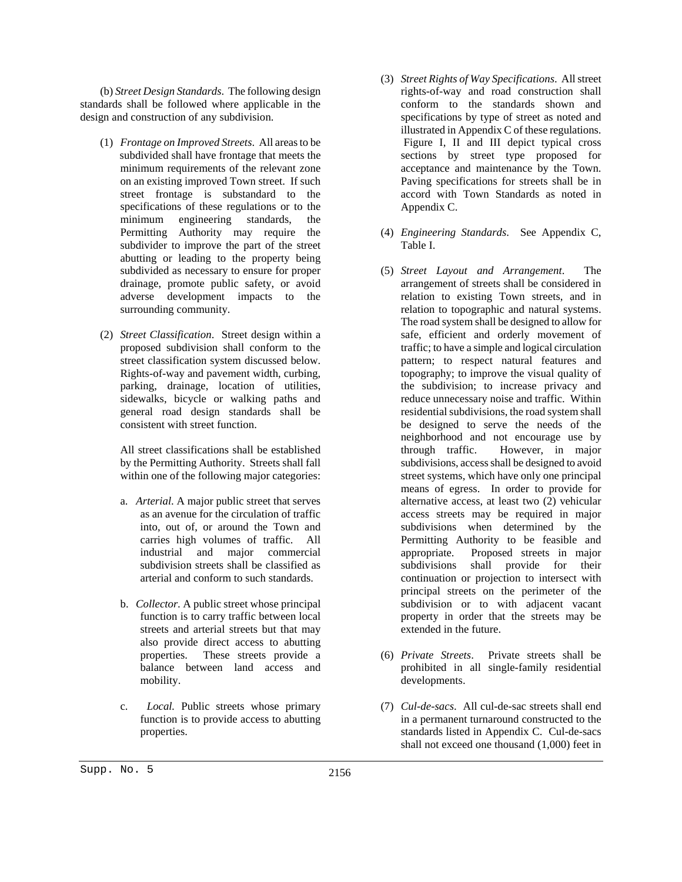(b) *Street Design Standards*. The following design standards shall be followed where applicable in the design and construction of any subdivision.

(1) *Frontage on Improved Streets*. All areas to be subdivided shall have frontage that meets the minimum requirements of the relevant zone on an existing improved Town street. If such street frontage is substandard to the specifications of these regulations or to the minimum engineering standards, the Permitting Authority may require the subdivider to improve the part of the street abutting or leading to the property being subdivided as necessary to ensure for proper drainage, promote public safety, or avoid adverse development impacts to the surrounding community.

(2) *Street Classification*. Street design within a proposed subdivision shall conform to the street classification system discussed below. Rights-of-way and pavement width, curbing, parking, drainage, location of utilities, sidewalks, bicycle or walking paths and general road design standards shall be consistent with street function.

All street classifications shall be established by the Permitting Authority. Streets shall fall within one of the following major categories:

a. *Arterial*. A major public street that serves as an avenue for the circulation of traffic into, out of, or around the Town and carries high volumes of traffic. All industrial and major commercial subdivision streets shall be classified as arterial and conform to such standards.

b. *Collector*. A public street whose principal function is to carry traffic between local streets and arterial streets but that may also provide direct access to abutting properties. These streets provide a balance between land access and mobility.

c. *Local*. Public streets whose primary function is to provide access to abutting properties.

(3) *Street Rights of Way Specifications*. All street rights-of-way and road construction shall conform to the standards shown and specifications by type of street as noted and illustrated in Appendix C of these regulations. Figure I, II and III depict typical cross sections by street type proposed for acceptance and maintenance by the Town. Paving specifications for streets shall be in accord with Town Standards as noted in Appendix C.

(4) *Engineering Standards*. See Appendix C, Table I.

(5) *Street Layout and Arrangement*. The arrangement of streets shall be considered in relation to existing Town streets, and in relation to topographic and natural systems. The road system shall be designed to allow for safe, efficient and orderly movement of traffic; to have a simple and logical circulation pattern; to respect natural features and topography; to improve the visual quality of the subdivision; to increase privacy and reduce unnecessary noise and traffic. Within residential subdivisions, the road system shall be designed to serve the needs of the neighborhood and not encourage use by through traffic. However, in major subdivisions, access shall be designed to avoid street systems, which have only one principal means of egress. In order to provide for alternative access, at least two (2) vehicular access streets may be required in major subdivisions when determined by the Permitting Authority to be feasible and appropriate. Proposed streets in major subdivisions shall provide for their continuation or projection to intersect with principal streets on the perimeter of the subdivision or to with adjacent vacant property in order that the streets may be extended in the future.

(6) *Private Streets*. Private streets shall be prohibited in all single-family residential developments.

(7) *Cul-de-sacs*. All cul-de-sac streets shall end in a permanent turnaround constructed to the standards listed in Appendix C. Cul-de-sacs shall not exceed one thousand (1,000) feet in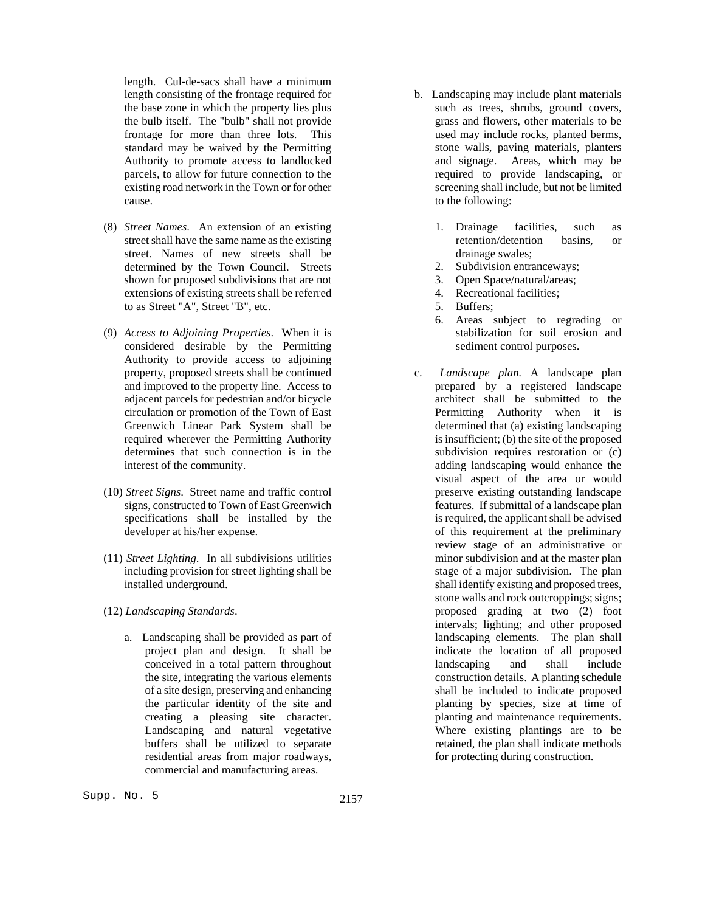length. Cul-de-sacs shall have a minimum length consisting of the frontage required for the base zone in which the property lies plus the bulb itself. The "bulb" shall not provide frontage for more than three lots. This standard may be waived by the Permitting Authority to promote access to landlocked parcels, to allow for future connection to the existing road network in the Town or for other cause.

(8) *Street Names*. An extension of an existing street shall have the same name as the existing street. Names of new streets shall be determined by the Town Council. Streets shown for proposed subdivisions that are not extensions of existing streets shall be referred to as Street "A", Street "B", etc.

(9) *Access to Adjoining Properties*. When it is considered desirable by the Permitting Authority to provide access to adjoining property, proposed streets shall be continued and improved to the property line. Access to adjacent parcels for pedestrian and/or bicycle circulation or promotion of the Town of East Greenwich Linear Park System shall be required wherever the Permitting Authority determines that such connection is in the interest of the community.

(10) *Street Signs*. Street name and traffic control signs, constructed to Town of East Greenwich specifications shall be installed by the developer at his/her expense.

(11) *Street Lighting*. In all subdivisions utilities including provision for street lighting shall be installed underground.

(12) *Landscaping Standards*.

a. Landscaping shall be provided as part of project plan and design. It shall be conceived in a total pattern throughout the site, integrating the various elements of a site design, preserving and enhancing the particular identity of the site and creating a pleasing site character. Landscaping and natural vegetative buffers shall be utilized to separate residential areas from major roadways, commercial and manufacturing areas.

b. Landscaping may include plant materials such as trees, shrubs, ground covers, grass and flowers, other materials to be used may include rocks, planted berms, stone walls, paving materials, planters and signage. Areas, which may be required to provide landscaping, or screening shall include, but not be limited to the following:

1. Drainage facilities, such as retention/detention basins, or drainage swales;
2. Subdivision entranceways;
3. Open Space/natural/areas;
4. Recreational facilities;
5. Buffers;
6. Areas subject to regrading or stabilization for soil erosion and sediment control purposes.

c. *Landscape plan*. A landscape plan prepared by a registered landscape architect shall be submitted to the Permitting Authority when it is determined that (a) existing landscaping is insufficient; (b) the site of the proposed subdivision requires restoration or (c) adding landscaping would enhance the visual aspect of the area or would preserve existing outstanding landscape features. If submittal of a landscape plan is required, the applicant shall be advised of this requirement at the preliminary review stage of an administrative or minor subdivision and at the master plan stage of a major subdivision. The plan shall identify existing and proposed trees, stone walls and rock outcroppings; signs; proposed grading at two (2) foot intervals; lighting; and other proposed landscaping elements. The plan shall indicate the location of all proposed landscaping and shall include construction details. A planting schedule shall be included to indicate proposed planting by species, size at time of planting and maintenance requirements. Where existing plantings are to be retained, the plan shall indicate methods for protecting during construction.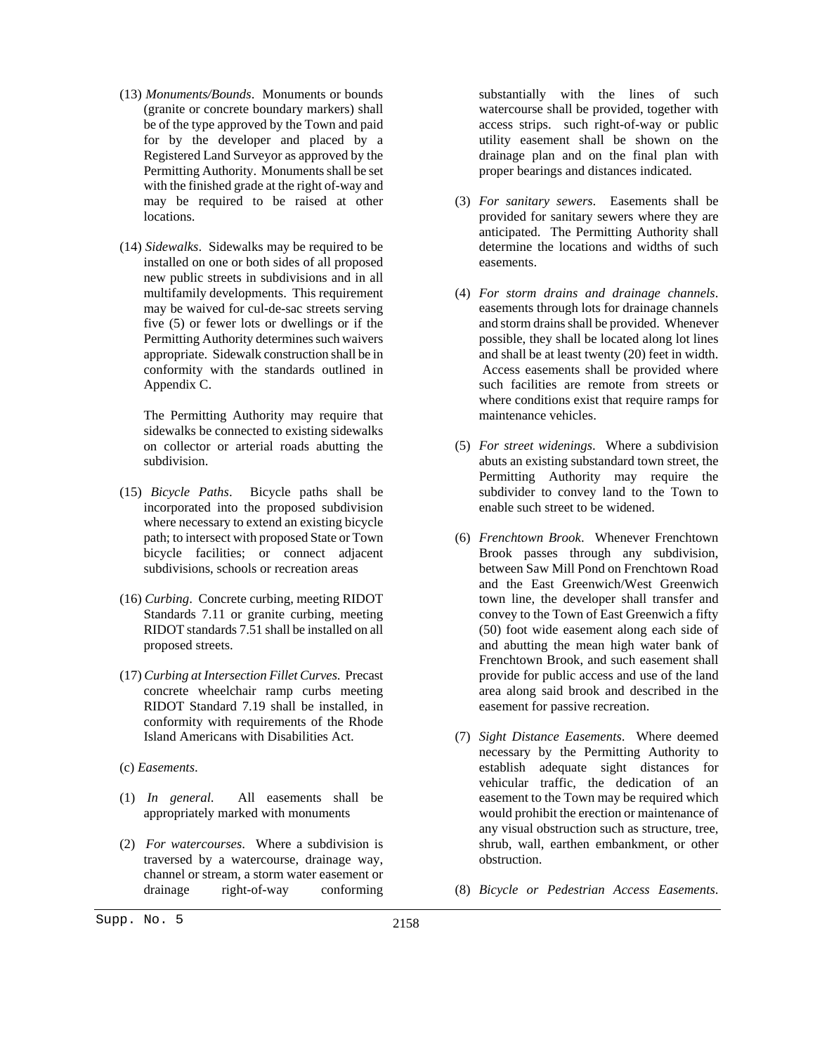(13) *Monuments/Bounds*. Monuments or bounds (granite or concrete boundary markers) shall be of the type approved by the Town and paid for by the developer and placed by a Registered Land Surveyor as approved by the Permitting Authority. Monuments shall be set with the finished grade at the right of-way and may be required to be raised at other locations.

(14) *Sidewalks*. Sidewalks may be required to be installed on one or both sides of all proposed new public streets in subdivisions and in all multifamily developments. This requirement may be waived for cul-de-sac streets serving five (5) or fewer lots or dwellings or if the Permitting Authority determines such waivers appropriate. Sidewalk construction shall be in conformity with the standards outlined in Appendix C.

The Permitting Authority may require that sidewalks be connected to existing sidewalks on collector or arterial roads abutting the subdivision.

(15) *Bicycle Paths*. Bicycle paths shall be incorporated into the proposed subdivision where necessary to extend an existing bicycle path; to intersect with proposed State or Town bicycle facilities; or connect adjacent subdivisions, schools or recreation areas

(16) *Curbing*. Concrete curbing, meeting RIDOT Standards 7.11 or granite curbing, meeting RIDOT standards 7.51 shall be installed on all proposed streets.

(17) *Curbing at Intersection Fillet Curves.* Precast concrete wheelchair ramp curbs meeting RIDOT Standard 7.19 shall be installed, in conformity with requirements of the Rhode Island Americans with Disabilities Act.

(c) *Easements*.

(1) *In general*. All easements shall be appropriately marked with monuments

(2) *For watercourses*. Where a subdivision is traversed by a watercourse, drainage way, channel or stream, a storm water easement or drainage right-of-way conforming substantially with the lines of such watercourse shall be provided, together with access strips. such right-of-way or public utility easement shall be shown on the drainage plan and on the final plan with proper bearings and distances indicated.

(3) *For sanitary sewers*. Easements shall be provided for sanitary sewers where they are anticipated. The Permitting Authority shall determine the locations and widths of such easements.

(4) *For storm drains and drainage channels*. easements through lots for drainage channels and storm drains shall be provided. Whenever possible, they shall be located along lot lines and shall be at least twenty (20) feet in width. Access easements shall be provided where such facilities are remote from streets or where conditions exist that require ramps for maintenance vehicles.

(5) *For street widenings*. Where a subdivision abuts an existing substandard town street, the Permitting Authority may require the subdivider to convey land to the Town to enable such street to be widened.

(6) *Frenchtown Brook*. Whenever Frenchtown Brook passes through any subdivision, between Saw Mill Pond on Frenchtown Road and the East Greenwich/West Greenwich town line, the developer shall transfer and convey to the Town of East Greenwich a fifty (50) foot wide easement along each side of and abutting the mean high water bank of Frenchtown Brook, and such easement shall provide for public access and use of the land area along said brook and described in the easement for passive recreation.

(7) *Sight Distance Easements*. Where deemed necessary by the Permitting Authority to establish adequate sight distances for vehicular traffic, the dedication of an easement to the Town may be required which would prohibit the erection or maintenance of any visual obstruction such as structure, tree, shrub, wall, earthen embankment, or other obstruction.

(8) *Bicycle or Pedestrian Access Easements*.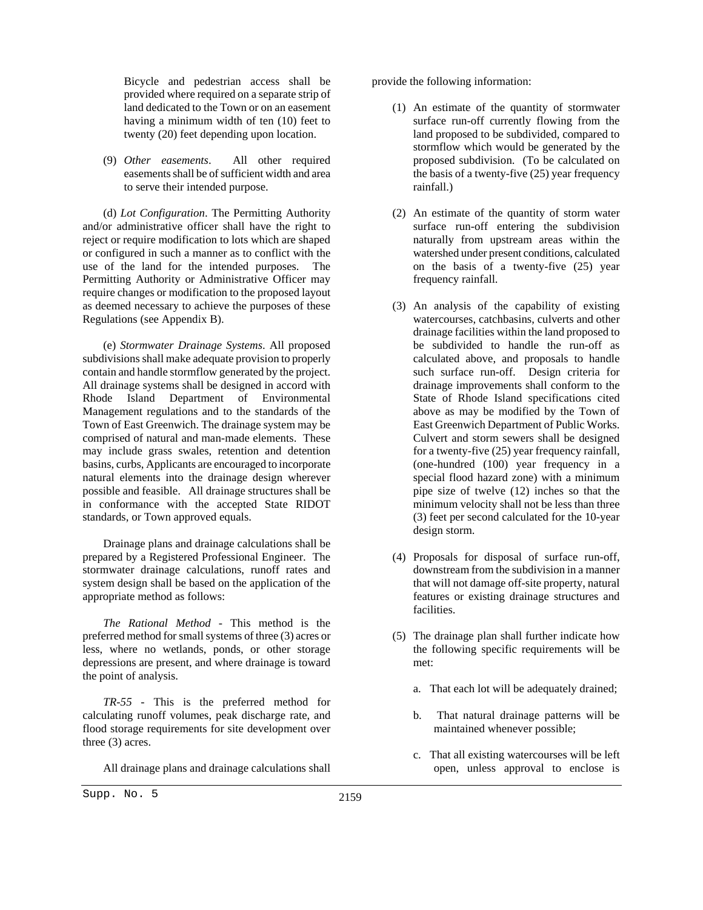Bicycle and pedestrian access shall be provided where required on a separate strip of land dedicated to the Town or on an easement having a minimum width of ten (10) feet to twenty (20) feet depending upon location.

(9) *Other easements*. All other required easements shall be of sufficient width and area to serve their intended purpose.

(d) *Lot Configuration*. The Permitting Authority and/or administrative officer shall have the right to reject or require modification to lots which are shaped or configured in such a manner as to conflict with the use of the land for the intended purposes. The Permitting Authority or Administrative Officer may require changes or modification to the proposed layout as deemed necessary to achieve the purposes of these Regulations (see Appendix B).

(e) *Stormwater Drainage Systems*. All proposed subdivisions shall make adequate provision to properly contain and handle stormflow generated by the project. All drainage systems shall be designed in accord with Rhode Island Department of Environmental Management regulations and to the standards of the Town of East Greenwich. The drainage system may be comprised of natural and man-made elements. These may include grass swales, retention and detention basins, curbs, Applicants are encouraged to incorporate natural elements into the drainage design wherever possible and feasible. All drainage structures shall be in conformance with the accepted State RIDOT standards, or Town approved equals.

Drainage plans and drainage calculations shall be prepared by a Registered Professional Engineer. The stormwater drainage calculations, runoff rates and system design shall be based on the application of the appropriate method as follows:

*The Rational Method* - This method is the preferred method for small systems of three (3) acres or less, where no wetlands, ponds, or other storage depressions are present, and where drainage is toward the point of analysis.

*TR-55* - This is the preferred method for calculating runoff volumes, peak discharge rate, and flood storage requirements for site development over three (3) acres.

All drainage plans and drainage calculations shall provide the following information:

(1) An estimate of the quantity of stormwater surface run-off currently flowing from the land proposed to be subdivided, compared to stormflow which would be generated by the proposed subdivision. (To be calculated on the basis of a twenty-five (25) year frequency rainfall.)

(2) An estimate of the quantity of storm water surface run-off entering the subdivision naturally from upstream areas within the watershed under present conditions, calculated on the basis of a twenty-five (25) year frequency rainfall.

(3) An analysis of the capability of existing watercourses, catchbasins, culverts and other drainage facilities within the land proposed to be subdivided to handle the run-off as calculated above, and proposals to handle such surface run-off. Design criteria for drainage improvements shall conform to the State of Rhode Island specifications cited above as may be modified by the Town of East Greenwich Department of Public Works. Culvert and storm sewers shall be designed for a twenty-five (25) year frequency rainfall, (one-hundred (100) year frequency in a special flood hazard zone) with a minimum pipe size of twelve (12) inches so that the minimum velocity shall not be less than three (3) feet per second calculated for the 10-year design storm.

(4) Proposals for disposal of surface run-off, downstream from the subdivision in a manner that will not damage off-site property, natural features or existing drainage structures and facilities.

(5) The drainage plan shall further indicate how the following specific requirements will be met:

   a. That each lot will be adequately drained;

   b. That natural drainage patterns will be maintained whenever possible;

   c. That all existing watercourses will be left open, unless approval to enclose is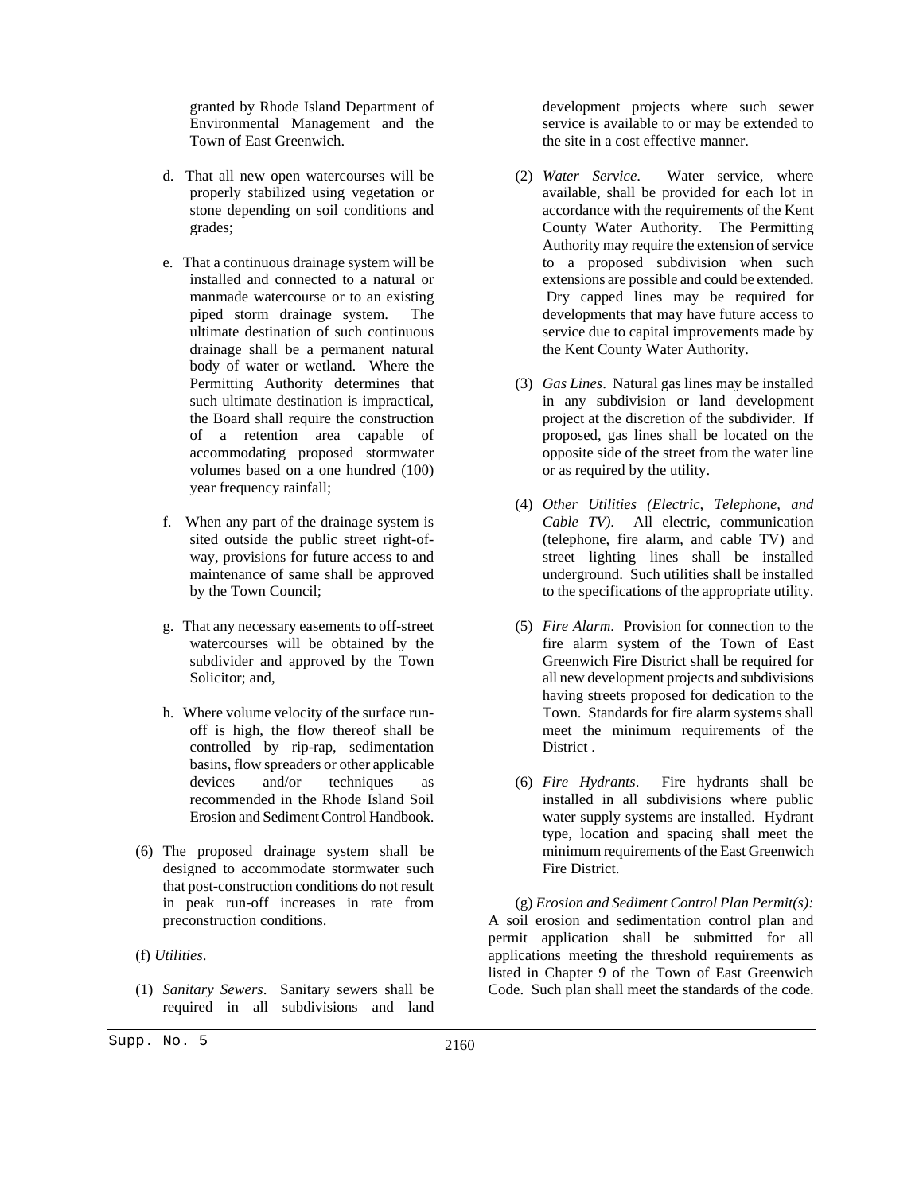granted by Rhode Island Department of Environmental Management and the Town of East Greenwich.

d. That all new open watercourses will be properly stabilized using vegetation or stone depending on soil conditions and grades;

e. That a continuous drainage system will be installed and connected to a natural or manmade watercourse or to an existing piped storm drainage system. The ultimate destination of such continuous drainage shall be a permanent natural body of water or wetland. Where the Permitting Authority determines that such ultimate destination is impractical, the Board shall require the construction of a retention area capable of accommodating proposed stormwater volumes based on a one hundred (100) year frequency rainfall;

f. When any part of the drainage system is sited outside the public street right-of-way, provisions for future access to and maintenance of same shall be approved by the Town Council;

g. That any necessary easements to off-street watercourses will be obtained by the subdivider and approved by the Town Solicitor; and,

h. Where volume velocity of the surface run-off is high, the flow thereof shall be controlled by rip-rap, sedimentation basins, flow spreaders or other applicable devices and/or techniques as recommended in the Rhode Island Soil Erosion and Sediment Control Handbook.

(6) The proposed drainage system shall be designed to accommodate stormwater such that post-construction conditions do not result in peak run-off increases in rate from preconstruction conditions.

(f) *Utilities*.

(1) *Sanitary Sewers*. Sanitary sewers shall be required in all subdivisions and land development projects where such sewer service is available to or may be extended to the site in a cost effective manner.

(2) *Water Service*. Water service, where available, shall be provided for each lot in accordance with the requirements of the Kent County Water Authority. The Permitting Authority may require the extension of service to a proposed subdivision when such extensions are possible and could be extended. Dry capped lines may be required for developments that may have future access to service due to capital improvements made by the Kent County Water Authority.

(3) *Gas Lines*. Natural gas lines may be installed in any subdivision or land development project at the discretion of the subdivider. If proposed, gas lines shall be located on the opposite side of the street from the water line or as required by the utility.

(4) *Other Utilities (Electric, Telephone, and Cable TV)*. All electric, communication (telephone, fire alarm, and cable TV) and street lighting lines shall be installed underground. Such utilities shall be installed to the specifications of the appropriate utility.

(5) *Fire Alarm*. Provision for connection to the fire alarm system of the Town of East Greenwich Fire District shall be required for all new development projects and subdivisions having streets proposed for dedication to the Town. Standards for fire alarm systems shall meet the minimum requirements of the District .

(6) *Fire Hydrants*. Fire hydrants shall be installed in all subdivisions where public water supply systems are installed. Hydrant type, location and spacing shall meet the minimum requirements of the East Greenwich Fire District.

(g) *Erosion and Sediment Control Plan Permit(s):* A soil erosion and sedimentation control plan and permit application shall be submitted for all applications meeting the threshold requirements as listed in Chapter 9 of the Town of East Greenwich Code. Such plan shall meet the standards of the code.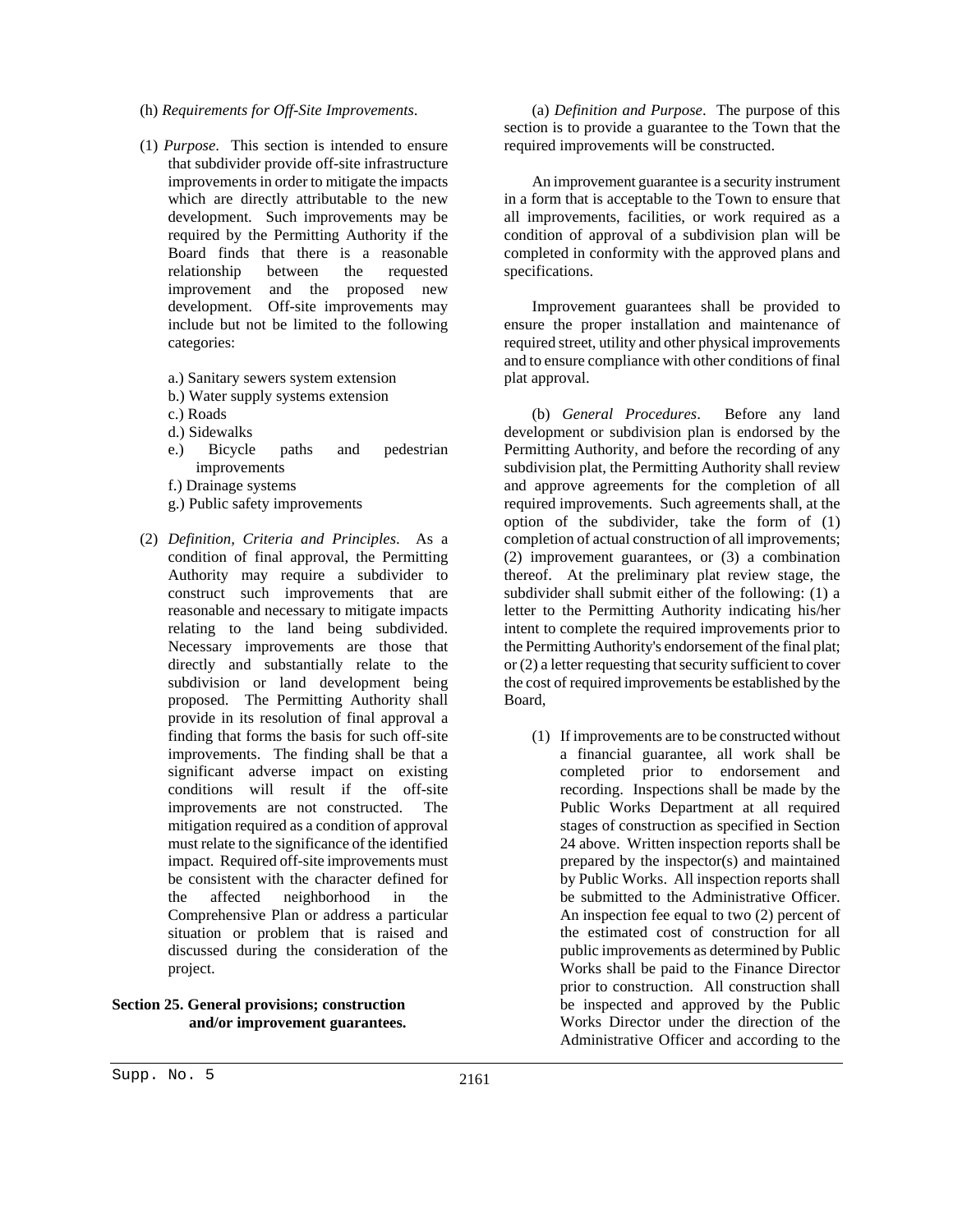(h) *Requirements for Off-Site Improvements*.

(1) *Purpose*. This section is intended to ensure that subdivider provide off-site infrastructure improvements in order to mitigate the impacts which are directly attributable to the new development. Such improvements may be required by the Permitting Authority if the Board finds that there is a reasonable relationship between the requested improvement and the proposed new development. Off-site improvements may include but not be limited to the following categories:

   a.) Sanitary sewers system extension
   b.) Water supply systems extension
   c.) Roads
   d.) Sidewalks
   e.) Bicycle paths and pedestrian improvements
   f.) Drainage systems
   g.) Public safety improvements

(2) *Definition, Criteria and Principles*. As a condition of final approval, the Permitting Authority may require a subdivider to construct such improvements that are reasonable and necessary to mitigate impacts relating to the land being subdivided. Necessary improvements are those that directly and substantially relate to the subdivision or land development being proposed. The Permitting Authority shall provide in its resolution of final approval a finding that forms the basis for such off-site improvements. The finding shall be that a significant adverse impact on existing conditions will result if the off-site improvements are not constructed. The mitigation required as a condition of approval must relate to the significance of the identified impact. Required off-site improvements must be consistent with the character defined for the affected neighborhood in the Comprehensive Plan or address a particular situation or problem that is raised and discussed during the consideration of the project.

**Section 25. General provisions; construction and/or improvement guarantees.**

(a) *Definition and Purpose*. The purpose of this section is to provide a guarantee to the Town that the required improvements will be constructed.

An improvement guarantee is a security instrument in a form that is acceptable to the Town to ensure that all improvements, facilities, or work required as a condition of approval of a subdivision plan will be completed in conformity with the approved plans and specifications.

Improvement guarantees shall be provided to ensure the proper installation and maintenance of required street, utility and other physical improvements and to ensure compliance with other conditions of final plat approval.

(b) *General Procedures*. Before any land development or subdivision plan is endorsed by the Permitting Authority, and before the recording of any subdivision plat, the Permitting Authority shall review and approve agreements for the completion of all required improvements. Such agreements shall, at the option of the subdivider, take the form of (1) completion of actual construction of all improvements; (2) improvement guarantees, or (3) a combination thereof. At the preliminary plat review stage, the subdivider shall submit either of the following: (1) a letter to the Permitting Authority indicating his/her intent to complete the required improvements prior to the Permitting Authority's endorsement of the final plat; or (2) a letter requesting that security sufficient to cover the cost of required improvements be established by the Board,

(1) If improvements are to be constructed without a financial guarantee, all work shall be completed prior to endorsement and recording. Inspections shall be made by the Public Works Department at all required stages of construction as specified in Section 24 above. Written inspection reports shall be prepared by the inspector(s) and maintained by Public Works. All inspection reports shall be submitted to the Administrative Officer. An inspection fee equal to two (2) percent of the estimated cost of construction for all public improvements as determined by Public Works shall be paid to the Finance Director prior to construction. All construction shall be inspected and approved by the Public Works Director under the direction of the Administrative Officer and according to the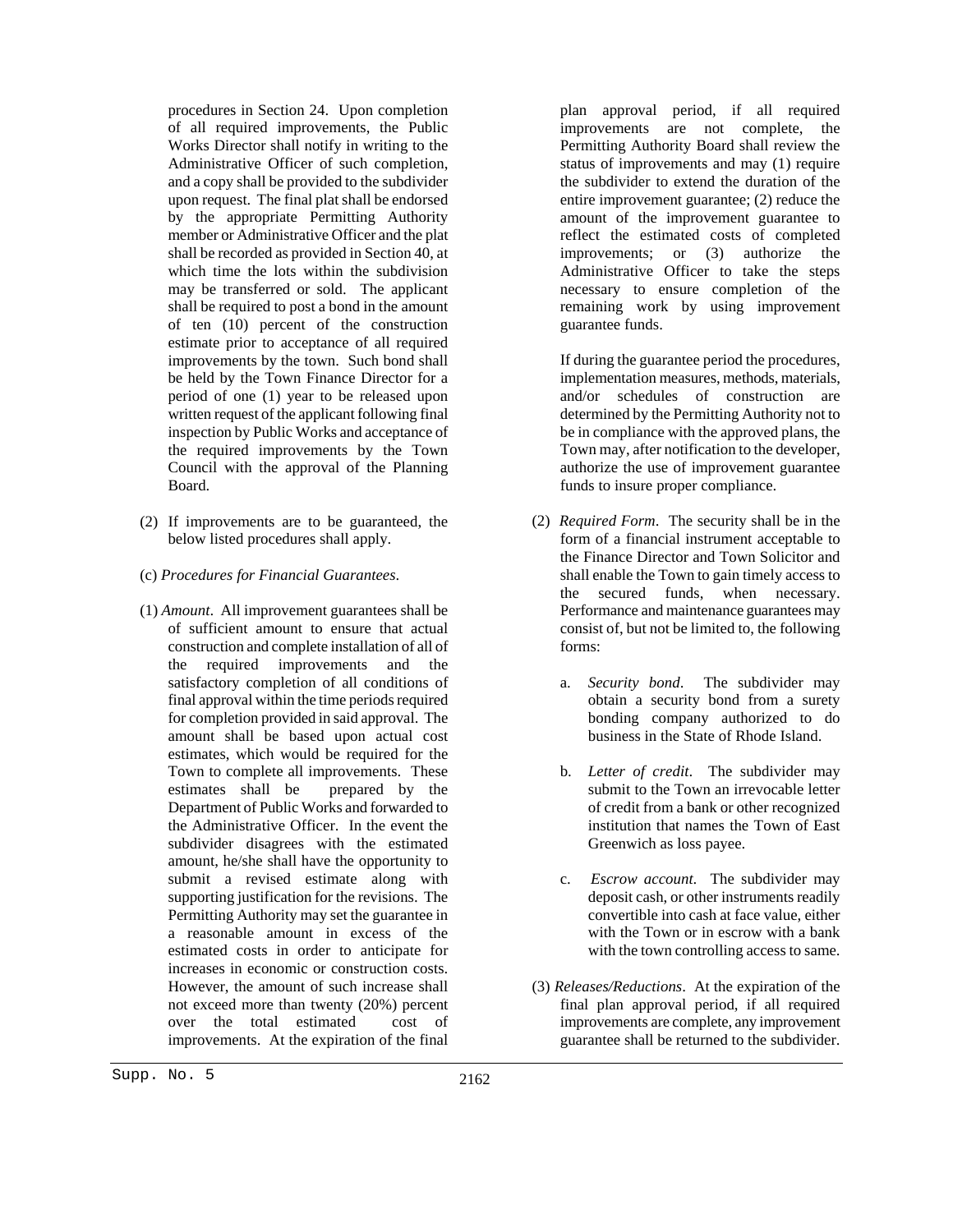procedures in Section 24. Upon completion of all required improvements, the Public Works Director shall notify in writing to the Administrative Officer of such completion, and a copy shall be provided to the subdivider upon request. The final plat shall be endorsed by the appropriate Permitting Authority member or Administrative Officer and the plat shall be recorded as provided in Section 40, at which time the lots within the subdivision may be transferred or sold. The applicant shall be required to post a bond in the amount of ten (10) percent of the construction estimate prior to acceptance of all required improvements by the town. Such bond shall be held by the Town Finance Director for a period of one (1) year to be released upon written request of the applicant following final inspection by Public Works and acceptance of the required improvements by the Town Council with the approval of the Planning Board.

(2) If improvements are to be guaranteed, the below listed procedures shall apply.

(c) *Procedures for Financial Guarantees*.

(1) *Amount*. All improvement guarantees shall be of sufficient amount to ensure that actual construction and complete installation of all of the required improvements and the satisfactory completion of all conditions of final approval within the time periods required for completion provided in said approval. The amount shall be based upon actual cost estimates, which would be required for the Town to complete all improvements. These estimates shall be prepared by the Department of Public Works and forwarded to the Administrative Officer. In the event the subdivider disagrees with the estimated amount, he/she shall have the opportunity to submit a revised estimate along with supporting justification for the revisions. The Permitting Authority may set the guarantee in a reasonable amount in excess of the estimated costs in order to anticipate for increases in economic or construction costs. However, the amount of such increase shall not exceed more than twenty (20%) percent over the total estimated cost of improvements. At the expiration of the final plan approval period, if all required improvements are not complete, the Permitting Authority Board shall review the status of improvements and may (1) require the subdivider to extend the duration of the entire improvement guarantee; (2) reduce the amount of the improvement guarantee to reflect the estimated costs of completed improvements; or (3) authorize the Administrative Officer to take the steps necessary to ensure completion of the remaining work by using improvement guarantee funds.

If during the guarantee period the procedures, implementation measures, methods, materials, and/or schedules of construction are determined by the Permitting Authority not to be in compliance with the approved plans, the Town may, after notification to the developer, authorize the use of improvement guarantee funds to insure proper compliance.

(2) *Required Form*. The security shall be in the form of a financial instrument acceptable to the Finance Director and Town Solicitor and shall enable the Town to gain timely access to the secured funds, when necessary. Performance and maintenance guarantees may consist of, but not be limited to, the following forms:

a. *Security bond*. The subdivider may obtain a security bond from a surety bonding company authorized to do business in the State of Rhode Island.

b. *Letter of credit*. The subdivider may submit to the Town an irrevocable letter of credit from a bank or other recognized institution that names the Town of East Greenwich as loss payee.

c. *Escrow account*. The subdivider may deposit cash, or other instruments readily convertible into cash at face value, either with the Town or in escrow with a bank with the town controlling access to same.

(3) *Releases/Reductions*. At the expiration of the final plan approval period, if all required improvements are complete, any improvement guarantee shall be returned to the subdivider.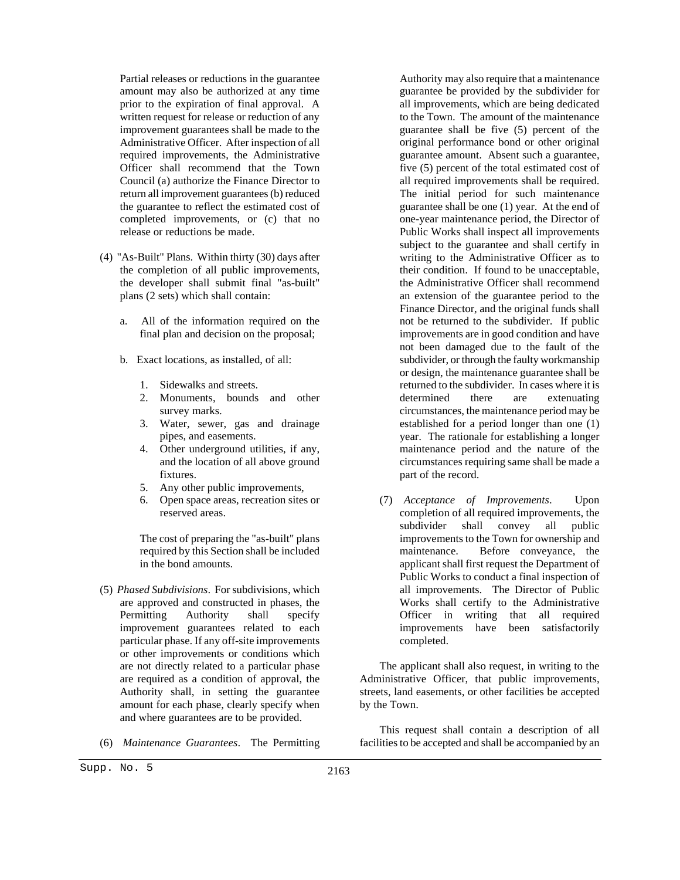Partial releases or reductions in the guarantee amount may also be authorized at any time prior to the expiration of final approval. A written request for release or reduction of any improvement guarantees shall be made to the Administrative Officer. After inspection of all required improvements, the Administrative Officer shall recommend that the Town Council (a) authorize the Finance Director to return all improvement guarantees (b) reduced the guarantee to reflect the estimated cost of completed improvements, or (c) that no release or reductions be made.

(4) "As-Built" Plans. Within thirty (30) days after the completion of all public improvements, the developer shall submit final "as-built" plans (2 sets) which shall contain:

   a. All of the information required on the final plan and decision on the proposal;

   b. Exact locations, as installed, of all:

      1. Sidewalks and streets.
      2. Monuments, bounds and other survey marks.
      3. Water, sewer, gas and drainage pipes, and easements.
      4. Other underground utilities, if any, and the location of all above ground fixtures.
      5. Any other public improvements,
      6. Open space areas, recreation sites or reserved areas.

   The cost of preparing the "as-built" plans required by this Section shall be included in the bond amounts.

(5) *Phased Subdivisions*. For subdivisions, which are approved and constructed in phases, the Permitting Authority shall specify improvement guarantees related to each particular phase. If any off-site improvements or other improvements or conditions which are not directly related to a particular phase are required as a condition of approval, the Authority shall, in setting the guarantee amount for each phase, clearly specify when and where guarantees are to be provided.

(6) *Maintenance Guarantees*. The Permitting Authority may also require that a maintenance guarantee be provided by the subdivider for all improvements, which are being dedicated to the Town. The amount of the maintenance guarantee shall be five (5) percent of the original performance bond or other original guarantee amount. Absent such a guarantee, five (5) percent of the total estimated cost of all required improvements shall be required. The initial period for such maintenance guarantee shall be one (1) year. At the end of one-year maintenance period, the Director of Public Works shall inspect all improvements subject to the guarantee and shall certify in writing to the Administrative Officer as to their condition. If found to be unacceptable, the Administrative Officer shall recommend an extension of the guarantee period to the Finance Director, and the original funds shall not be returned to the subdivider. If public improvements are in good condition and have not been damaged due to the fault of the subdivider, or through the faulty workmanship or design, the maintenance guarantee shall be returned to the subdivider. In cases where it is determined there are extenuating circumstances, the maintenance period may be established for a period longer than one (1) year. The rationale for establishing a longer maintenance period and the nature of the circumstances requiring same shall be made a part of the record.

(7) *Acceptance of Improvements*. Upon completion of all required improvements, the subdivider shall convey all public improvements to the Town for ownership and maintenance. Before conveyance, the applicant shall first request the Department of Public Works to conduct a final inspection of all improvements. The Director of Public Works shall certify to the Administrative Officer in writing that all required improvements have been satisfactorily completed.

The applicant shall also request, in writing to the Administrative Officer, that public improvements, streets, land easements, or other facilities be accepted by the Town.

This request shall contain a description of all facilities to be accepted and shall be accompanied by an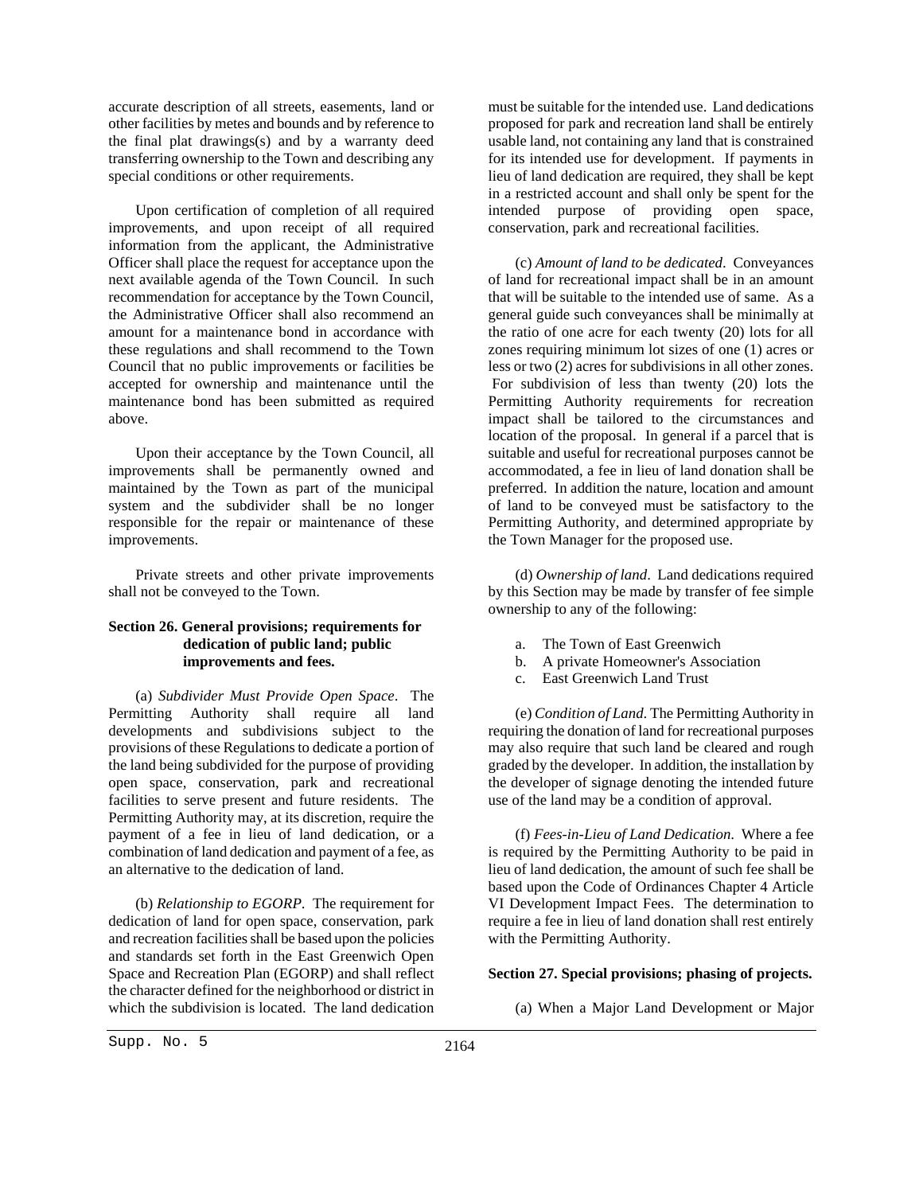accurate description of all streets, easements, land or other facilities by metes and bounds and by reference to the final plat drawings(s) and by a warranty deed transferring ownership to the Town and describing any special conditions or other requirements.

Upon certification of completion of all required improvements, and upon receipt of all required information from the applicant, the Administrative Officer shall place the request for acceptance upon the next available agenda of the Town Council. In such recommendation for acceptance by the Town Council, the Administrative Officer shall also recommend an amount for a maintenance bond in accordance with these regulations and shall recommend to the Town Council that no public improvements or facilities be accepted for ownership and maintenance until the maintenance bond has been submitted as required above.

Upon their acceptance by the Town Council, all improvements shall be permanently owned and maintained by the Town as part of the municipal system and the subdivider shall be no longer responsible for the repair or maintenance of these improvements.

Private streets and other private improvements shall not be conveyed to the Town.

**Section 26. General provisions; requirements for dedication of public land; public improvements and fees.**

(a) *Subdivider Must Provide Open Space*. The Permitting Authority shall require all land developments and subdivisions subject to the provisions of these Regulations to dedicate a portion of the land being subdivided for the purpose of providing open space, conservation, park and recreational facilities to serve present and future residents. The Permitting Authority may, at its discretion, require the payment of a fee in lieu of land dedication, or a combination of land dedication and payment of a fee, as an alternative to the dedication of land.

(b) *Relationship to EGORP*. The requirement for dedication of land for open space, conservation, park and recreation facilities shall be based upon the policies and standards set forth in the East Greenwich Open Space and Recreation Plan (EGORP) and shall reflect the character defined for the neighborhood or district in which the subdivision is located. The land dedication must be suitable for the intended use. Land dedications proposed for park and recreation land shall be entirely usable land, not containing any land that is constrained for its intended use for development. If payments in lieu of land dedication are required, they shall be kept in a restricted account and shall only be spent for the intended purpose of providing open space, conservation, park and recreational facilities.

(c) *Amount of land to be dedicated*. Conveyances of land for recreational impact shall be in an amount that will be suitable to the intended use of same. As a general guide such conveyances shall be minimally at the ratio of one acre for each twenty (20) lots for all zones requiring minimum lot sizes of one (1) acres or less or two (2) acres for subdivisions in all other zones. For subdivision of less than twenty (20) lots the Permitting Authority requirements for recreation impact shall be tailored to the circumstances and location of the proposal. In general if a parcel that is suitable and useful for recreational purposes cannot be accommodated, a fee in lieu of land donation shall be preferred. In addition the nature, location and amount of land to be conveyed must be satisfactory to the Permitting Authority, and determined appropriate by the Town Manager for the proposed use.

(d) *Ownership of land*. Land dedications required by this Section may be made by transfer of fee simple ownership to any of the following:

a. The Town of East Greenwich
b. A private Homeowner's Association
c. East Greenwich Land Trust

(e) *Condition of Land*. The Permitting Authority in requiring the donation of land for recreational purposes may also require that such land be cleared and rough graded by the developer. In addition, the installation by the developer of signage denoting the intended future use of the land may be a condition of approval.

(f) *Fees-in-Lieu of Land Dedication*. Where a fee is required by the Permitting Authority to be paid in lieu of land dedication, the amount of such fee shall be based upon the Code of Ordinances Chapter 4 Article VI Development Impact Fees. The determination to require a fee in lieu of land donation shall rest entirely with the Permitting Authority.

**Section 27. Special provisions; phasing of projects.**

(a) When a Major Land Development or Major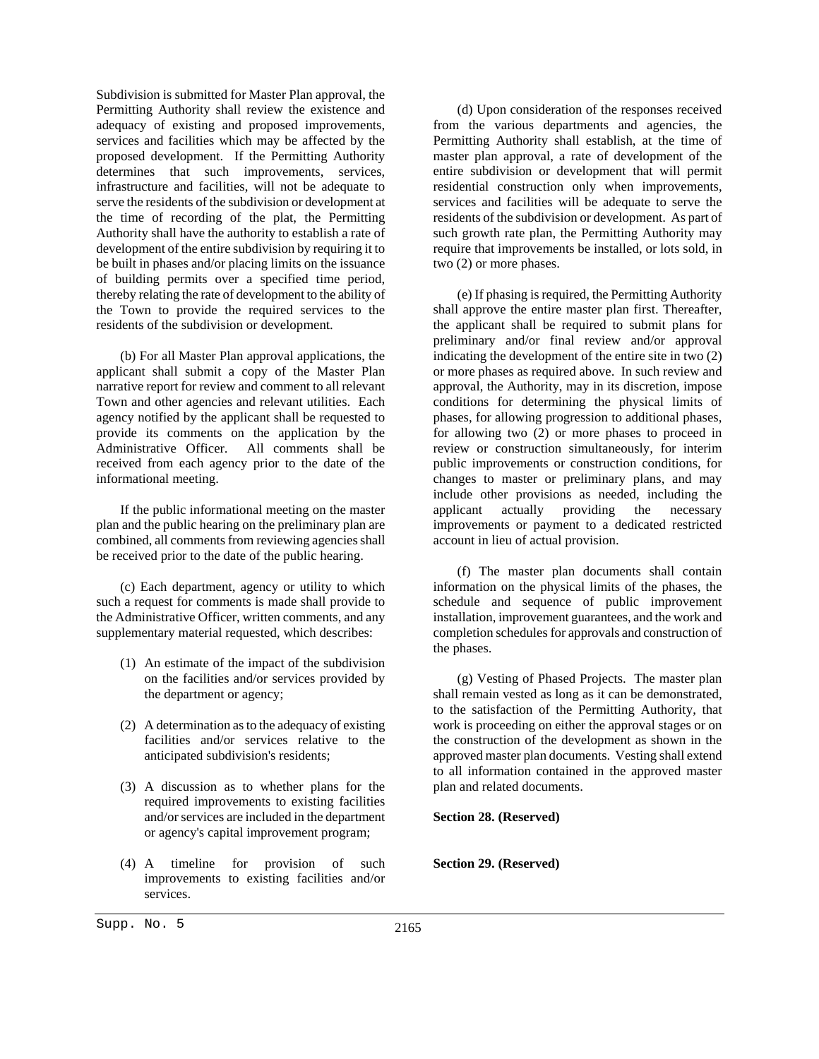Subdivision is submitted for Master Plan approval, the Permitting Authority shall review the existence and adequacy of existing and proposed improvements, services and facilities which may be affected by the proposed development. If the Permitting Authority determines that such improvements, services, infrastructure and facilities, will not be adequate to serve the residents of the subdivision or development at the time of recording of the plat, the Permitting Authority shall have the authority to establish a rate of development of the entire subdivision by requiring it to be built in phases and/or placing limits on the issuance of building permits over a specified time period, thereby relating the rate of development to the ability of the Town to provide the required services to the residents of the subdivision or development.

(b) For all Master Plan approval applications, the applicant shall submit a copy of the Master Plan narrative report for review and comment to all relevant Town and other agencies and relevant utilities. Each agency notified by the applicant shall be requested to provide its comments on the application by the Administrative Officer. All comments shall be received from each agency prior to the date of the informational meeting.

If the public informational meeting on the master plan and the public hearing on the preliminary plan are combined, all comments from reviewing agencies shall be received prior to the date of the public hearing.

(c) Each department, agency or utility to which such a request for comments is made shall provide to the Administrative Officer, written comments, and any supplementary material requested, which describes:

(1) An estimate of the impact of the subdivision on the facilities and/or services provided by the department or agency;

(2) A determination as to the adequacy of existing facilities and/or services relative to the anticipated subdivision's residents;

(3) A discussion as to whether plans for the required improvements to existing facilities and/or services are included in the department or agency's capital improvement program;

(4) A timeline for provision of such improvements to existing facilities and/or services.

(d) Upon consideration of the responses received from the various departments and agencies, the Permitting Authority shall establish, at the time of master plan approval, a rate of development of the entire subdivision or development that will permit residential construction only when improvements, services and facilities will be adequate to serve the residents of the subdivision or development. As part of such growth rate plan, the Permitting Authority may require that improvements be installed, or lots sold, in two (2) or more phases.

(e) If phasing is required, the Permitting Authority shall approve the entire master plan first. Thereafter, the applicant shall be required to submit plans for preliminary and/or final review and/or approval indicating the development of the entire site in two (2) or more phases as required above. In such review and approval, the Authority, may in its discretion, impose conditions for determining the physical limits of phases, for allowing progression to additional phases, for allowing two (2) or more phases to proceed in review or construction simultaneously, for interim public improvements or construction conditions, for changes to master or preliminary plans, and may include other provisions as needed, including the applicant actually providing the necessary improvements or payment to a dedicated restricted account in lieu of actual provision.

(f) The master plan documents shall contain information on the physical limits of the phases, the schedule and sequence of public improvement installation, improvement guarantees, and the work and completion schedules for approvals and construction of the phases.

(g) Vesting of Phased Projects. The master plan shall remain vested as long as it can be demonstrated, to the satisfaction of the Permitting Authority, that work is proceeding on either the approval stages or on the construction of the development as shown in the approved master plan documents. Vesting shall extend to all information contained in the approved master plan and related documents.

**Section 28. (Reserved)**

**Section 29. (Reserved)**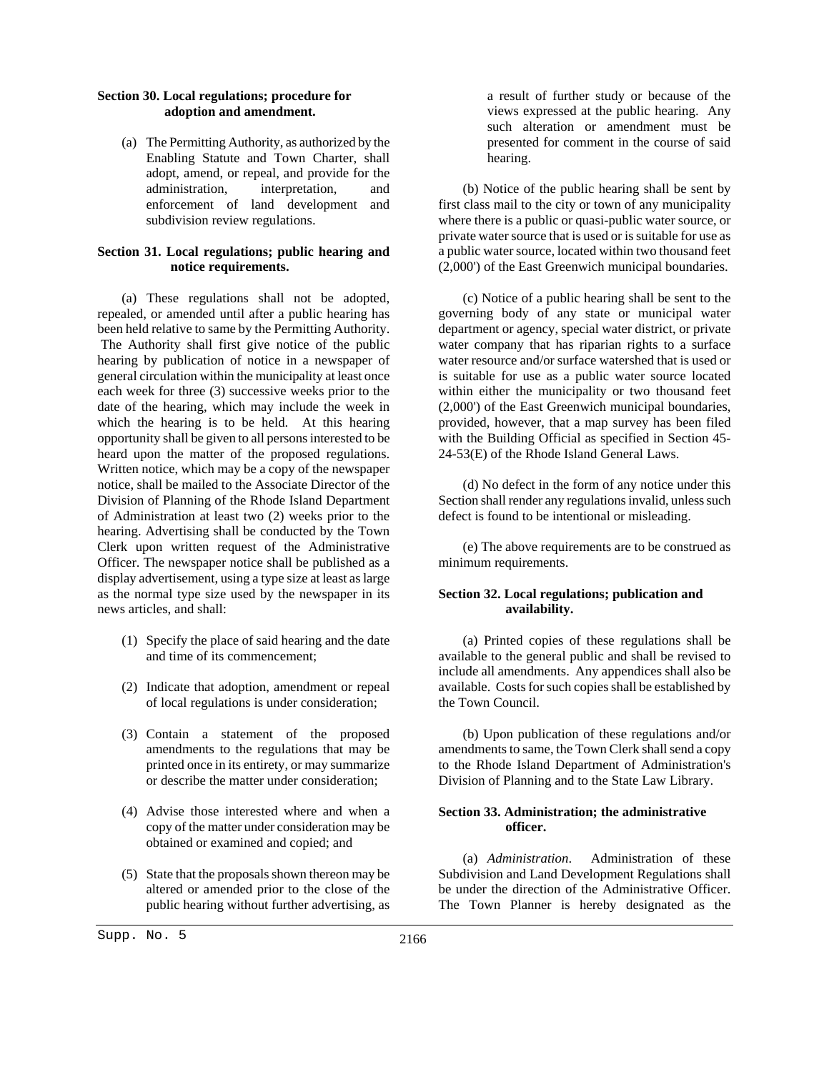**Section 30. Local regulations; procedure for adoption and amendment.**

(a) The Permitting Authority, as authorized by the Enabling Statute and Town Charter, shall adopt, amend, or repeal, and provide for the administration, interpretation, and enforcement of land development and subdivision review regulations.

**Section 31. Local regulations; public hearing and notice requirements.**

(a) These regulations shall not be adopted, repealed, or amended until after a public hearing has been held relative to same by the Permitting Authority. The Authority shall first give notice of the public hearing by publication of notice in a newspaper of general circulation within the municipality at least once each week for three (3) successive weeks prior to the date of the hearing, which may include the week in which the hearing is to be held. At this hearing opportunity shall be given to all persons interested to be heard upon the matter of the proposed regulations. Written notice, which may be a copy of the newspaper notice, shall be mailed to the Associate Director of the Division of Planning of the Rhode Island Department of Administration at least two (2) weeks prior to the hearing. Advertising shall be conducted by the Town Clerk upon written request of the Administrative Officer. The newspaper notice shall be published as a display advertisement, using a type size at least as large as the normal type size used by the newspaper in its news articles, and shall:

(1) Specify the place of said hearing and the date and time of its commencement;

(2) Indicate that adoption, amendment or repeal of local regulations is under consideration;

(3) Contain a statement of the proposed amendments to the regulations that may be printed once in its entirety, or may summarize or describe the matter under consideration;

(4) Advise those interested where and when a copy of the matter under consideration may be obtained or examined and copied; and

(5) State that the proposals shown thereon may be altered or amended prior to the close of the public hearing without further advertising, as a result of further study or because of the views expressed at the public hearing. Any such alteration or amendment must be presented for comment in the course of said hearing.

(b) Notice of the public hearing shall be sent by first class mail to the city or town of any municipality where there is a public or quasi-public water source, or private water source that is used or is suitable for use as a public water source, located within two thousand feet (2,000') of the East Greenwich municipal boundaries.

(c) Notice of a public hearing shall be sent to the governing body of any state or municipal water department or agency, special water district, or private water company that has riparian rights to a surface water resource and/or surface watershed that is used or is suitable for use as a public water source located within either the municipality or two thousand feet (2,000') of the East Greenwich municipal boundaries, provided, however, that a map survey has been filed with the Building Official as specified in Section 45-24-53(E) of the Rhode Island General Laws.

(d) No defect in the form of any notice under this Section shall render any regulations invalid, unless such defect is found to be intentional or misleading.

(e) The above requirements are to be construed as minimum requirements.

**Section 32. Local regulations; publication and availability.**

(a) Printed copies of these regulations shall be available to the general public and shall be revised to include all amendments. Any appendices shall also be available. Costs for such copies shall be established by the Town Council.

(b) Upon publication of these regulations and/or amendments to same, the Town Clerk shall send a copy to the Rhode Island Department of Administration's Division of Planning and to the State Law Library.

**Section 33. Administration; the administrative officer.**

(a) *Administration*. Administration of these Subdivision and Land Development Regulations shall be under the direction of the Administrative Officer. The Town Planner is hereby designated as the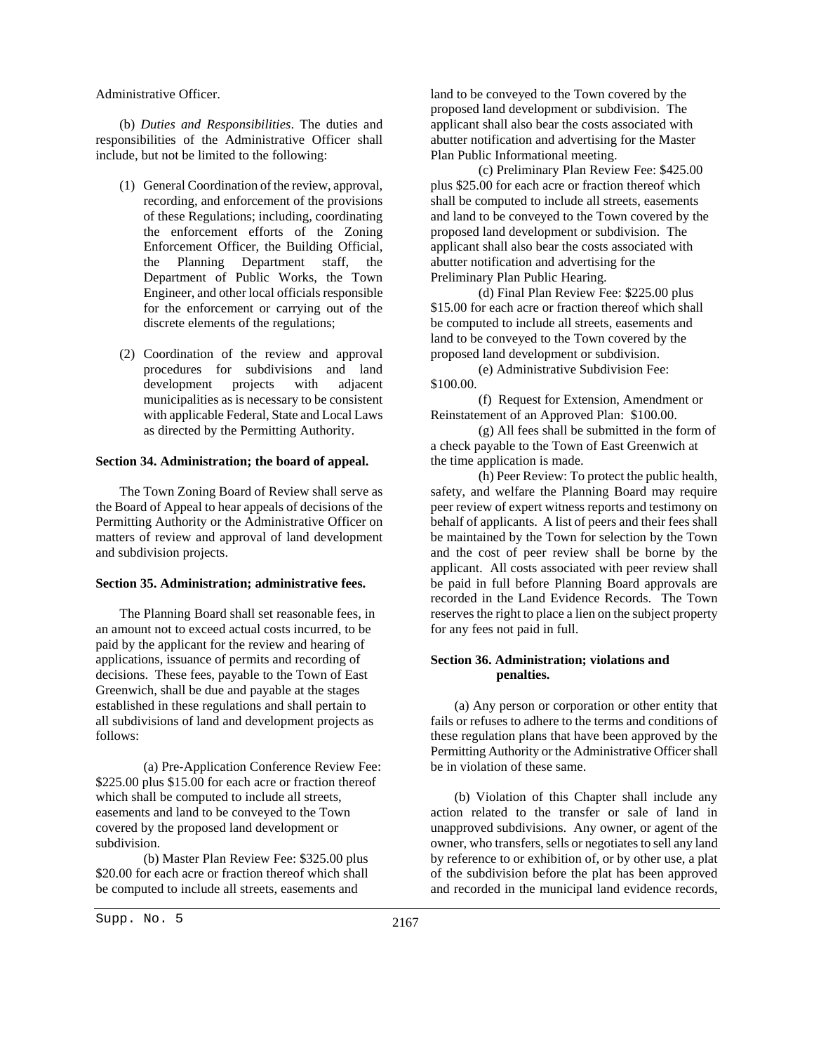Administrative Officer.

(b) *Duties and Responsibilities*. The duties and responsibilities of the Administrative Officer shall include, but not be limited to the following:

(1) General Coordination of the review, approval, recording, and enforcement of the provisions of these Regulations; including, coordinating the enforcement efforts of the Zoning Enforcement Officer, the Building Official, the Planning Department staff, the Department of Public Works, the Town Engineer, and other local officials responsible for the enforcement or carrying out of the discrete elements of the regulations;

(2) Coordination of the review and approval procedures for subdivisions and land development projects with adjacent municipalities as is necessary to be consistent with applicable Federal, State and Local Laws as directed by the Permitting Authority.

**Section 34. Administration; the board of appeal.**

The Town Zoning Board of Review shall serve as the Board of Appeal to hear appeals of decisions of the Permitting Authority or the Administrative Officer on matters of review and approval of land development and subdivision projects.

**Section 35. Administration; administrative fees.**

The Planning Board shall set reasonable fees, in an amount not to exceed actual costs incurred, to be paid by the applicant for the review and hearing of applications, issuance of permits and recording of decisions. These fees, payable to the Town of East Greenwich, shall be due and payable at the stages established in these regulations and shall pertain to all subdivisions of land and development projects as follows:

(a) Pre-Application Conference Review Fee: \$225.00 plus \$15.00 for each acre or fraction thereof which shall be computed to include all streets, easements and land to be conveyed to the Town covered by the proposed land development or subdivision.

(b) Master Plan Review Fee: \$325.00 plus \$20.00 for each acre or fraction thereof which shall be computed to include all streets, easements and land to be conveyed to the Town covered by the proposed land development or subdivision. The applicant shall also bear the costs associated with abutter notification and advertising for the Master Plan Public Informational meeting.

(c) Preliminary Plan Review Fee: \$425.00 plus \$25.00 for each acre or fraction thereof which shall be computed to include all streets, easements and land to be conveyed to the Town covered by the proposed land development or subdivision. The applicant shall also bear the costs associated with abutter notification and advertising for the Preliminary Plan Public Hearing.

(d) Final Plan Review Fee: \$225.00 plus \$15.00 for each acre or fraction thereof which shall be computed to include all streets, easements and land to be conveyed to the Town covered by the proposed land development or subdivision.

(e) Administrative Subdivision Fee: \$100.00.

(f) Request for Extension, Amendment or Reinstatement of an Approved Plan: \$100.00.

(g) All fees shall be submitted in the form of a check payable to the Town of East Greenwich at the time application is made.

(h) Peer Review: To protect the public health, safety, and welfare the Planning Board may require peer review of expert witness reports and testimony on behalf of applicants. A list of peers and their fees shall be maintained by the Town for selection by the Town and the cost of peer review shall be borne by the applicant. All costs associated with peer review shall be paid in full before Planning Board approvals are recorded in the Land Evidence Records. The Town reserves the right to place a lien on the subject property for any fees not paid in full.

**Section 36. Administration; violations and penalties.**

(a) Any person or corporation or other entity that fails or refuses to adhere to the terms and conditions of these regulation plans that have been approved by the Permitting Authority or the Administrative Officer shall be in violation of these same.

(b) Violation of this Chapter shall include any action related to the transfer or sale of land in unapproved subdivisions. Any owner, or agent of the owner, who transfers, sells or negotiates to sell any land by reference to or exhibition of, or by other use, a plat of the subdivision before the plat has been approved and recorded in the municipal land evidence records,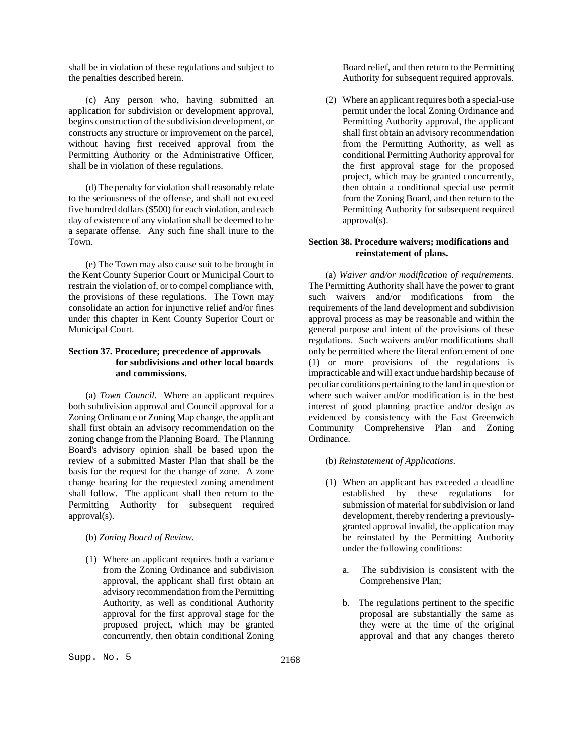shall be in violation of these regulations and subject to the penalties described herein.

(c) Any person who, having submitted an application for subdivision or development approval, begins construction of the subdivision development, or constructs any structure or improvement on the parcel, without having first received approval from the Permitting Authority or the Administrative Officer, shall be in violation of these regulations.

(d) The penalty for violation shall reasonably relate to the seriousness of the offense, and shall not exceed five hundred dollars ($500) for each violation, and each day of existence of any violation shall be deemed to be a separate offense. Any such fine shall inure to the Town.

(e) The Town may also cause suit to be brought in the Kent County Superior Court or Municipal Court to restrain the violation of, or to compel compliance with, the provisions of these regulations. The Town may consolidate an action for injunctive relief and/or fines under this chapter in Kent County Superior Court or Municipal Court.

**Section 37. Procedure; precedence of approvals for subdivisions and other local boards and commissions.**

(a) *Town Council*. Where an applicant requires both subdivision approval and Council approval for a Zoning Ordinance or Zoning Map change, the applicant shall first obtain an advisory recommendation on the zoning change from the Planning Board. The Planning Board's advisory opinion shall be based upon the review of a submitted Master Plan that shall be the basis for the request for the change of zone. A zone change hearing for the requested zoning amendment shall follow. The applicant shall then return to the Permitting Authority for subsequent required approval(s).

(b) *Zoning Board of Review*.

(1) Where an applicant requires both a variance from the Zoning Ordinance and subdivision approval, the applicant shall first obtain an advisory recommendation from the Permitting Authority, as well as conditional Authority approval for the first approval stage for the proposed project, which may be granted concurrently, then obtain conditional Zoning Board relief, and then return to the Permitting Authority for subsequent required approvals.

(2) Where an applicant requires both a special-use permit under the local Zoning Ordinance and Permitting Authority approval, the applicant shall first obtain an advisory recommendation from the Permitting Authority, as well as conditional Permitting Authority approval for the first approval stage for the proposed project, which may be granted concurrently, then obtain a conditional special use permit from the Zoning Board, and then return to the Permitting Authority for subsequent required approval(s).

**Section 38. Procedure waivers; modifications and reinstatement of plans.**

(a) *Waiver and/or modification of requirements*. The Permitting Authority shall have the power to grant such waivers and/or modifications from the requirements of the land development and subdivision approval process as may be reasonable and within the general purpose and intent of the provisions of these regulations. Such waivers and/or modifications shall only be permitted where the literal enforcement of one (1) or more provisions of the regulations is impracticable and will exact undue hardship because of peculiar conditions pertaining to the land in question or where such waiver and/or modification is in the best interest of good planning practice and/or design as evidenced by consistency with the East Greenwich Community Comprehensive Plan and Zoning Ordinance.

(b) *Reinstatement of Applications*.

(1) When an applicant has exceeded a deadline established by these regulations for submission of material for subdivision or land development, thereby rendering a previously-granted approval invalid, the application may be reinstated by the Permitting Authority under the following conditions:

a. The subdivision is consistent with the Comprehensive Plan;

b. The regulations pertinent to the specific proposal are substantially the same as they were at the time of the original approval and that any changes thereto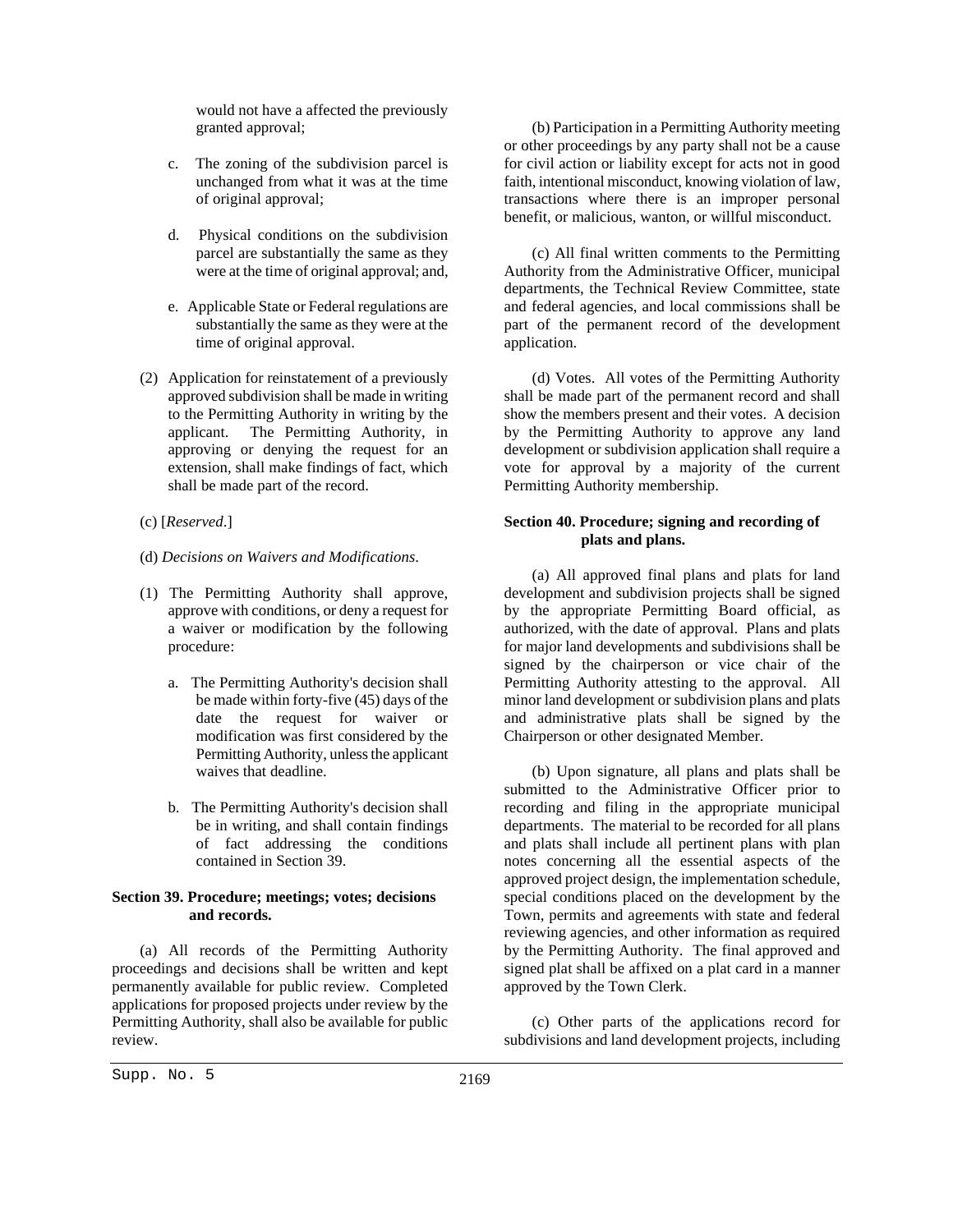would not have a affected the previously granted approval;

c. The zoning of the subdivision parcel is unchanged from what it was at the time of original approval;

d. Physical conditions on the subdivision parcel are substantially the same as they were at the time of original approval; and,

e. Applicable State or Federal regulations are substantially the same as they were at the time of original approval.

(2) Application for reinstatement of a previously approved subdivision shall be made in writing to the Permitting Authority in writing by the applicant. The Permitting Authority, in approving or denying the request for an extension, shall make findings of fact, which shall be made part of the record.

(c) [*Reserved*.]

(d) *Decisions on Waivers and Modifications*.

(1) The Permitting Authority shall approve, approve with conditions, or deny a request for a waiver or modification by the following procedure:

a. The Permitting Authority's decision shall be made within forty-five (45) days of the date the request for waiver or modification was first considered by the Permitting Authority, unless the applicant waives that deadline.

b. The Permitting Authority's decision shall be in writing, and shall contain findings of fact addressing the conditions contained in Section 39.

**Section 39. Procedure; meetings; votes; decisions and records.**

(a) All records of the Permitting Authority proceedings and decisions shall be written and kept permanently available for public review. Completed applications for proposed projects under review by the Permitting Authority, shall also be available for public review.

(b) Participation in a Permitting Authority meeting or other proceedings by any party shall not be a cause for civil action or liability except for acts not in good faith, intentional misconduct, knowing violation of law, transactions where there is an improper personal benefit, or malicious, wanton, or willful misconduct.

(c) All final written comments to the Permitting Authority from the Administrative Officer, municipal departments, the Technical Review Committee, state and federal agencies, and local commissions shall be part of the permanent record of the development application.

(d) Votes. All votes of the Permitting Authority shall be made part of the permanent record and shall show the members present and their votes. A decision by the Permitting Authority to approve any land development or subdivision application shall require a vote for approval by a majority of the current Permitting Authority membership.

**Section 40. Procedure; signing and recording of plats and plans.**

(a) All approved final plans and plats for land development and subdivision projects shall be signed by the appropriate Permitting Board official, as authorized, with the date of approval. Plans and plats for major land developments and subdivisions shall be signed by the chairperson or vice chair of the Permitting Authority attesting to the approval. All minor land development or subdivision plans and plats and administrative plats shall be signed by the Chairperson or other designated Member.

(b) Upon signature, all plans and plats shall be submitted to the Administrative Officer prior to recording and filing in the appropriate municipal departments. The material to be recorded for all plans and plats shall include all pertinent plans with plan notes concerning all the essential aspects of the approved project design, the implementation schedule, special conditions placed on the development by the Town, permits and agreements with state and federal reviewing agencies, and other information as required by the Permitting Authority. The final approved and signed plat shall be affixed on a plat card in a manner approved by the Town Clerk.

(c) Other parts of the applications record for subdivisions and land development projects, including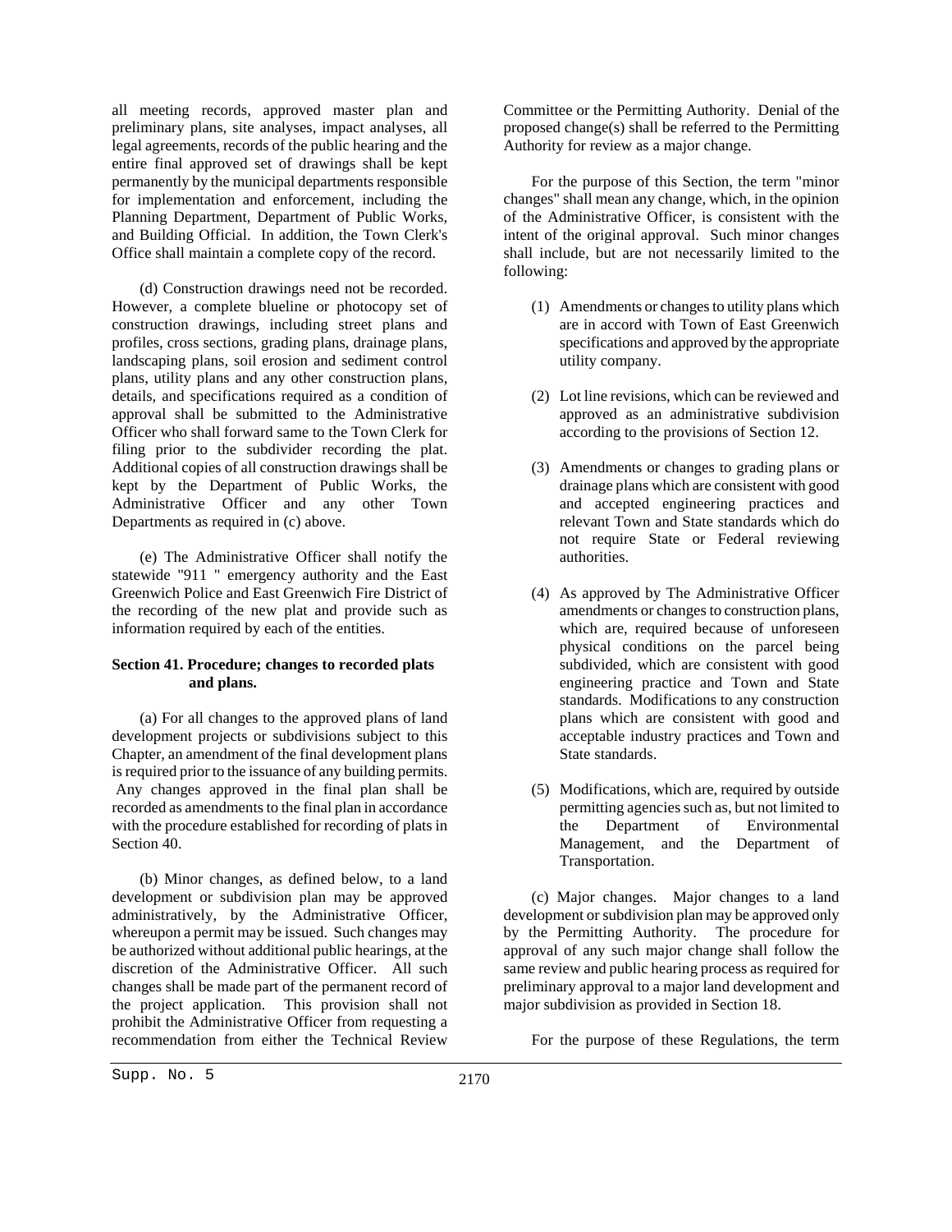all meeting records, approved master plan and preliminary plans, site analyses, impact analyses, all legal agreements, records of the public hearing and the entire final approved set of drawings shall be kept permanently by the municipal departments responsible for implementation and enforcement, including the Planning Department, Department of Public Works, and Building Official. In addition, the Town Clerk's Office shall maintain a complete copy of the record.

(d) Construction drawings need not be recorded. However, a complete blueline or photocopy set of construction drawings, including street plans and profiles, cross sections, grading plans, drainage plans, landscaping plans, soil erosion and sediment control plans, utility plans and any other construction plans, details, and specifications required as a condition of approval shall be submitted to the Administrative Officer who shall forward same to the Town Clerk for filing prior to the subdivider recording the plat. Additional copies of all construction drawings shall be kept by the Department of Public Works, the Administrative Officer and any other Town Departments as required in (c) above.

(e) The Administrative Officer shall notify the statewide "911 " emergency authority and the East Greenwich Police and East Greenwich Fire District of the recording of the new plat and provide such as information required by each of the entities.

**Section 41. Procedure; changes to recorded plats and plans.**

(a) For all changes to the approved plans of land development projects or subdivisions subject to this Chapter, an amendment of the final development plans is required prior to the issuance of any building permits. Any changes approved in the final plan shall be recorded as amendments to the final plan in accordance with the procedure established for recording of plats in Section 40.

(b) Minor changes, as defined below, to a land development or subdivision plan may be approved administratively, by the Administrative Officer, whereupon a permit may be issued. Such changes may be authorized without additional public hearings, at the discretion of the Administrative Officer. All such changes shall be made part of the permanent record of the project application. This provision shall not prohibit the Administrative Officer from requesting a recommendation from either the Technical Review Committee or the Permitting Authority. Denial of the proposed change(s) shall be referred to the Permitting Authority for review as a major change.

For the purpose of this Section, the term "minor changes" shall mean any change, which, in the opinion of the Administrative Officer, is consistent with the intent of the original approval. Such minor changes shall include, but are not necessarily limited to the following:

(1) Amendments or changes to utility plans which are in accord with Town of East Greenwich specifications and approved by the appropriate utility company.

(2) Lot line revisions, which can be reviewed and approved as an administrative subdivision according to the provisions of Section 12.

(3) Amendments or changes to grading plans or drainage plans which are consistent with good and accepted engineering practices and relevant Town and State standards which do not require State or Federal reviewing authorities.

(4) As approved by The Administrative Officer amendments or changes to construction plans, which are, required because of unforeseen physical conditions on the parcel being subdivided, which are consistent with good engineering practice and Town and State standards. Modifications to any construction plans which are consistent with good and acceptable industry practices and Town and State standards.

(5) Modifications, which are, required by outside permitting agencies such as, but not limited to the Department of Environmental Management, and the Department of Transportation.

(c) Major changes. Major changes to a land development or subdivision plan may be approved only by the Permitting Authority. The procedure for approval of any such major change shall follow the same review and public hearing process as required for preliminary approval to a major land development and major subdivision as provided in Section 18.

For the purpose of these Regulations, the term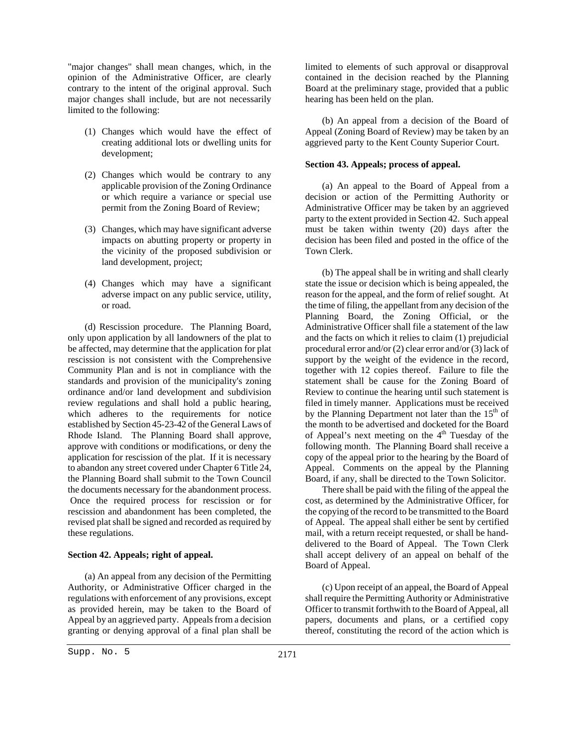"major changes" shall mean changes, which, in the opinion of the Administrative Officer, are clearly contrary to the intent of the original approval. Such major changes shall include, but are not necessarily limited to the following:

(1) Changes which would have the effect of creating additional lots or dwelling units for development;

(2) Changes which would be contrary to any applicable provision of the Zoning Ordinance or which require a variance or special use permit from the Zoning Board of Review;

(3) Changes, which may have significant adverse impacts on abutting property or property in the vicinity of the proposed subdivision or land development, project;

(4) Changes which may have a significant adverse impact on any public service, utility, or road.

(d) Rescission procedure. The Planning Board, only upon application by all landowners of the plat to be affected, may determine that the application for plat rescission is not consistent with the Comprehensive Community Plan and is not in compliance with the standards and provision of the municipality's zoning ordinance and/or land development and subdivision review regulations and shall hold a public hearing, which adheres to the requirements for notice established by Section 45-23-42 of the General Laws of Rhode Island. The Planning Board shall approve, approve with conditions or modifications, or deny the application for rescission of the plat. If it is necessary to abandon any street covered under Chapter 6 Title 24, the Planning Board shall submit to the Town Council the documents necessary for the abandonment process. Once the required process for rescission or for rescission and abandonment has been completed, the revised plat shall be signed and recorded as required by these regulations.

**Section 42. Appeals; right of appeal.**

(a) An appeal from any decision of the Permitting Authority, or Administrative Officer charged in the regulations with enforcement of any provisions, except as provided herein, may be taken to the Board of Appeal by an aggrieved party. Appeals from a decision granting or denying approval of a final plan shall be limited to elements of such approval or disapproval contained in the decision reached by the Planning Board at the preliminary stage, provided that a public hearing has been held on the plan.

(b) An appeal from a decision of the Board of Appeal (Zoning Board of Review) may be taken by an aggrieved party to the Kent County Superior Court.

**Section 43. Appeals; process of appeal.**

(a) An appeal to the Board of Appeal from a decision or action of the Permitting Authority or Administrative Officer may be taken by an aggrieved party to the extent provided in Section 42. Such appeal must be taken within twenty (20) days after the decision has been filed and posted in the office of the Town Clerk.

(b) The appeal shall be in writing and shall clearly state the issue or decision which is being appealed, the reason for the appeal, and the form of relief sought. At the time of filing, the appellant from any decision of the Planning Board, the Zoning Official, or the Administrative Officer shall file a statement of the law and the facts on which it relies to claim (1) prejudicial procedural error and/or (2) clear error and/or (3) lack of support by the weight of the evidence in the record, together with 12 copies thereof. Failure to file the statement shall be cause for the Zoning Board of Review to continue the hearing until such statement is filed in timely manner. Applications must be received by the Planning Department not later than the 15th of the month to be advertised and docketed for the Board of Appeal's next meeting on the 4th Tuesday of the following month. The Planning Board shall receive a copy of the appeal prior to the hearing by the Board of Appeal. Comments on the appeal by the Planning Board, if any, shall be directed to the Town Solicitor.

There shall be paid with the filing of the appeal the cost, as determined by the Administrative Officer, for the copying of the record to be transmitted to the Board of Appeal. The appeal shall either be sent by certified mail, with a return receipt requested, or shall be hand-delivered to the Board of Appeal. The Town Clerk shall accept delivery of an appeal on behalf of the Board of Appeal.

(c) Upon receipt of an appeal, the Board of Appeal shall require the Permitting Authority or Administrative Officer to transmit forthwith to the Board of Appeal, all papers, documents and plans, or a certified copy thereof, constituting the record of the action which is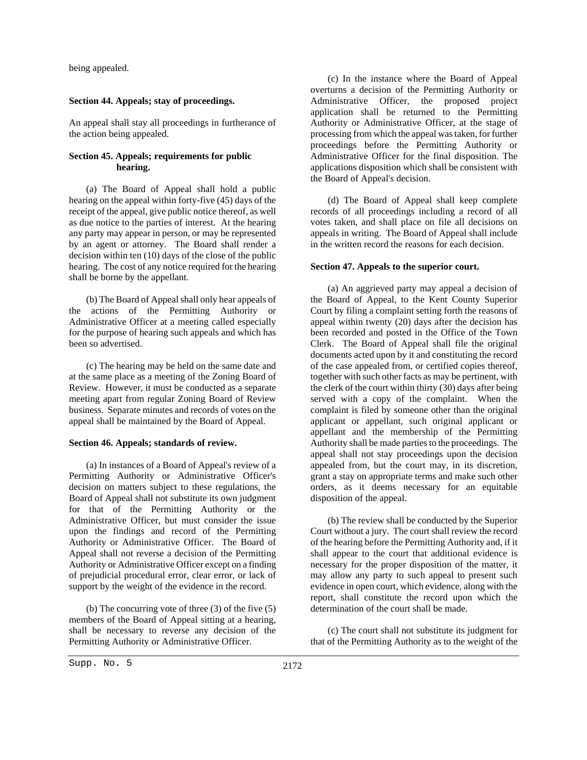being appealed.

**Section 44. Appeals; stay of proceedings.**

An appeal shall stay all proceedings in furtherance of the action being appealed.

**Section 45. Appeals; requirements for public hearing.**

(a) The Board of Appeal shall hold a public hearing on the appeal within forty-five (45) days of the receipt of the appeal, give public notice thereof, as well as due notice to the parties of interest. At the hearing any party may appear in person, or may be represented by an agent or attorney. The Board shall render a decision within ten (10) days of the close of the public hearing. The cost of any notice required for the hearing shall be borne by the appellant.

(b) The Board of Appeal shall only hear appeals of the actions of the Permitting Authority or Administrative Officer at a meeting called especially for the purpose of hearing such appeals and which has been so advertised.

(c) The hearing may be held on the same date and at the same place as a meeting of the Zoning Board of Review. However, it must be conducted as a separate meeting apart from regular Zoning Board of Review business. Separate minutes and records of votes on the appeal shall be maintained by the Board of Appeal.

**Section 46. Appeals; standards of review.**

(a) In instances of a Board of Appeal's review of a Permitting Authority or Administrative Officer's decision on matters subject to these regulations, the Board of Appeal shall not substitute its own judgment for that of the Permitting Authority or the Administrative Officer, but must consider the issue upon the findings and record of the Permitting Authority or Administrative Officer. The Board of Appeal shall not reverse a decision of the Permitting Authority or Administrative Officer except on a finding of prejudicial procedural error, clear error, or lack of support by the weight of the evidence in the record.

(b) The concurring vote of three (3) of the five (5) members of the Board of Appeal sitting at a hearing, shall be necessary to reverse any decision of the Permitting Authority or Administrative Officer.

(c) In the instance where the Board of Appeal overturns a decision of the Permitting Authority or Administrative Officer, the proposed project application shall be returned to the Permitting Authority or Administrative Officer, at the stage of processing from which the appeal was taken, for further proceedings before the Permitting Authority or Administrative Officer for the final disposition. The applications disposition which shall be consistent with the Board of Appeal's decision.

(d) The Board of Appeal shall keep complete records of all proceedings including a record of all votes taken, and shall place on file all decisions on appeals in writing. The Board of Appeal shall include in the written record the reasons for each decision.

**Section 47. Appeals to the superior court.**

(a) An aggrieved party may appeal a decision of the Board of Appeal, to the Kent County Superior Court by filing a complaint setting forth the reasons of appeal within twenty (20) days after the decision has been recorded and posted in the Office of the Town Clerk. The Board of Appeal shall file the original documents acted upon by it and constituting the record of the case appealed from, or certified copies thereof, together with such other facts as may be pertinent, with the clerk of the court within thirty (30) days after being served with a copy of the complaint. When the complaint is filed by someone other than the original applicant or appellant, such original applicant or appellant and the membership of the Permitting Authority shall be made parties to the proceedings. The appeal shall not stay proceedings upon the decision appealed from, but the court may, in its discretion, grant a stay on appropriate terms and make such other orders, as it deems necessary for an equitable disposition of the appeal.

(b) The review shall be conducted by the Superior Court without a jury. The court shall review the record of the hearing before the Permitting Authority and, if it shall appear to the court that additional evidence is necessary for the proper disposition of the matter, it may allow any party to such appeal to present such evidence in open court, which evidence, along with the report, shall constitute the record upon which the determination of the court shall be made.

(c) The court shall not substitute its judgment for that of the Permitting Authority as to the weight of the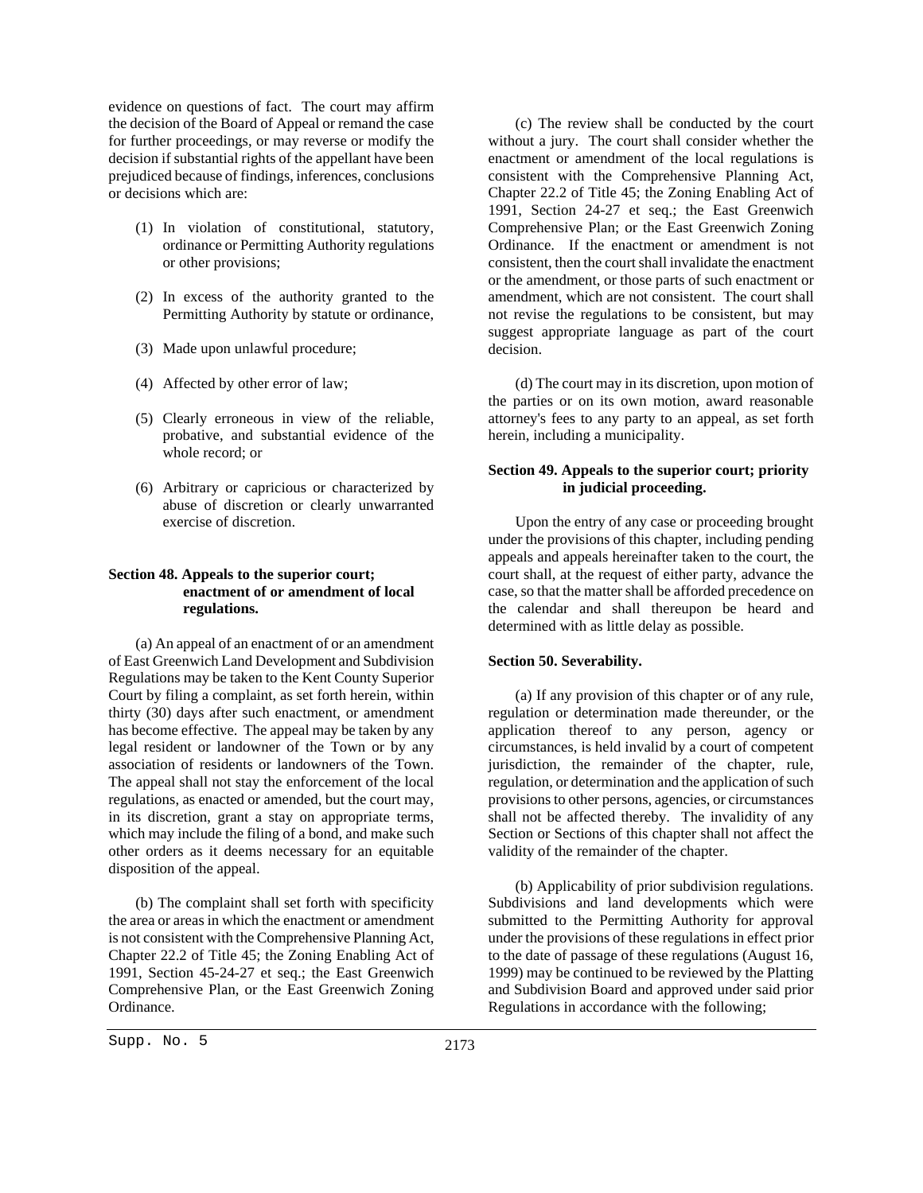evidence on questions of fact. The court may affirm the decision of the Board of Appeal or remand the case for further proceedings, or may reverse or modify the decision if substantial rights of the appellant have been prejudiced because of findings, inferences, conclusions or decisions which are:

(1) In violation of constitutional, statutory, ordinance or Permitting Authority regulations or other provisions;

(2) In excess of the authority granted to the Permitting Authority by statute or ordinance,

(3) Made upon unlawful procedure;

(4) Affected by other error of law;

(5) Clearly erroneous in view of the reliable, probative, and substantial evidence of the whole record; or

(6) Arbitrary or capricious or characterized by abuse of discretion or clearly unwarranted exercise of discretion.

**Section 48. Appeals to the superior court; enactment of or amendment of local regulations.**

(a) An appeal of an enactment of or an amendment of East Greenwich Land Development and Subdivision Regulations may be taken to the Kent County Superior Court by filing a complaint, as set forth herein, within thirty (30) days after such enactment, or amendment has become effective. The appeal may be taken by any legal resident or landowner of the Town or by any association of residents or landowners of the Town. The appeal shall not stay the enforcement of the local regulations, as enacted or amended, but the court may, in its discretion, grant a stay on appropriate terms, which may include the filing of a bond, and make such other orders as it deems necessary for an equitable disposition of the appeal.

(b) The complaint shall set forth with specificity the area or areas in which the enactment or amendment is not consistent with the Comprehensive Planning Act, Chapter 22.2 of Title 45; the Zoning Enabling Act of 1991, Section 45-24-27 et seq.; the East Greenwich Comprehensive Plan, or the East Greenwich Zoning Ordinance.

(c) The review shall be conducted by the court without a jury. The court shall consider whether the enactment or amendment of the local regulations is consistent with the Comprehensive Planning Act, Chapter 22.2 of Title 45; the Zoning Enabling Act of 1991, Section 24-27 et seq.; the East Greenwich Comprehensive Plan; or the East Greenwich Zoning Ordinance. If the enactment or amendment is not consistent, then the court shall invalidate the enactment or the amendment, or those parts of such enactment or amendment, which are not consistent. The court shall not revise the regulations to be consistent, but may suggest appropriate language as part of the court decision.

(d) The court may in its discretion, upon motion of the parties or on its own motion, award reasonable attorney's fees to any party to an appeal, as set forth herein, including a municipality.

**Section 49. Appeals to the superior court; priority in judicial proceeding.**

Upon the entry of any case or proceeding brought under the provisions of this chapter, including pending appeals and appeals hereinafter taken to the court, the court shall, at the request of either party, advance the case, so that the matter shall be afforded precedence on the calendar and shall thereupon be heard and determined with as little delay as possible.

**Section 50. Severability.**

(a) If any provision of this chapter or of any rule, regulation or determination made thereunder, or the application thereof to any person, agency or circumstances, is held invalid by a court of competent jurisdiction, the remainder of the chapter, rule, regulation, or determination and the application of such provisions to other persons, agencies, or circumstances shall not be affected thereby. The invalidity of any Section or Sections of this chapter shall not affect the validity of the remainder of the chapter.

(b) Applicability of prior subdivision regulations. Subdivisions and land developments which were submitted to the Permitting Authority for approval under the provisions of these regulations in effect prior to the date of passage of these regulations (August 16, 1999) may be continued to be reviewed by the Platting and Subdivision Board and approved under said prior Regulations in accordance with the following;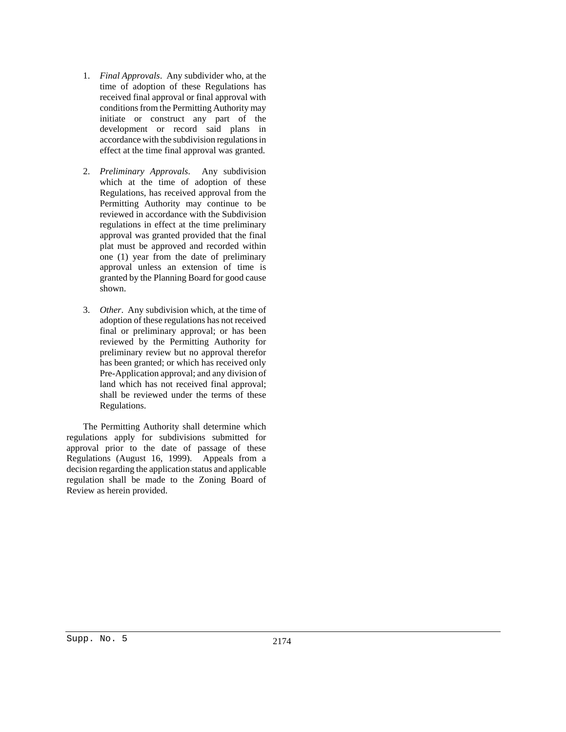1. *Final Approvals*. Any subdivider who, at the time of adoption of these Regulations has received final approval or final approval with conditions from the Permitting Authority may initiate or construct any part of the development or record said plans in accordance with the subdivision regulations in effect at the time final approval was granted.

2. *Preliminary Approvals*. Any subdivision which at the time of adoption of these Regulations, has received approval from the Permitting Authority may continue to be reviewed in accordance with the Subdivision regulations in effect at the time preliminary approval was granted provided that the final plat must be approved and recorded within one (1) year from the date of preliminary approval unless an extension of time is granted by the Planning Board for good cause shown.

3. *Other*. Any subdivision which, at the time of adoption of these regulations has not received final or preliminary approval; or has been reviewed by the Permitting Authority for preliminary review but no approval therefor has been granted; or which has received only Pre-Application approval; and any division of land which has not received final approval; shall be reviewed under the terms of these Regulations.

The Permitting Authority shall determine which regulations apply for subdivisions submitted for approval prior to the date of passage of these Regulations (August 16, 1999). Appeals from a decision regarding the application status and applicable regulation shall be made to the Zoning Board of Review as herein provided.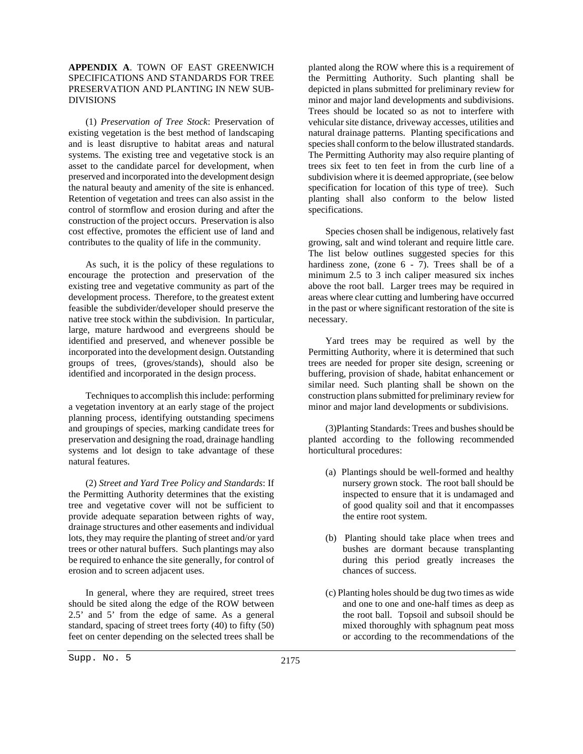**APPENDIX A**. TOWN OF EAST GREENWICH SPECIFICATIONS AND STANDARDS FOR TREE PRESERVATION AND PLANTING IN NEW SUB-DIVISIONS

(1) *Preservation of Tree Stock*: Preservation of existing vegetation is the best method of landscaping and is least disruptive to habitat areas and natural systems. The existing tree and vegetative stock is an asset to the candidate parcel for development, when preserved and incorporated into the development design the natural beauty and amenity of the site is enhanced. Retention of vegetation and trees can also assist in the control of stormflow and erosion during and after the construction of the project occurs. Preservation is also cost effective, promotes the efficient use of land and contributes to the quality of life in the community.

As such, it is the policy of these regulations to encourage the protection and preservation of the existing tree and vegetative community as part of the development process. Therefore, to the greatest extent feasible the subdivider/developer should preserve the native tree stock within the subdivision. In particular, large, mature hardwood and evergreens should be identified and preserved, and whenever possible be incorporated into the development design. Outstanding groups of trees, (groves/stands), should also be identified and incorporated in the design process.

Techniques to accomplish this include: performing a vegetation inventory at an early stage of the project planning process, identifying outstanding specimens and groupings of species, marking candidate trees for preservation and designing the road, drainage handling systems and lot design to take advantage of these natural features.

(2) *Street and Yard Tree Policy and Standards*: If the Permitting Authority determines that the existing tree and vegetative cover will not be sufficient to provide adequate separation between rights of way, drainage structures and other easements and individual lots, they may require the planting of street and/or yard trees or other natural buffers. Such plantings may also be required to enhance the site generally, for control of erosion and to screen adjacent uses.

In general, where they are required, street trees should be sited along the edge of the ROW between 2.5' and 5' from the edge of same. As a general standard, spacing of street trees forty (40) to fifty (50) feet on center depending on the selected trees shall be planted along the ROW where this is a requirement of the Permitting Authority. Such planting shall be depicted in plans submitted for preliminary review for minor and major land developments and subdivisions. Trees should be located so as not to interfere with vehicular site distance, driveway accesses, utilities and natural drainage patterns. Planting specifications and species shall conform to the below illustrated standards. The Permitting Authority may also require planting of trees six feet to ten feet in from the curb line of a subdivision where it is deemed appropriate, (see below specification for location of this type of tree). Such planting shall also conform to the below listed specifications.

Species chosen shall be indigenous, relatively fast growing, salt and wind tolerant and require little care. The list below outlines suggested species for this hardiness zone, (zone 6 - 7). Trees shall be of a minimum 2.5 to 3 inch caliper measured six inches above the root ball. Larger trees may be required in areas where clear cutting and lumbering have occurred in the past or where significant restoration of the site is necessary.

Yard trees may be required as well by the Permitting Authority, where it is determined that such trees are needed for proper site design, screening or buffering, provision of shade, habitat enhancement or similar need. Such planting shall be shown on the construction plans submitted for preliminary review for minor and major land developments or subdivisions.

(3)Planting Standards: Trees and bushes should be planted according to the following recommended horticultural procedures:

(a) Plantings should be well-formed and healthy nursery grown stock. The root ball should be inspected to ensure that it is undamaged and of good quality soil and that it encompasses the entire root system.

(b) Planting should take place when trees and bushes are dormant because transplanting during this period greatly increases the chances of success.

(c) Planting holes should be dug two times as wide and one to one and one-half times as deep as the root ball. Topsoil and subsoil should be mixed thoroughly with sphagnum peat moss or according to the recommendations of the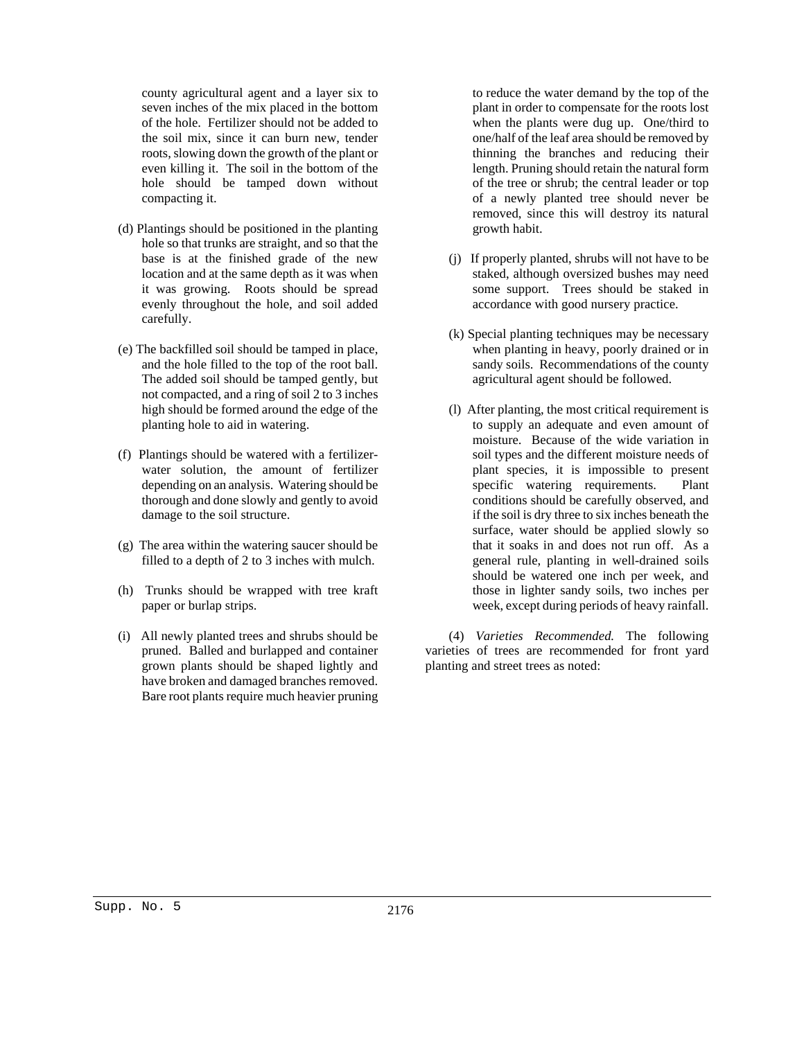county agricultural agent and a layer six to seven inches of the mix placed in the bottom of the hole. Fertilizer should not be added to the soil mix, since it can burn new, tender roots, slowing down the growth of the plant or even killing it. The soil in the bottom of the hole should be tamped down without compacting it.

(d) Plantings should be positioned in the planting hole so that trunks are straight, and so that the base is at the finished grade of the new location and at the same depth as it was when it was growing. Roots should be spread evenly throughout the hole, and soil added carefully.

(e) The backfilled soil should be tamped in place, and the hole filled to the top of the root ball. The added soil should be tamped gently, but not compacted, and a ring of soil 2 to 3 inches high should be formed around the edge of the planting hole to aid in watering.

(f) Plantings should be watered with a fertilizer-water solution, the amount of fertilizer depending on an analysis. Watering should be thorough and done slowly and gently to avoid damage to the soil structure.

(g) The area within the watering saucer should be filled to a depth of 2 to 3 inches with mulch.

(h) Trunks should be wrapped with tree kraft paper or burlap strips.

(i) All newly planted trees and shrubs should be pruned. Balled and burlapped and container grown plants should be shaped lightly and have broken and damaged branches removed. Bare root plants require much heavier pruning to reduce the water demand by the top of the plant in order to compensate for the roots lost when the plants were dug up. One/third to one/half of the leaf area should be removed by thinning the branches and reducing their length. Pruning should retain the natural form of the tree or shrub; the central leader or top of a newly planted tree should never be removed, since this will destroy its natural growth habit.

(j) If properly planted, shrubs will not have to be staked, although oversized bushes may need some support. Trees should be staked in accordance with good nursery practice.

(k) Special planting techniques may be necessary when planting in heavy, poorly drained or in sandy soils. Recommendations of the county agricultural agent should be followed.

(l) After planting, the most critical requirement is to supply an adequate and even amount of moisture. Because of the wide variation in soil types and the different moisture needs of plant species, it is impossible to present specific watering requirements. Plant conditions should be carefully observed, and if the soil is dry three to six inches beneath the surface, water should be applied slowly so that it soaks in and does not run off. As a general rule, planting in well-drained soils should be watered one inch per week, and those in lighter sandy soils, two inches per week, except during periods of heavy rainfall.

(4) *Varieties Recommended.* The following varieties of trees are recommended for front yard planting and street trees as noted: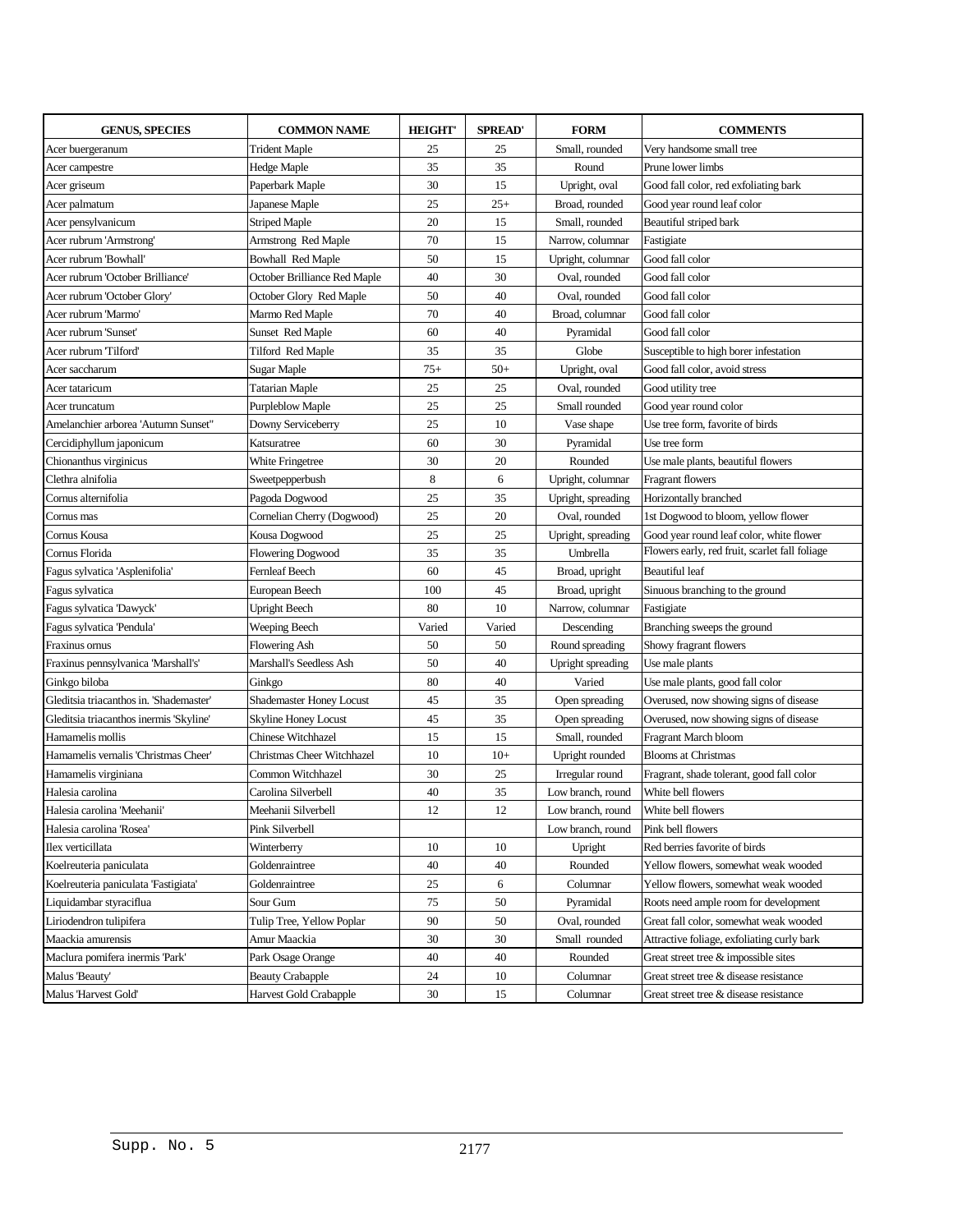| GENUS, SPECIES | COMMON NAME | HEIGHT' | SPREAD' | FORM | COMMENTS |
|---|---|---|---|---|---|
| Acer buergeranum | Trident Maple | 25 | 25 | Small, rounded | Very handsome small tree |
| Acer campestre | Hedge Maple | 35 | 35 | Round | Prune lower limbs |
| Acer griseum | Paperbark Maple | 30 | 15 | Upright, oval | Good fall color, red exfoliating bark |
| Acer palmatum | Japanese Maple | 25 | 25+ | Broad, rounded | Good year round leaf color |
| Acer pensylvanicum | Striped Maple | 20 | 15 | Small, rounded | Beautiful striped bark |
| Acer rubrum 'Armstrong' | Armstrong Red Maple | 70 | 15 | Narrow, columnar | Fastigiate |
| Acer rubrum 'Bowhall' | Bowhall Red Maple | 50 | 15 | Upright, columnar | Good fall color |
| Acer rubrum 'October Brilliance' | October Brilliance Red Maple | 40 | 30 | Oval, rounded | Good fall color |
| Acer rubrum 'October Glory' | October Glory Red Maple | 50 | 40 | Oval, rounded | Good fall color |
| Acer rubrum 'Marmo' | Marmo Red Maple | 70 | 40 | Broad, columnar | Good fall color |
| Acer rubrum 'Sunset' | Sunset Red Maple | 60 | 40 | Pyramidal | Good fall color |
| Acer rubrum 'Tilford' | Tilford Red Maple | 35 | 35 | Globe | Susceptible to high borer infestation |
| Acer saccharum | Sugar Maple | 75+ | 50+ | Upright, oval | Good fall color, avoid stress |
| Acer tataricum | Tatarian Maple | 25 | 25 | Oval, rounded | Good utility tree |
| Acer truncatum | Purpleblow Maple | 25 | 25 | Small rounded | Good year round color |
| Amelanchier arborea 'Autumn Sunset" | Downy Serviceberry | 25 | 10 | Vase shape | Use tree form, favorite of birds |
| Cercidiphyllum japonicum | Katsuratree | 60 | 30 | Pyramidal | Use tree form |
| Chionanthus virginicus | White Fringetree | 30 | 20 | Rounded | Use male plants, beautiful flowers |
| Clethra alnifolia | Sweetpepperbush | 8 | 6 | Upright, columnar | Fragrant flowers |
| Cornus alternifolia | Pagoda Dogwood | 25 | 35 | Upright, spreading | Horizontally branched |
| Cornus mas | Cornelian Cherry (Dogwood) | 25 | 20 | Oval, rounded | 1st Dogwood to bloom, yellow flower |
| Cornus Kousa | Kousa Dogwood | 25 | 25 | Upright, spreading | Good year round leaf color, white flower |
| Cornus Florida | Flowering Dogwood | 35 | 35 | Umbrella | Flowers early, red fruit, scarlet fall foliage |
| Fagus sylvatica 'Asplenifolia' | Fernleaf Beech | 60 | 45 | Broad, upright | Beautiful leaf |
| Fagus sylvatica | European Beech | 100 | 45 | Broad, upright | Sinuous branching to the ground |
| Fagus sylvatica 'Dawyck' | Upright Beech | 80 | 10 | Narrow, columnar | Fastigiate |
| Fagus sylvatica 'Pendula' | Weeping Beech | Varied | Varied | Descending | Branching sweeps the ground |
| Fraxinus ornus | Flowering Ash | 50 | 50 | Round spreading | Showy fragrant flowers |
| Fraxinus pennsylvanica 'Marshall's' | Marshall's Seedless Ash | 50 | 40 | Upright spreading | Use male plants |
| Ginkgo biloba | Ginkgo | 80 | 40 | Varied | Use male plants, good fall color |
| Gleditsia triacanthos in. 'Shademaster' | Shademaster Honey Locust | 45 | 35 | Open spreading | Overused, now showing signs of disease |
| Gleditsia triacanthos inermis 'Skyline' | Skyline Honey Locust | 45 | 35 | Open spreading | Overused, now showing signs of disease |
| Hamamelis mollis | Chinese Witchhazel | 15 | 15 | Small, rounded | Fragrant March bloom |
| Hamamelis vernalis 'Christmas Cheer' | Christmas Cheer Witchhazel | 10 | 10+ | Upright rounded | Blooms at Christmas |
| Hamamelis virginiana | Common Witchhazel | 30 | 25 | Irregular round | Fragrant, shade tolerant, good fall color |
| Halesia carolina | Carolina Silverbell | 40 | 35 | Low branch, round | White bell flowers |
| Halesia carolina 'Meehanii' | Meehanii Silverbell | 12 | 12 | Low branch, round | White bell flowers |
| Halesia carolina 'Rosea' | Pink Silverbell | | | Low branch, round | Pink bell flowers |
| Ilex verticillata | Winterberry | 10 | 10 | Upright | Red berries favorite of birds |
| Koelreuteria paniculata | Goldenraintree | 40 | 40 | Rounded | Yellow flowers, somewhat weak wooded |
| Koelreuteria paniculata 'Fastigiata' | Goldenraintree | 25 | 6 | Columnar | Yellow flowers, somewhat weak wooded |
| Liquidambar styraciflua | Sour Gum | 75 | 50 | Pyramidal | Roots need ample room for development |
| Liriodendron tulipifera | Tulip Tree, Yellow Poplar | 90 | 50 | Oval, rounded | Great fall color, somewhat weak wooded |
| Maackia amurensis | Amur Maackia | 30 | 30 | Small rounded | Attractive foliage, exfoliating curly bark |
| Maclura pomifera inermis 'Park' | Park Osage Orange | 40 | 40 | Rounded | Great street tree & impossible sites |
| Malus 'Beauty' | Beauty Crabapple | 24 | 10 | Columnar | Great street tree & disease resistance |
| Malus 'Harvest Gold' | Harvest Gold Crabapple | 30 | 15 | Columnar | Great street tree & disease resistance |

Supp. No. 5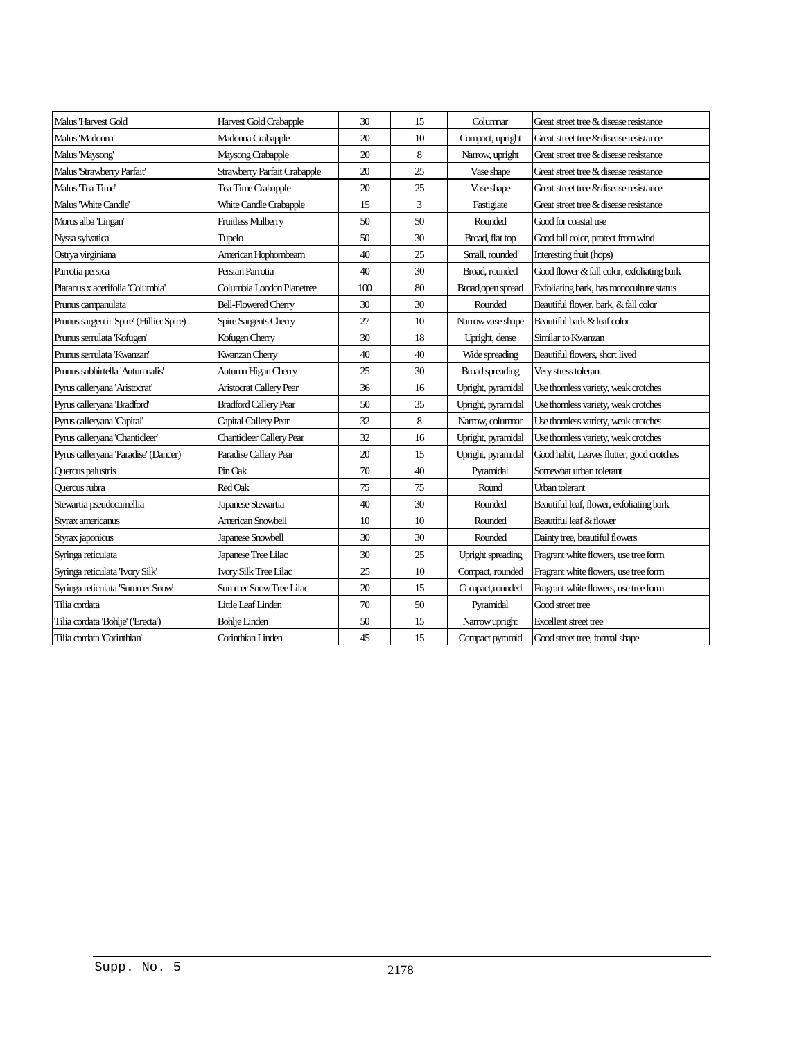| | | | | | |
|---|---|---|---|---|---|
| Malus 'Harvest Gold' | Harvest Gold Crabapple | 30 | 15 | Columnar | Great street tree & disease resistance |
| Malus 'Madonna' | Madonna Crabapple | 20 | 10 | Compact, upright | Great street tree & disease resistance |
| Malus 'Maysong' | Maysong Crabapple | 20 | 8 | Narrow, upright | Great street tree & disease resistance |
| Malus 'Strawberry Parfait' | Strawberry Parfait Crabapple | 20 | 25 | Vase shape | Great street tree & disease resistance |
| Malus 'Tea Time' | Tea Time Crabapple | 20 | 25 | Vase shape | Great street tree & disease resistance |
| Malus 'White Candle' | White Candle Crabapple | 15 | 3 | Fastigiate | Great street tree & disease resistance |
| Morus alba 'Lingan' | Fruitless Mulberry | 50 | 50 | Rounded | Good for coastal use |
| Nyssa sylvatica | Tupelo | 50 | 30 | Broad, flat top | Good fall color, protect from wind |
| Ostrya virginiana | American Hophornbeam | 40 | 25 | Small, rounded | Interesting fruit (hops) |
| Parrotia persica | Persian Parrotia | 40 | 30 | Broad, rounded | Good flower & fall color, exfoliating bark |
| Platanus x acerifolia 'Columbia' | Columbia London Planetree | 100 | 80 | Broad,open spread | Exfoliating bark, has monoculture status |
| Prunus campanulata | Bell-Flowered Cherry | 30 | 30 | Rounded | Beautiful flower, bark, & fall color |
| Prunus sargentii 'Spire' (Hillier Spire) | Spire Sargents Cherry | 27 | 10 | Narrow vase shape | Beautiful bark & leaf color |
| Prunus serrulata 'Kofugen' | Kofugen Cherry | 30 | 18 | Upright, dense | Similar to Kwanzan |
| Prunus serrulata 'Kwanzan' | Kwanzan Cherry | 40 | 40 | Wide spreading | Beautiful flowers, short lived |
| Prunus subhirtella 'Autumnalis' | Autumn Higan Cherry | 25 | 30 | Broad spreading | Very stress tolerant |
| Pyrus calleryana 'Aristocrat' | Aristocrat Callery Pear | 36 | 16 | Upright, pyramidal | Use thornless variety, weak crotches |
| Pyrus calleryana 'Bradford' | Bradford Callery Pear | 50 | 35 | Upright, pyramidal | Use thornless variety, weak crotches |
| Pyrus calleryana 'Capital' | Capital Callery Pear | 32 | 8 | Narrow, columnar | Use thornless variety, weak crotches |
| Pyrus calleryana 'Chanticleer' | Chanticleer Callery Pear | 32 | 16 | Upright, pyramidal | Use thornless variety, weak crotches |
| Pyrus calleryana 'Paradise' (Dancer) | Paradise Callery Pear | 20 | 15 | Upright, pyramidal | Good habit, Leaves flutter, good crotches |
| Quercus palustris | Pin Oak | 70 | 40 | Pyramidal | Somewhat urban tolerant |
| Quercus rubra | Red Oak | 75 | 75 | Round | Urban tolerant |
| Stewartia pseudocamellia | Japanese Stewartia | 40 | 30 | Rounded | Beautiful leaf, flower, exfoliating bark |
| Styrax americanus | American Snowbell | 10 | 10 | Rounded | Beautiful leaf & flower |
| Styrax japonicus | Japanese Snowbell | 30 | 30 | Rounded | Dainty tree, beautiful flowers |
| Syringa reticulata | Japanese Tree Lilac | 30 | 25 | Upright spreading | Fragrant white flowers, use tree form |
| Syringa reticulata 'Ivory Silk' | Ivory Silk Tree Lilac | 25 | 10 | Compact, rounded | Fragrant white flowers, use tree form |
| Syringa reticulata 'Summer Snow' | Summer Snow Tree Lilac | 20 | 15 | Compact,rounded | Fragrant white flowers, use tree form |
| Tilia cordata | Little Leaf Linden | 70 | 50 | Pyramidal | Good street tree |
| Tilia cordata 'Bohlje' ('Erecta') | Bohlje Linden | 50 | 15 | Narrow upright | Excellent street tree |
| Tilia cordata 'Corinthian' | Corinthian Linden | 45 | 15 | Compact pyramid | Good street tree, formal shape |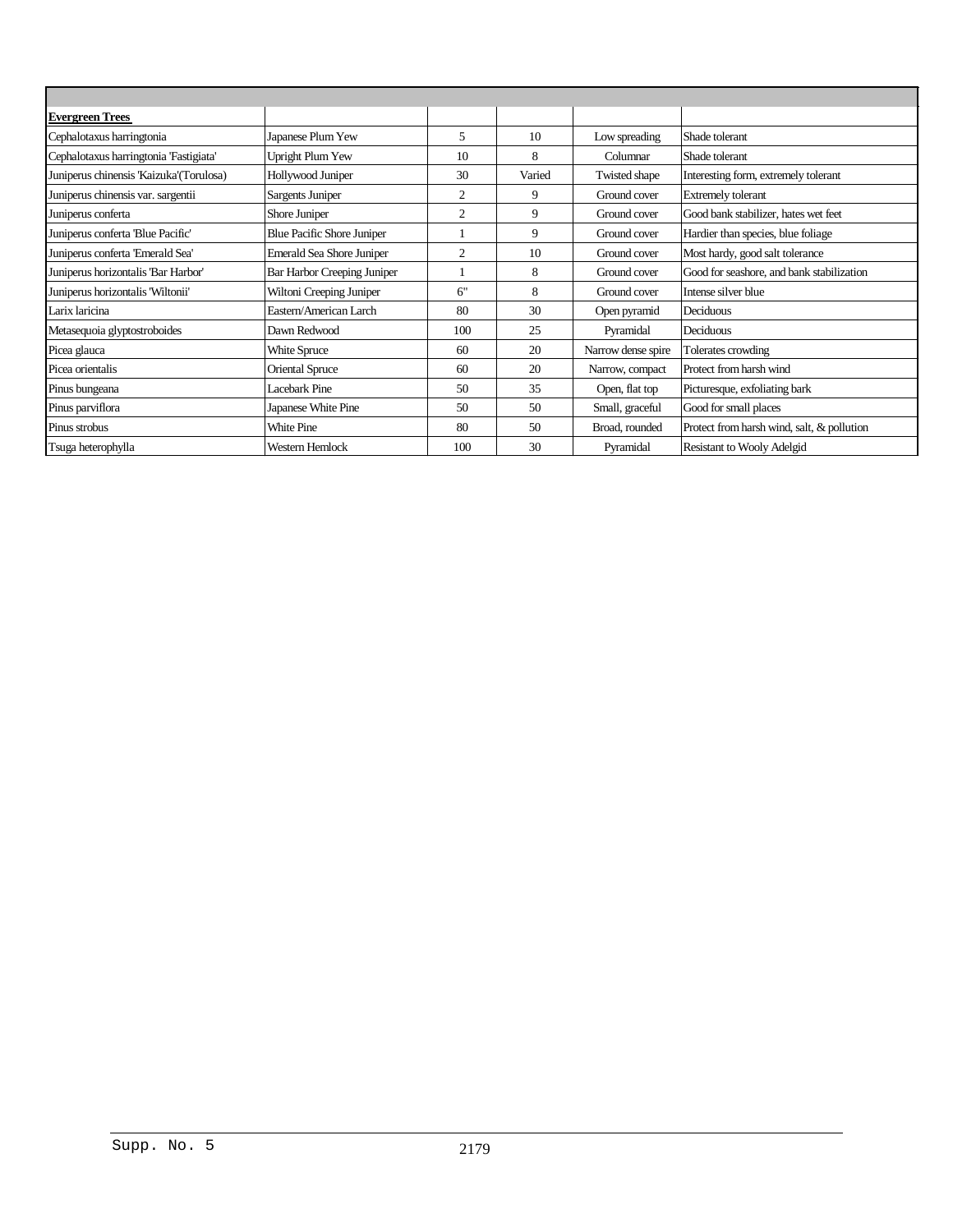| | | | | | |
|---|---|---|---|---|---|
| **Evergreen Trees** | | | | | |
| Cephalotaxus harringtonia | Japanese Plum Yew | 5 | 10 | Low spreading | Shade tolerant |
| Cephalotaxus harringtonia 'Fastigiata' | Upright Plum Yew | 10 | 8 | Columnar | Shade tolerant |
| Juniperus chinensis 'Kaizuka'(Torulosa) | Hollywood Juniper | 30 | Varied | Twisted shape | Interesting form, extremely tolerant |
| Juniperus chinensis var. sargentii | Sargents Juniper | 2 | 9 | Ground cover | Extremely tolerant |
| Juniperus conferta | Shore Juniper | 2 | 9 | Ground cover | Good bank stabilizer, hates wet feet |
| Juniperus conferta 'Blue Pacific' | Blue Pacific Shore Juniper | 1 | 9 | Ground cover | Hardier than species, blue foliage |
| Juniperus conferta 'Emerald Sea' | Emerald Sea Shore Juniper | 2 | 10 | Ground cover | Most hardy, good salt tolerance |
| Juniperus horizontalis 'Bar Harbor' | Bar Harbor Creeping Juniper | 1 | 8 | Ground cover | Good for seashore, and bank stabilization |
| Juniperus horizontalis 'Wiltonii' | Wiltoni Creeping Juniper | 6" | 8 | Ground cover | Intense silver blue |
| Larix laricina | Eastern/American Larch | 80 | 30 | Open pyramid | Deciduous |
| Metasequoia glyptostroboides | Dawn Redwood | 100 | 25 | Pyramidal | Deciduous |
| Picea glauca | White Spruce | 60 | 20 | Narrow dense spire | Tolerates crowding |
| Picea orientalis | Oriental Spruce | 60 | 20 | Narrow, compact | Protect from harsh wind |
| Pinus bungeana | Lacebark Pine | 50 | 35 | Open, flat top | Picturesque, exfoliating bark |
| Pinus parviflora | Japanese White Pine | 50 | 50 | Small, graceful | Good for small places |
| Pinus strobus | White Pine | 80 | 50 | Broad, rounded | Protect from harsh wind, salt, & pollution |
| Tsuga heterophylla | Western Hemlock | 100 | 30 | Pyramidal | Resistant to Wooly Adelgid |

Supp. No. 5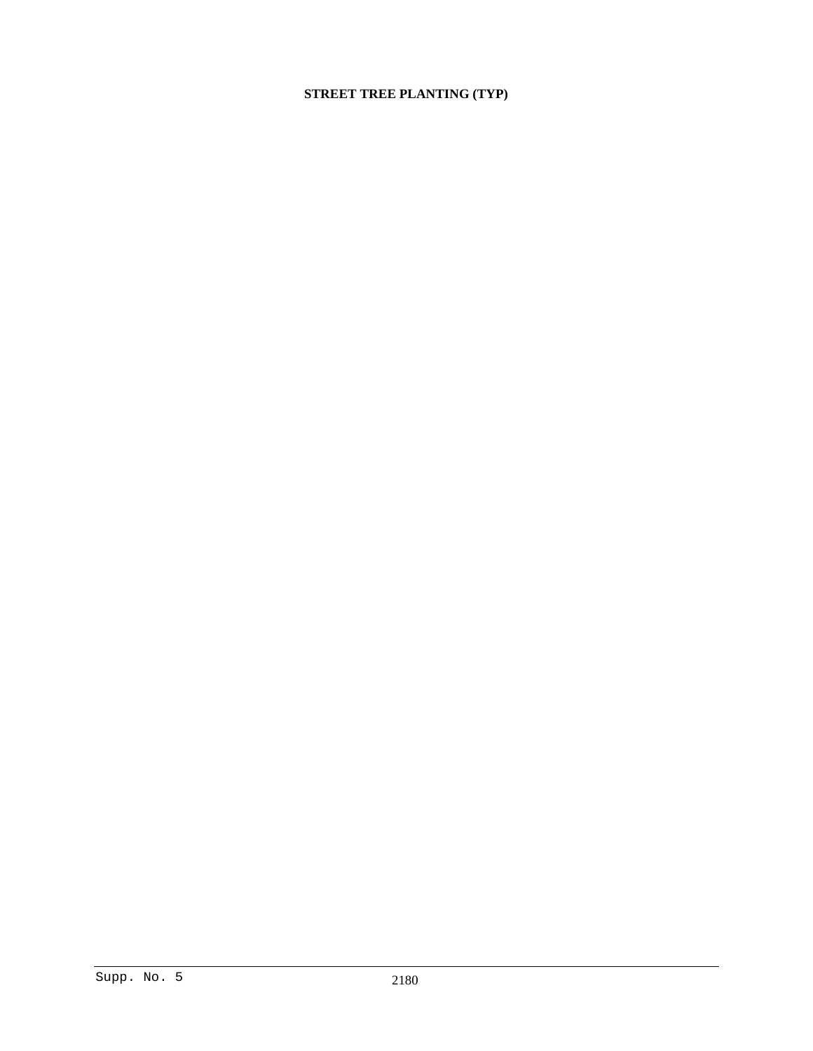**STREET TREE PLANTING (TYP)**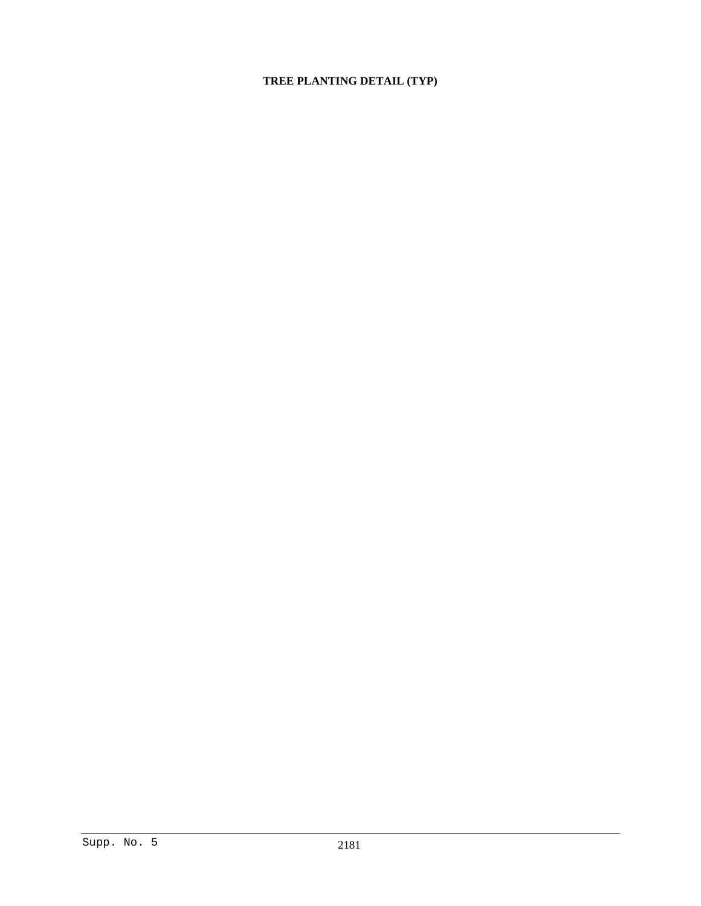**TREE PLANTING DETAIL (TYP)**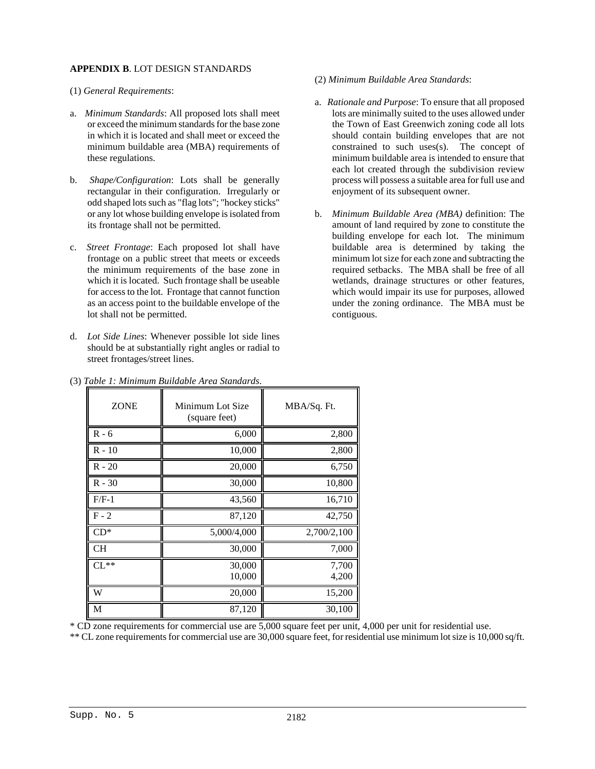**APPENDIX B**. LOT DESIGN STANDARDS

(1) *General Requirements*:

a. *Minimum Standards*: All proposed lots shall meet or exceed the minimum standards for the base zone in which it is located and shall meet or exceed the minimum buildable area (MBA) requirements of these regulations.

b. *Shape/Configuration*: Lots shall be generally rectangular in their configuration. Irregularly or odd shaped lots such as "flag lots"; "hockey sticks" or any lot whose building envelope is isolated from its frontage shall not be permitted.

c. *Street Frontage*: Each proposed lot shall have frontage on a public street that meets or exceeds the minimum requirements of the base zone in which it is located. Such frontage shall be useable for access to the lot. Frontage that cannot function as an access point to the buildable envelope of the lot shall not be permitted.

d. *Lot Side Lines*: Whenever possible lot side lines should be at substantially right angles or radial to street frontages/street lines.

(2) *Minimum Buildable Area Standards*:

a. *Rationale and Purpose*: To ensure that all proposed lots are minimally suited to the uses allowed under the Town of East Greenwich zoning code all lots should contain building envelopes that are not constrained to such uses(s). The concept of minimum buildable area is intended to ensure that each lot created through the subdivision review process will possess a suitable area for full use and enjoyment of its subsequent owner.

b. *Minimum Buildable Area (MBA)* definition: The amount of land required by zone to constitute the building envelope for each lot. The minimum buildable area is determined by taking the minimum lot size for each zone and subtracting the required setbacks. The MBA shall be free of all wetlands, drainage structures or other features, which would impair its use for purposes, allowed under the zoning ordinance. The MBA must be contiguous.

(3) *Table 1: Minimum Buildable Area Standards*.

| ZONE | Minimum Lot Size (square feet) | MBA/Sq. Ft. |
|---|---|---|
| R - 6 | 6,000 | 2,800 |
| R - 10 | 10,000 | 2,800 |
| R - 20 | 20,000 | 6,750 |
| R - 30 | 30,000 | 10,800 |
| F/F-1 | 43,560 | 16,710 |
| F - 2 | 87,120 | 42,750 |
| CD* | 5,000/4,000 | 2,700/2,100 |
| CH | 30,000 | 7,000 |
| CL** | 30,000<br>10,000 | 7,700<br>4,200 |
| W | 20,000 | 15,200 |
| M | 87,120 | 30,100 |

\* CD zone requirements for commercial use are 5,000 square feet per unit, 4,000 per unit for residential use.

\*\* CL zone requirements for commercial use are 30,000 square feet, for residential use minimum lot size is 10,000 sq/ft.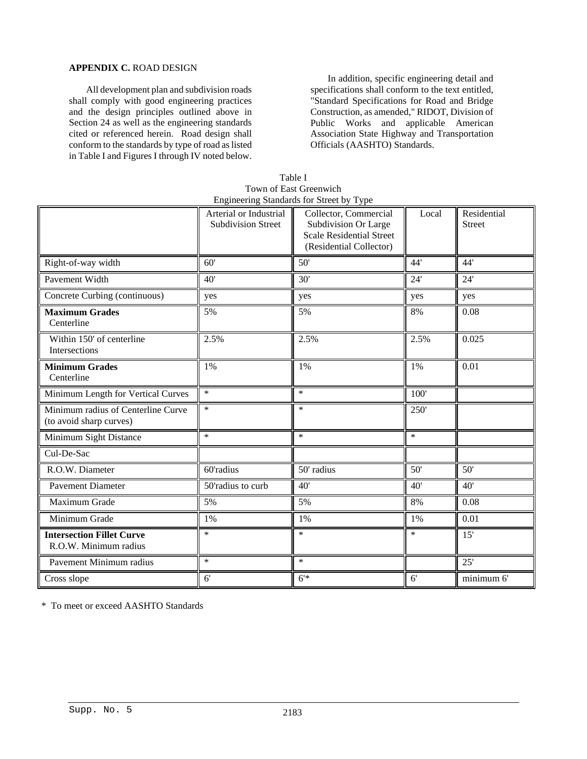**APPENDIX C.** ROAD DESIGN

All development plan and subdivision roads shall comply with good engineering practices and the design principles outlined above in Section 24 as well as the engineering standards cited or referenced herein. Road design shall conform to the standards by type of road as listed in Table I and Figures I through IV noted below.

In addition, specific engineering detail and specifications shall conform to the text entitled, "Standard Specifications for Road and Bridge Construction, as amended," RIDOT, Division of Public Works and applicable American Association State Highway and Transportation Officials (AASHTO) Standards.

Table I
Town of East Greenwich
Engineering Standards for Street by Type

| | Arterial or Industrial Subdivision Street | Collector, Commercial Subdivision Or Large Scale Residential Street (Residential Collector) | Local | Residential Street |
|---|---|---|---|---|
| Right-of-way width | 60' | 50' | 44' | 44' |
| Pavement Width | 40' | 30' | 24' | 24' |
| Concrete Curbing (continuous) | yes | yes | yes | yes |
| **Maximum Grades** Centerline | 5% | 5% | 8% | 0.08 |
| Within 150' of centerline Intersections | 2.5% | 2.5% | 2.5% | 0.025 |
| **Minimum Grades** Centerline | 1% | 1% | 1% | 0.01 |
| Minimum Length for Vertical Curves | * | * | 100' | |
| Minimum radius of Centerline Curve (to avoid sharp curves) | * | * | 250' | |
| Minimum Sight Distance | * | * | * | |
| Cul-De-Sac | | | | |
| R.O.W. Diameter | 60'radius | 50' radius | 50' | 50' |
| Pavement Diameter | 50'radius to curb | 40' | 40' | 40' |
| Maximum Grade | 5% | 5% | 8% | 0.08 |
| Minimum Grade | 1% | 1% | 1% | 0.01 |
| **Intersection Fillet Curve** R.O.W. Minimum radius | * | * | * | 15' |
| Pavement Minimum radius | * | * | | 25' |
| Cross slope | 6' | 6'* | 6' | minimum 6' |

* To meet or exceed AASHTO Standards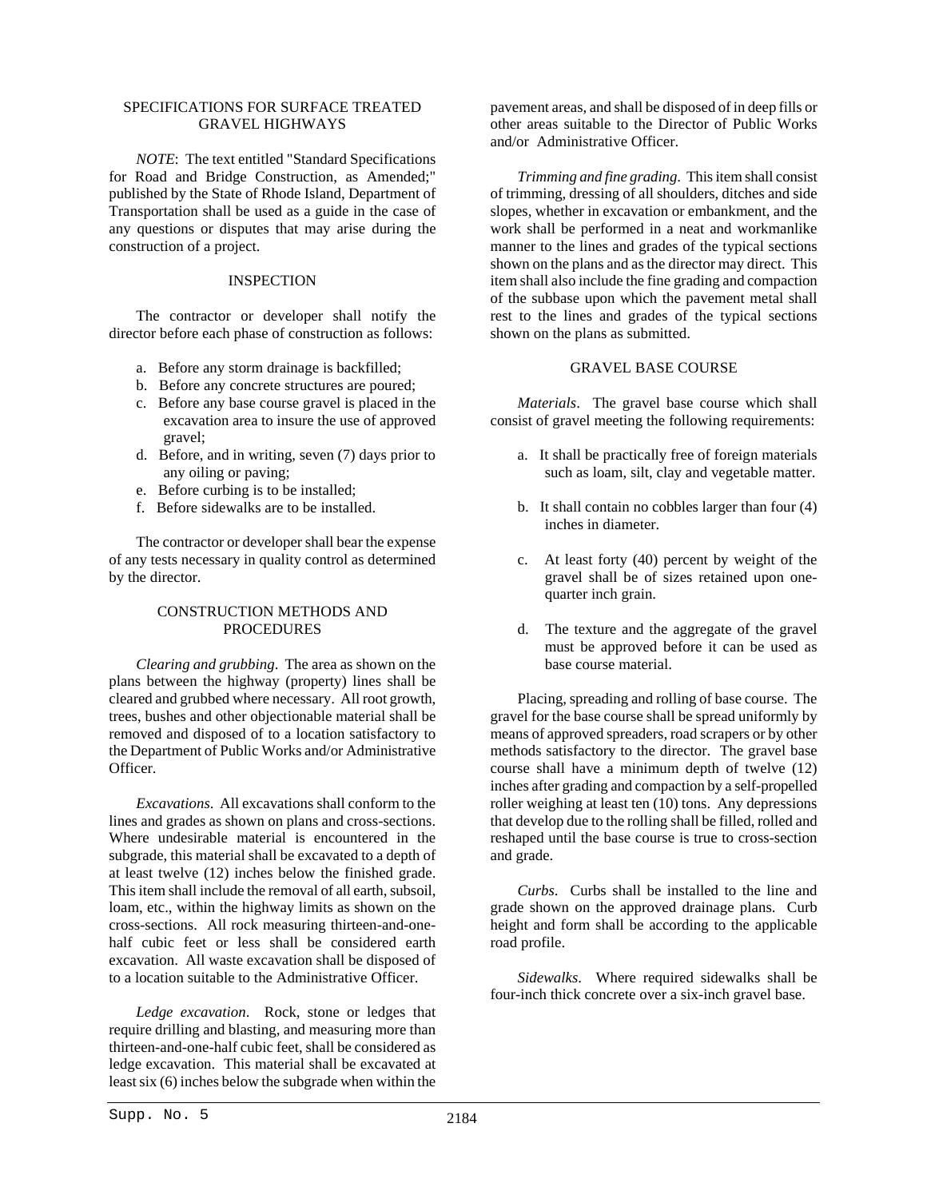## SPECIFICATIONS FOR SURFACE TREATED GRAVEL HIGHWAYS

*NOTE*: The text entitled "Standard Specifications for Road and Bridge Construction, as Amended;" published by the State of Rhode Island, Department of Transportation shall be used as a guide in the case of any questions or disputes that may arise during the construction of a project.

### INSPECTION

The contractor or developer shall notify the director before each phase of construction as follows:

a. Before any storm drainage is backfilled;
b. Before any concrete structures are poured;
c. Before any base course gravel is placed in the excavation area to insure the use of approved gravel;
d. Before, and in writing, seven (7) days prior to any oiling or paving;
e. Before curbing is to be installed;
f. Before sidewalks are to be installed.

The contractor or developer shall bear the expense of any tests necessary in quality control as determined by the director.

### CONSTRUCTION METHODS AND PROCEDURES

*Clearing and grubbing*. The area as shown on the plans between the highway (property) lines shall be cleared and grubbed where necessary. All root growth, trees, bushes and other objectionable material shall be removed and disposed of to a location satisfactory to the Department of Public Works and/or Administrative Officer.

*Excavations*. All excavations shall conform to the lines and grades as shown on plans and cross-sections. Where undesirable material is encountered in the subgrade, this material shall be excavated to a depth of at least twelve (12) inches below the finished grade. This item shall include the removal of all earth, subsoil, loam, etc., within the highway limits as shown on the cross-sections. All rock measuring thirteen-and-one-half cubic feet or less shall be considered earth excavation. All waste excavation shall be disposed of to a location suitable to the Administrative Officer.

*Ledge excavation*. Rock, stone or ledges that require drilling and blasting, and measuring more than thirteen-and-one-half cubic feet, shall be considered as ledge excavation. This material shall be excavated at least six (6) inches below the subgrade when within the pavement areas, and shall be disposed of in deep fills or other areas suitable to the Director of Public Works and/or Administrative Officer.

*Trimming and fine grading*. This item shall consist of trimming, dressing of all shoulders, ditches and side slopes, whether in excavation or embankment, and the work shall be performed in a neat and workmanlike manner to the lines and grades of the typical sections shown on the plans and as the director may direct. This item shall also include the fine grading and compaction of the subbase upon which the pavement metal shall rest to the lines and grades of the typical sections shown on the plans as submitted.

### GRAVEL BASE COURSE

*Materials*. The gravel base course which shall consist of gravel meeting the following requirements:

a. It shall be practically free of foreign materials such as loam, silt, clay and vegetable matter.

b. It shall contain no cobbles larger than four (4) inches in diameter.

c. At least forty (40) percent by weight of the gravel shall be of sizes retained upon one-quarter inch grain.

d. The texture and the aggregate of the gravel must be approved before it can be used as base course material.

Placing, spreading and rolling of base course. The gravel for the base course shall be spread uniformly by means of approved spreaders, road scrapers or by other methods satisfactory to the director. The gravel base course shall have a minimum depth of twelve (12) inches after grading and compaction by a self-propelled roller weighing at least ten (10) tons. Any depressions that develop due to the rolling shall be filled, rolled and reshaped until the base course is true to cross-section and grade.

*Curbs*. Curbs shall be installed to the line and grade shown on the approved drainage plans. Curb height and form shall be according to the applicable road profile.

*Sidewalks*. Where required sidewalks shall be four-inch thick concrete over a six-inch gravel base.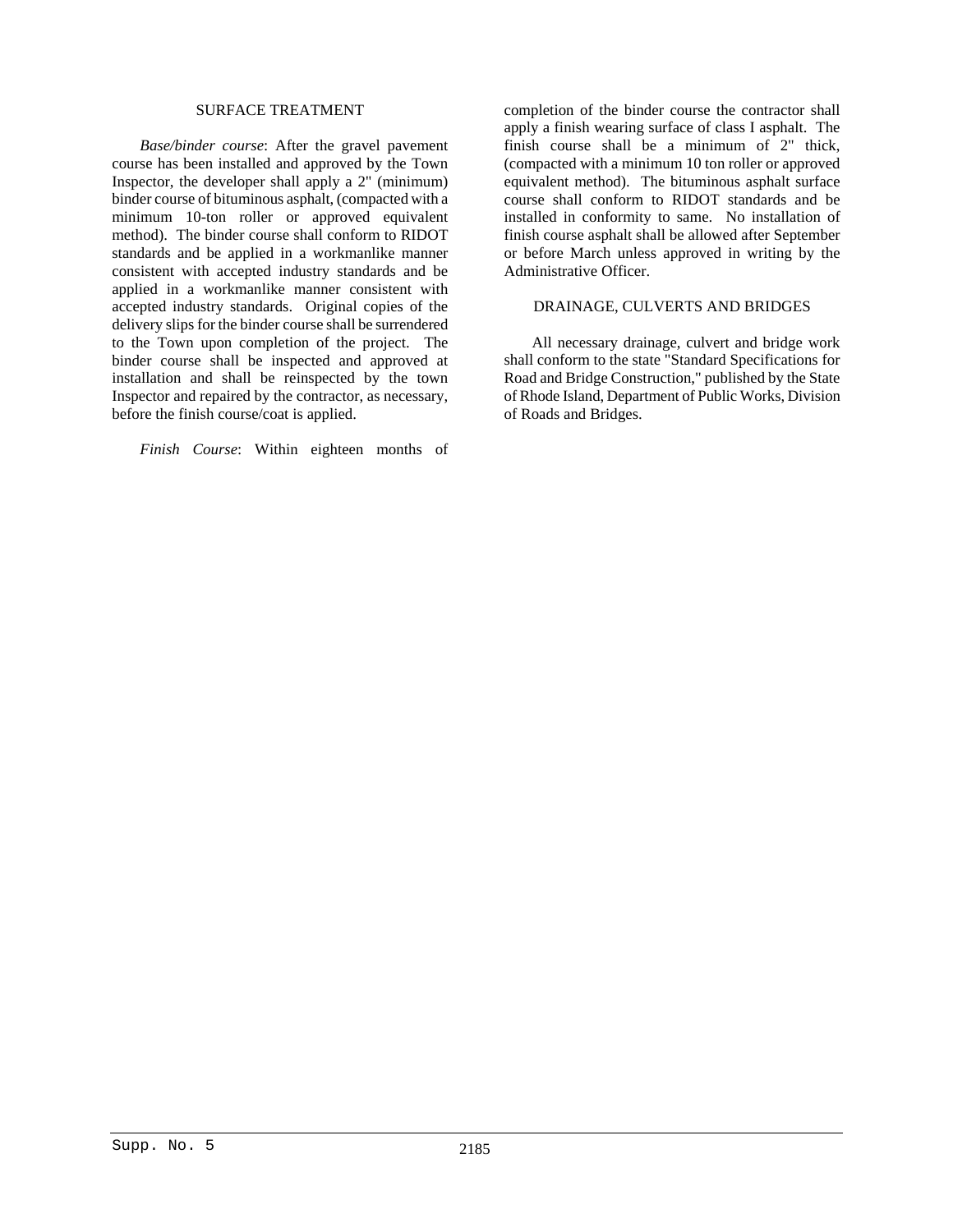## SURFACE TREATMENT

*Base/binder course*: After the gravel pavement course has been installed and approved by the Town Inspector, the developer shall apply a 2" (minimum) binder course of bituminous asphalt, (compacted with a minimum 10-ton roller or approved equivalent method). The binder course shall conform to RIDOT standards and be applied in a workmanlike manner consistent with accepted industry standards and be applied in a workmanlike manner consistent with accepted industry standards. Original copies of the delivery slips for the binder course shall be surrendered to the Town upon completion of the project. The binder course shall be inspected and approved at installation and shall be reinspected by the town Inspector and repaired by the contractor, as necessary, before the finish course/coat is applied.

*Finish Course*: Within eighteen months of completion of the binder course the contractor shall apply a finish wearing surface of class I asphalt. The finish course shall be a minimum of 2" thick, (compacted with a minimum 10 ton roller or approved equivalent method). The bituminous asphalt surface course shall conform to RIDOT standards and be installed in conformity to same. No installation of finish course asphalt shall be allowed after September or before March unless approved in writing by the Administrative Officer.

## DRAINAGE, CULVERTS AND BRIDGES

All necessary drainage, culvert and bridge work shall conform to the state "Standard Specifications for Road and Bridge Construction," published by the State of Rhode Island, Department of Public Works, Division of Roads and Bridges.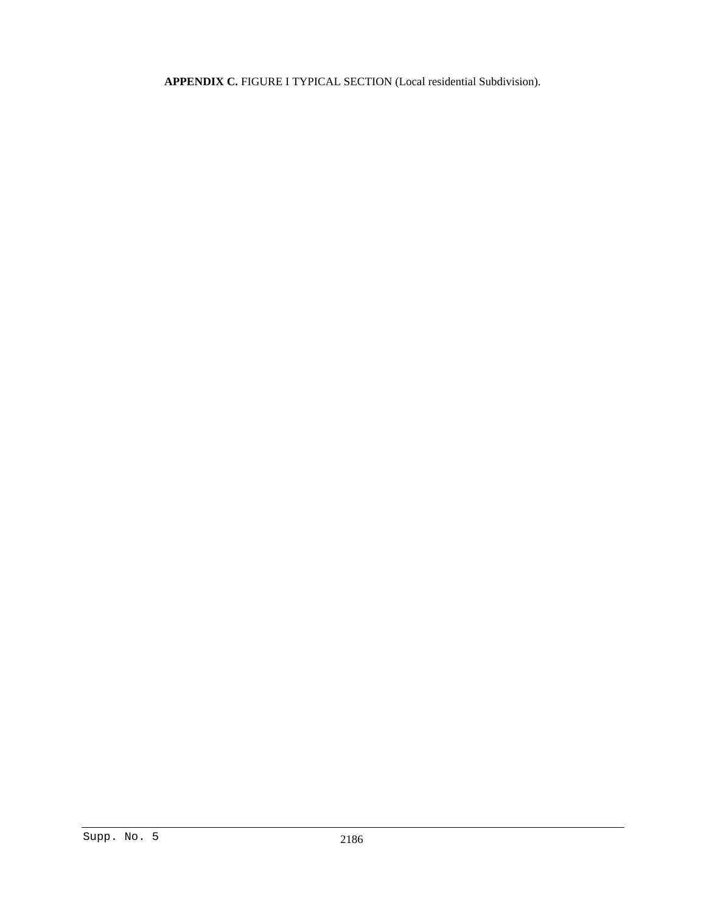**APPENDIX C.** FIGURE I TYPICAL SECTION (Local residential Subdivision).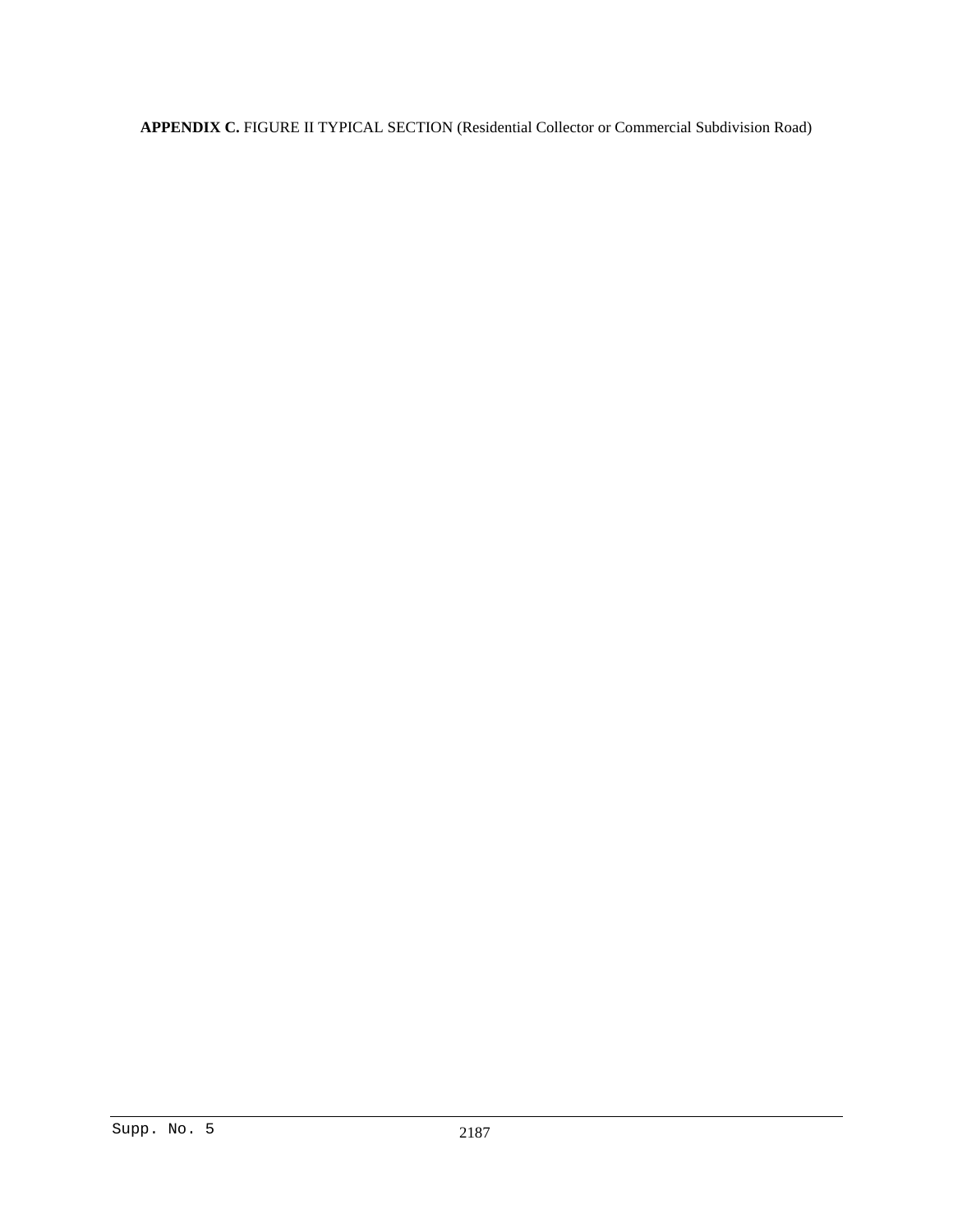**APPENDIX C.** FIGURE II TYPICAL SECTION (Residential Collector or Commercial Subdivision Road)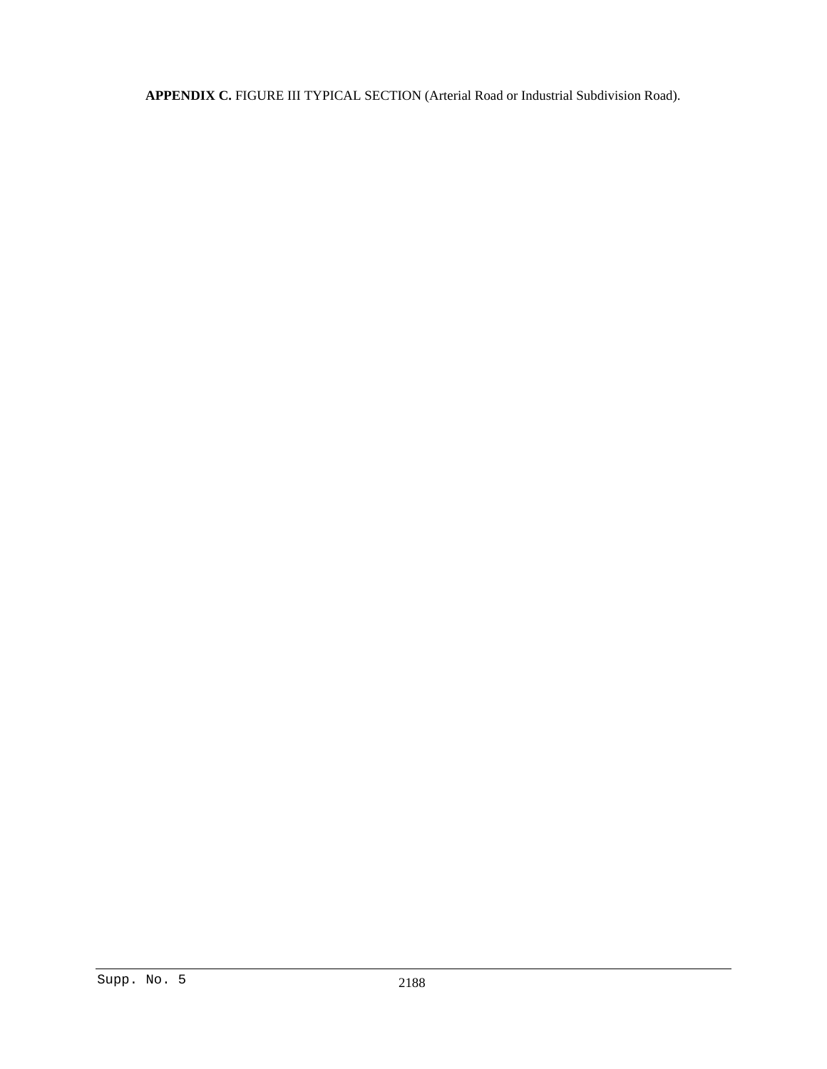**APPENDIX C.** FIGURE III TYPICAL SECTION (Arterial Road or Industrial Subdivision Road).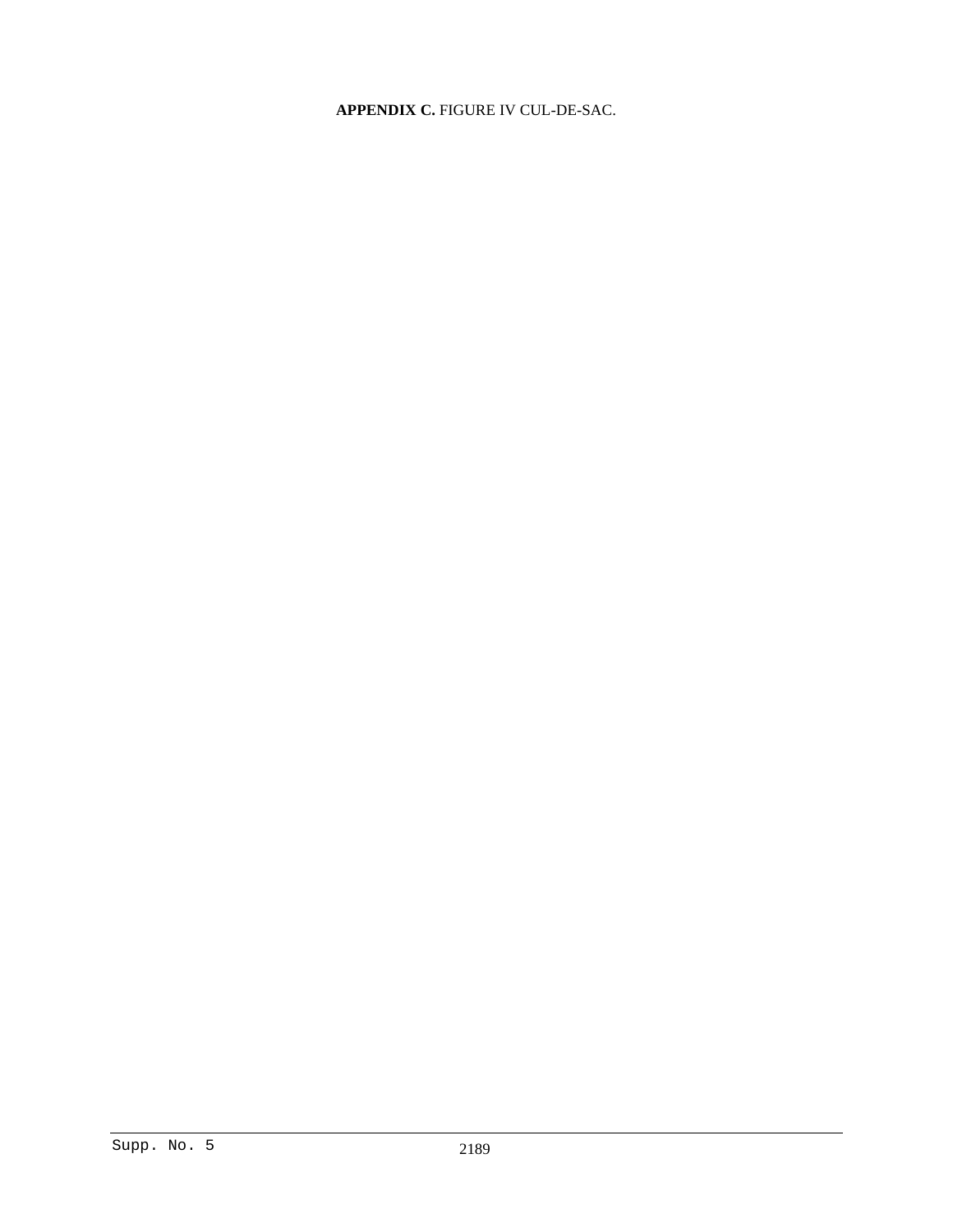**APPENDIX C.** FIGURE IV CUL-DE-SAC.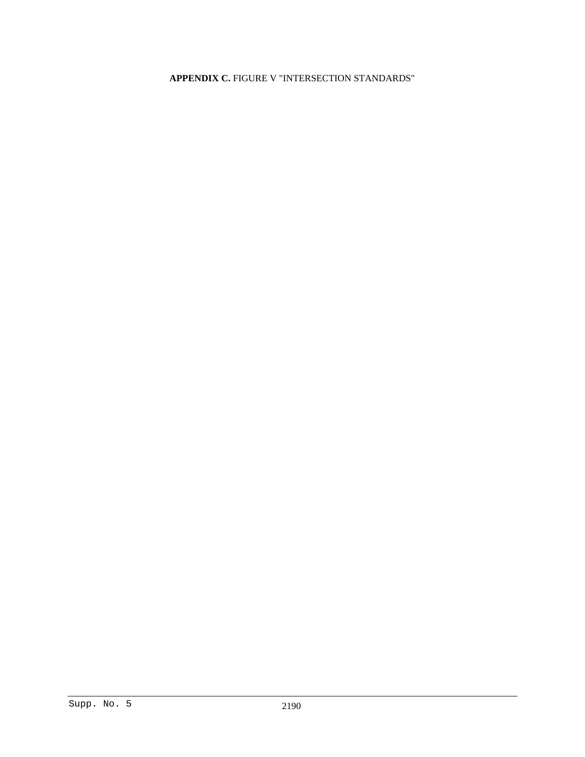**APPENDIX C.** FIGURE V "INTERSECTION STANDARDS"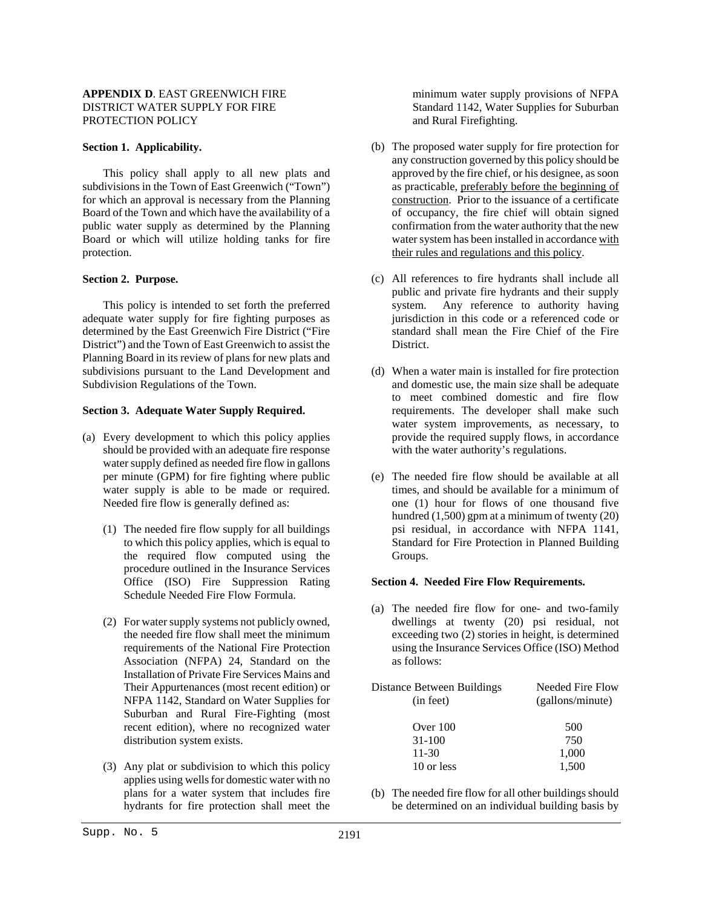**APPENDIX D**. EAST GREENWICH FIRE DISTRICT WATER SUPPLY FOR FIRE PROTECTION POLICY

**Section 1. Applicability.**

This policy shall apply to all new plats and subdivisions in the Town of East Greenwich ("Town") for which an approval is necessary from the Planning Board of the Town and which have the availability of a public water supply as determined by the Planning Board or which will utilize holding tanks for fire protection.

**Section 2. Purpose.**

This policy is intended to set forth the preferred adequate water supply for fire fighting purposes as determined by the East Greenwich Fire District ("Fire District") and the Town of East Greenwich to assist the Planning Board in its review of plans for new plats and subdivisions pursuant to the Land Development and Subdivision Regulations of the Town.

**Section 3. Adequate Water Supply Required.**

(a) Every development to which this policy applies should be provided with an adequate fire response water supply defined as needed fire flow in gallons per minute (GPM) for fire fighting where public water supply is able to be made or required. Needed fire flow is generally defined as:

   (1) The needed fire flow supply for all buildings to which this policy applies, which is equal to the required flow computed using the procedure outlined in the Insurance Services Office (ISO) Fire Suppression Rating Schedule Needed Fire Flow Formula.

   (2) For water supply systems not publicly owned, the needed fire flow shall meet the minimum requirements of the National Fire Protection Association (NFPA) 24, Standard on the Installation of Private Fire Services Mains and Their Appurtenances (most recent edition) or NFPA 1142, Standard on Water Supplies for Suburban and Rural Fire-Fighting (most recent edition), where no recognized water distribution system exists.

   (3) Any plat or subdivision to which this policy applies using wells for domestic water with no plans for a water system that includes fire hydrants for fire protection shall meet the minimum water supply provisions of NFPA Standard 1142, Water Supplies for Suburban and Rural Firefighting.

(b) The proposed water supply for fire protection for any construction governed by this policy should be approved by the fire chief, or his designee, as soon as practicable, <u>preferably before the beginning of construction</u>. Prior to the issuance of a certificate of occupancy, the fire chief will obtain signed confirmation from the water authority that the new water system has been installed in accordance <u>with their rules and regulations and this policy</u>.

(c) All references to fire hydrants shall include all public and private fire hydrants and their supply system. Any reference to authority having jurisdiction in this code or a referenced code or standard shall mean the Fire Chief of the Fire District.

(d) When a water main is installed for fire protection and domestic use, the main size shall be adequate to meet combined domestic and fire flow requirements. The developer shall make such water system improvements, as necessary, to provide the required supply flows, in accordance with the water authority's regulations.

(e) The needed fire flow should be available at all times, and should be available for a minimum of one (1) hour for flows of one thousand five hundred (1,500) gpm at a minimum of twenty (20) psi residual, in accordance with NFPA 1141, Standard for Fire Protection in Planned Building Groups.

**Section 4. Needed Fire Flow Requirements.**

(a) The needed fire flow for one- and two-family dwellings at twenty (20) psi residual, not exceeding two (2) stories in height, is determined using the Insurance Services Office (ISO) Method as follows:

| Distance Between Buildings (in feet) | Needed Fire Flow (gallons/minute) |
|---|---|
| Over 100 | 500 |
| 31-100 | 750 |
| 11-30 | 1,000 |
| 10 or less | 1,500 |

(b) The needed fire flow for all other buildings should be determined on an individual building basis by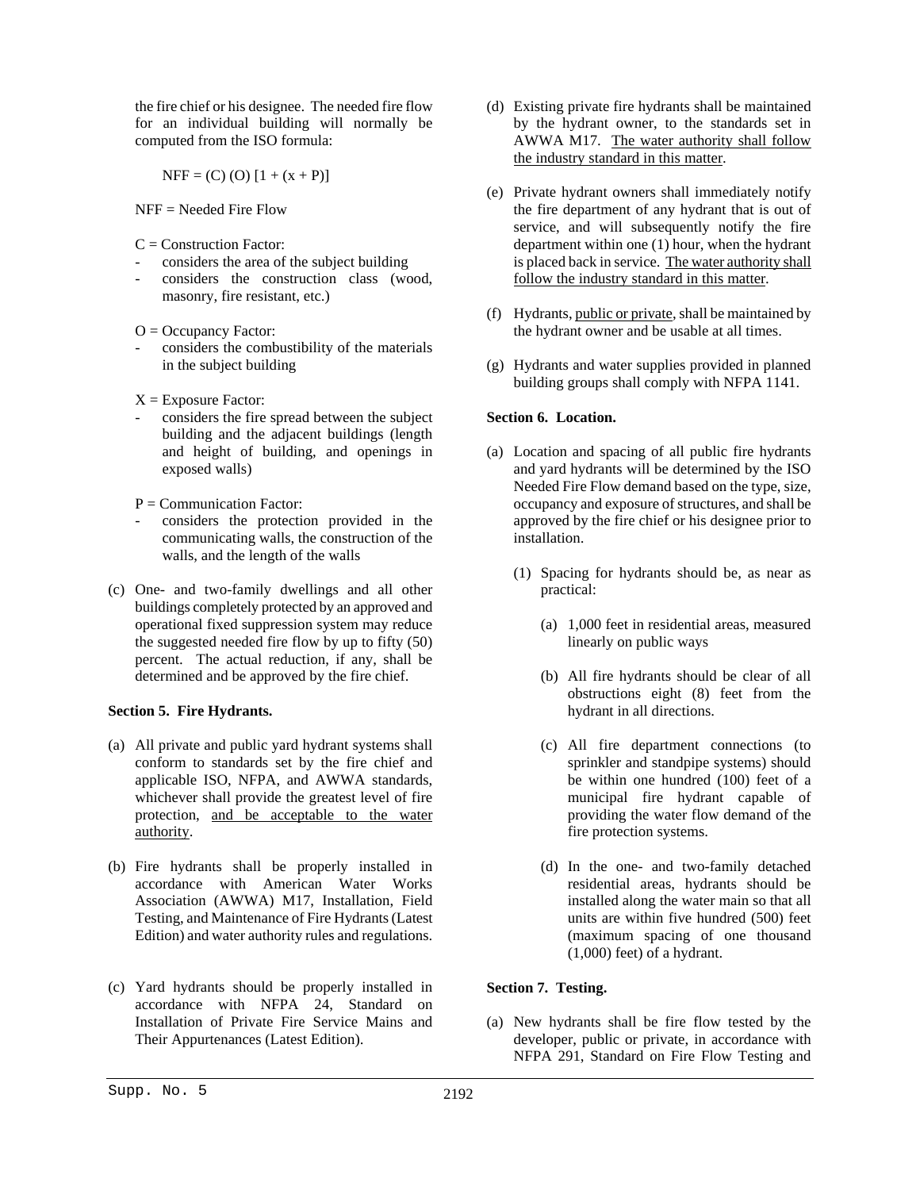the fire chief or his designee. The needed fire flow for an individual building will normally be computed from the ISO formula:

$$NFF = (C)(O)[1 + (x + P)]$$

NFF = Needed Fire Flow

C = Construction Factor:
- considers the area of the subject building
- considers the construction class (wood, masonry, fire resistant, etc.)

O = Occupancy Factor:
- considers the combustibility of the materials in the subject building

X = Exposure Factor:
- considers the fire spread between the subject building and the adjacent buildings (length and height of building, and openings in exposed walls)

P = Communication Factor:
- considers the protection provided in the communicating walls, the construction of the walls, and the length of the walls

(c) One- and two-family dwellings and all other buildings completely protected by an approved and operational fixed suppression system may reduce the suggested needed fire flow by up to fifty (50) percent. The actual reduction, if any, shall be determined and be approved by the fire chief.

**Section 5. Fire Hydrants.**

(a) All private and public yard hydrant systems shall conform to standards set by the fire chief and applicable ISO, NFPA, and AWWA standards, whichever shall provide the greatest level of fire protection, <u>and be acceptable to the water authority</u>.

(b) Fire hydrants shall be properly installed in accordance with American Water Works Association (AWWA) M17, Installation, Field Testing, and Maintenance of Fire Hydrants (Latest Edition) and water authority rules and regulations.

(c) Yard hydrants should be properly installed in accordance with NFPA 24, Standard on Installation of Private Fire Service Mains and Their Appurtenances (Latest Edition).

(d) Existing private fire hydrants shall be maintained by the hydrant owner, to the standards set in AWWA M17. <u>The water authority shall follow the industry standard in this matter</u>.

(e) Private hydrant owners shall immediately notify the fire department of any hydrant that is out of service, and will subsequently notify the fire department within one (1) hour, when the hydrant is placed back in service. <u>The water authority shall follow the industry standard in this matter</u>.

(f) Hydrants, <u>public or private</u>, shall be maintained by the hydrant owner and be usable at all times.

(g) Hydrants and water supplies provided in planned building groups shall comply with NFPA 1141.

**Section 6. Location.**

(a) Location and spacing of all public fire hydrants and yard hydrants will be determined by the ISO Needed Fire Flow demand based on the type, size, occupancy and exposure of structures, and shall be approved by the fire chief or his designee prior to installation.

   (1) Spacing for hydrants should be, as near as practical:

      (a) 1,000 feet in residential areas, measured linearly on public ways

      (b) All fire hydrants should be clear of all obstructions eight (8) feet from the hydrant in all directions.

      (c) All fire department connections (to sprinkler and standpipe systems) should be within one hundred (100) feet of a municipal fire hydrant capable of providing the water flow demand of the fire protection systems.

      (d) In the one- and two-family detached residential areas, hydrants should be installed along the water main so that all units are within five hundred (500) feet (maximum spacing of one thousand (1,000) feet) of a hydrant.

**Section 7. Testing.**

(a) New hydrants shall be fire flow tested by the developer, public or private, in accordance with NFPA 291, Standard on Fire Flow Testing and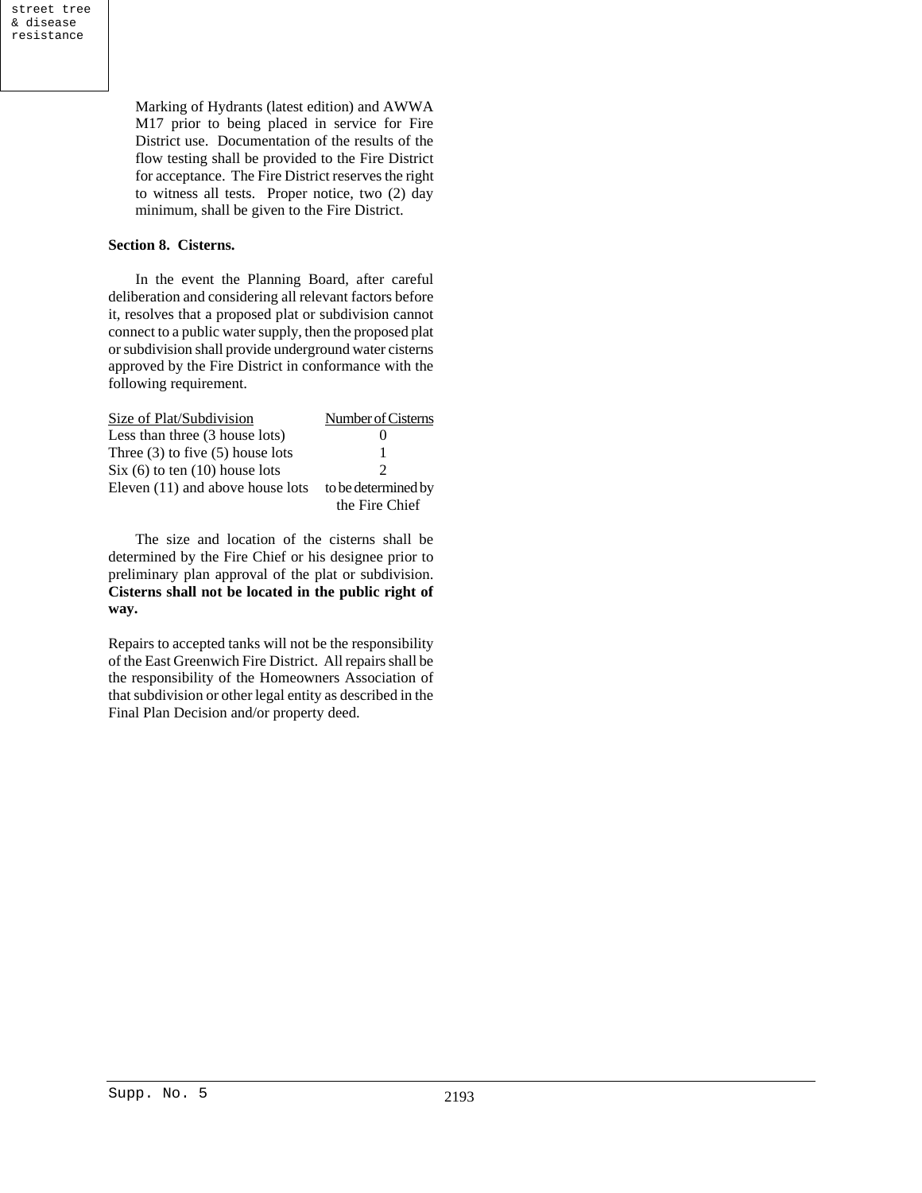street tree & disease resistance

Marking of Hydrants (latest edition) and AWWA M17 prior to being placed in service for Fire District use. Documentation of the results of the flow testing shall be provided to the Fire District for acceptance. The Fire District reserves the right to witness all tests. Proper notice, two (2) day minimum, shall be given to the Fire District.

**Section 8. Cisterns.**

In the event the Planning Board, after careful deliberation and considering all relevant factors before it, resolves that a proposed plat or subdivision cannot connect to a public water supply, then the proposed plat or subdivision shall provide underground water cisterns approved by the Fire District in conformance with the following requirement.

| Size of Plat/Subdivision | Number of Cisterns |
|---|---|
| Less than three (3 house lots) | 0 |
| Three (3) to five (5) house lots | 1 |
| Six (6) to ten (10) house lots | 2 |
| Eleven (11) and above house lots | to be determined by the Fire Chief |

The size and location of the cisterns shall be determined by the Fire Chief or his designee prior to preliminary plan approval of the plat or subdivision. **Cisterns shall not be located in the public right of way.**

Repairs to accepted tanks will not be the responsibility of the East Greenwich Fire District. All repairs shall be the responsibility of the Homeowners Association of that subdivision or other legal entity as described in the Final Plan Decision and/or property deed.